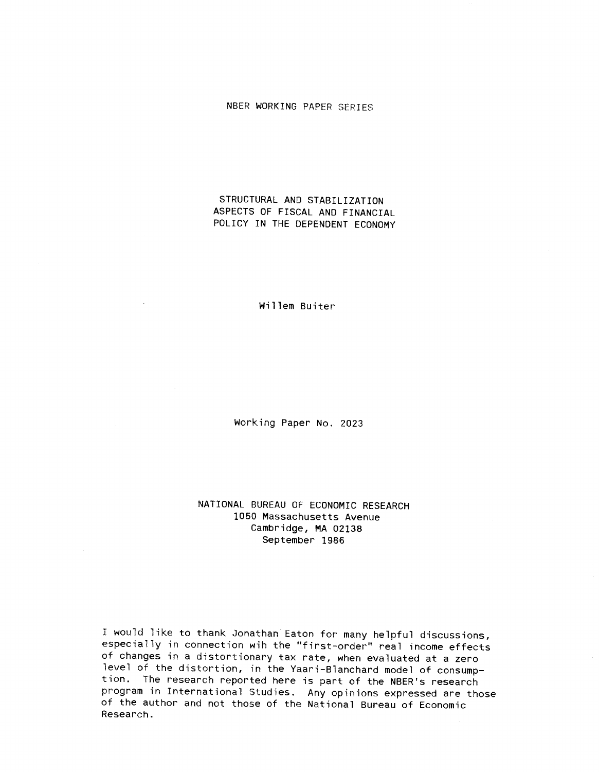NBER WORKING PAPER SERIES

# STRUCTURAL AND STABILIZATION ASPECTS OF FISCAL AND FINANCIAL POLICY IN THE DEPENDENT ECONOMY

Willem Buiter

Working Paper No. 2023

NATIONAL BUREAU OF ECONOMIC RESEARCH
1050 Massachusetts Avenue
Cambridge, MA 02138
September 1986

I would like to thank Jonathan Eaton for many helpful discussions, especially in connection wih the "first-order" real income effects of changes in a distortionary tax rate, when evaluated at a zero level of the distortion, in the Yaari-Blanchard model of consumption. The research reported here is part of the NBER's research program in International Studies. Any opinions expressed are those of the author and not those of the National Bureau of Economic Research.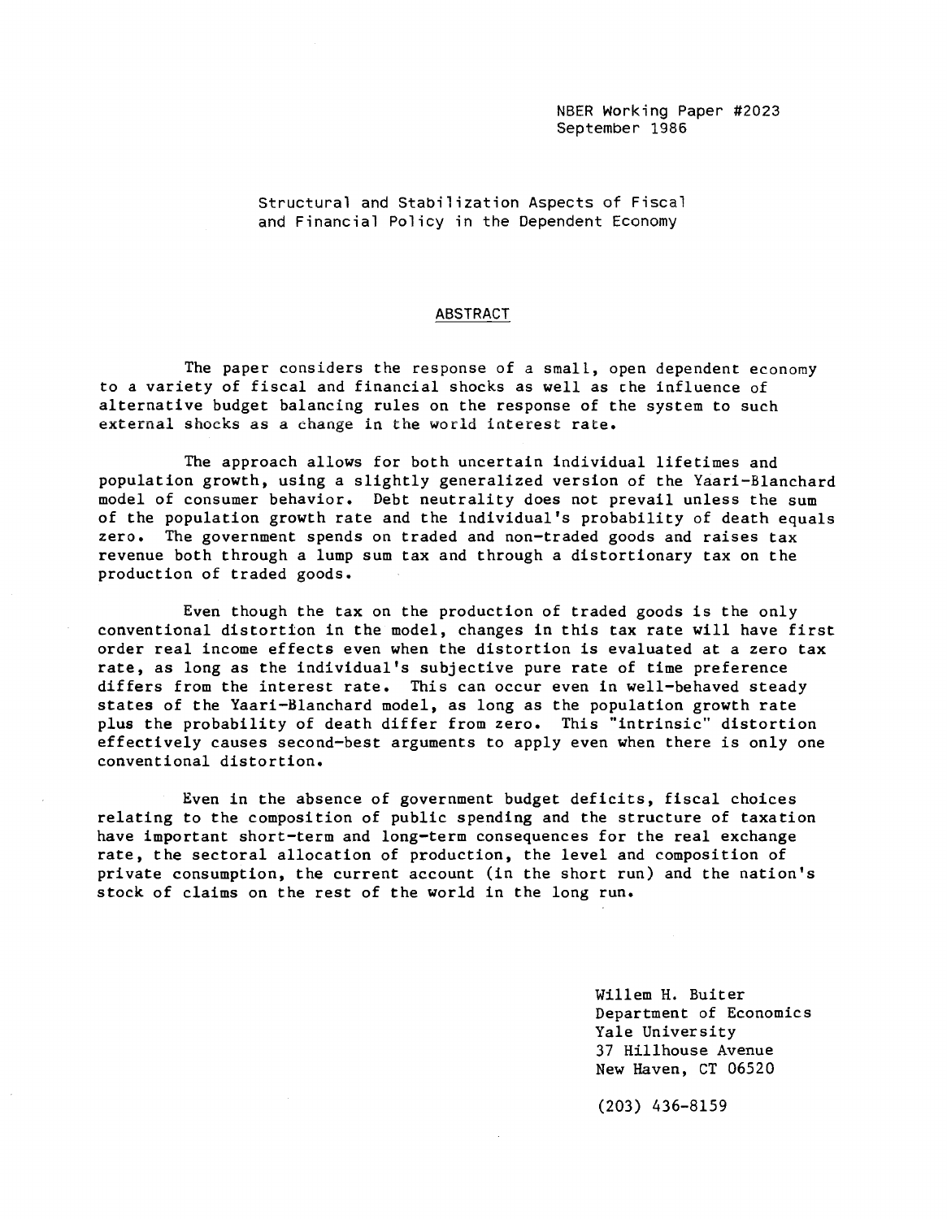NBER Working Paper #2023
September 1986

Structural and Stabilization Aspects of Fiscal and Financial Policy in the Dependent Economy

## ABSTRACT

The paper considers the response of a small, open dependent economy to a variety of fiscal and financial shocks as well as the influence of alternative budget balancing rules on the response of the system to such external shocks as a change in the world interest rate.

The approach allows for both uncertain individual lifetimes and population growth, using a slightly generalized version of the Yaari-Blanchard model of consumer behavior. Debt neutrality does not prevail unless the sum of the population growth rate and the individual's probability of death equals zero. The government spends on traded and non-traded goods and raises tax revenue both through a lump sum tax and through a distortionary tax on the production of traded goods.

Even though the tax on the production of traded goods is the only conventional distortion in the model, changes in this tax rate will have first order real income effects even when the distortion is evaluated at a zero tax rate, as long as the individual's subjective pure rate of time preference differs from the interest rate. This can occur even in well-behaved steady states of the Yaari-Blanchard model, as long as the population growth rate plus the probability of death differ from zero. This "intrinsic" distortion effectively causes second-best arguments to apply even when there is only one conventional distortion.

Even in the absence of government budget deficits, fiscal choices relating to the composition of public spending and the structure of taxation have important short-term and long-term consequences for the real exchange rate, the sectoral allocation of production, the level and composition of private consumption, the current account (in the short run) and the nation's stock of claims on the rest of the world in the long run.

Willem H. Buiter
Department of Economics
Yale University
37 Hillhouse Avenue
New Haven, CT 06520

(203) 436-8159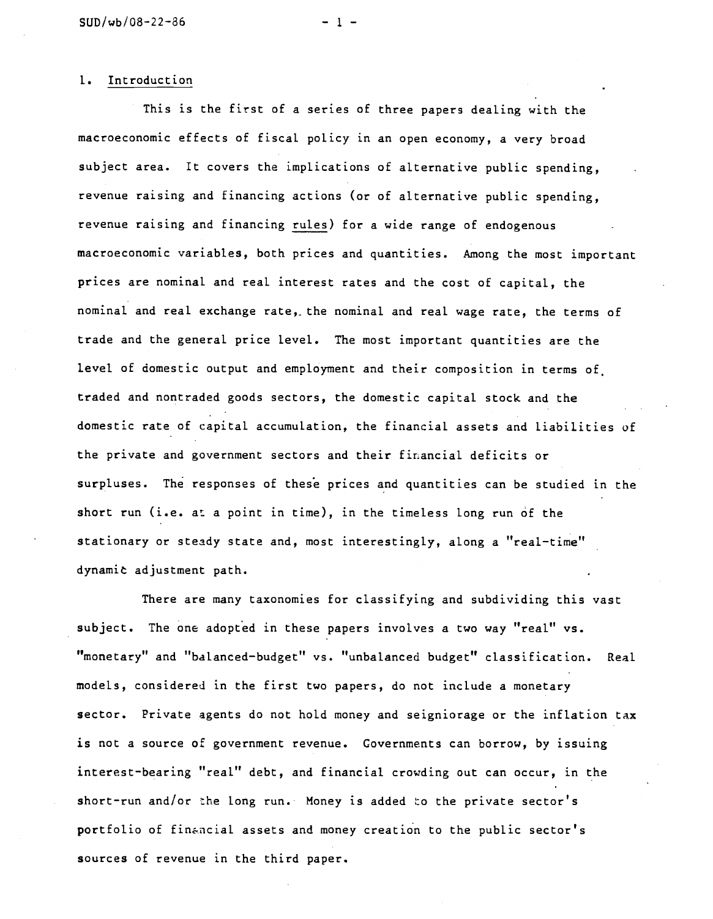## 1. Introduction

This is the first of a series of three papers dealing with the macroeconomic effects of fiscal policy in an open economy, a very broad subject area. It covers the implications of alternative public spending, revenue raising and financing actions (or of alternative public spending, revenue raising and financing *rules*) for a wide range of endogenous macroeconomic variables, both prices and quantities. Among the most important prices are nominal and real interest rates and the cost of capital, the nominal and real exchange rate, the nominal and real wage rate, the terms of trade and the general price level. The most important quantities are the level of domestic output and employment and their composition in terms of traded and nontraded goods sectors, the domestic capital stock and the domestic rate of capital accumulation, the financial assets and liabilities of the private and government sectors and their financial deficits or surpluses. The responses of these prices and quantities can be studied in the short run (i.e. at a point in time), in the timeless long run of the stationary or steady state and, most interestingly, along a "real-time" dynamic adjustment path.

There are many taxonomies for classifying and subdividing this vast subject. The one adopted in these papers involves a two way "real" vs. "monetary" and "balanced-budget" vs. "unbalanced budget" classification. Real models, considered in the first two papers, do not include a monetary sector. Private agents do not hold money and seigniorage or the inflation tax is not a source of government revenue. Governments can borrow, by issuing interest-bearing "real" debt, and financial crowding out can occur, in the short-run and/or the long run. Money is added to the private sector's portfolio of financial assets and money creation to the public sector's sources of revenue in the third paper.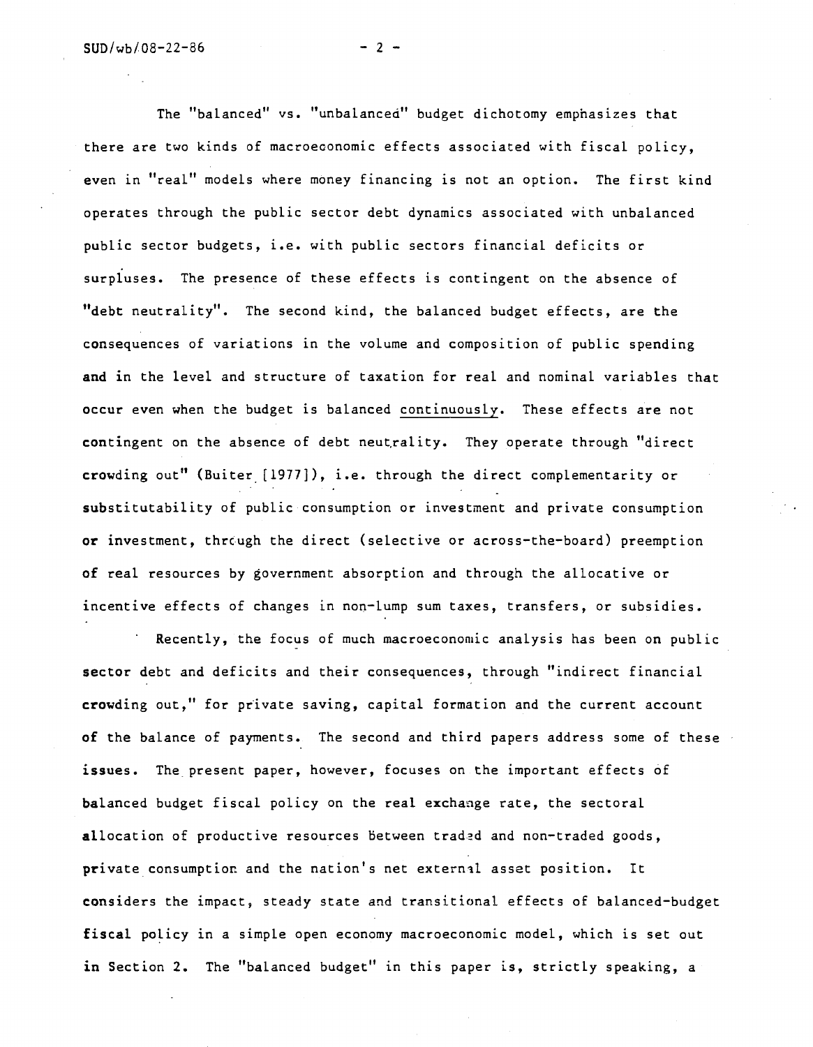The "balanced" vs. "unbalanced" budget dichotomy emphasizes that there are two kinds of macroeconomic effects associated with fiscal policy, even in "real" models where money financing is not an option. The first kind operates through the public sector debt dynamics associated with unbalanced public sector budgets, i.e. with public sectors financial deficits or surpluses. The presence of these effects is contingent on the absence of "debt neutrality". The second kind, the balanced budget effects, are the consequences of variations in the volume and composition of public spending and in the level and structure of taxation for real and nominal variables that occur even when the budget is balanced <u>continuously</u>. These effects are not contingent on the absence of debt neutrality. They operate through "direct crowding out" (Buiter [1977]), i.e. through the direct complementarity or substitutability of public consumption or investment and private consumption or investment, through the direct (selective or across-the-board) preemption of real resources by government absorption and through the allocative or incentive effects of changes in non-lump sum taxes, transfers, or subsidies.

Recently, the focus of much macroeconomic analysis has been on public sector debt and deficits and their consequences, through "indirect financial crowding out," for private saving, capital formation and the current account of the balance of payments. The second and third papers address some of these issues. The present paper, however, focuses on the important effects of balanced budget fiscal policy on the real exchange rate, the sectoral allocation of productive resources between traded and non-traded goods, private consumption and the nation's net external asset position. It considers the impact, steady state and transitional effects of balanced-budget fiscal policy in a simple open economy macroeconomic model, which is set out in Section 2. The "balanced budget" in this paper is, strictly speaking, a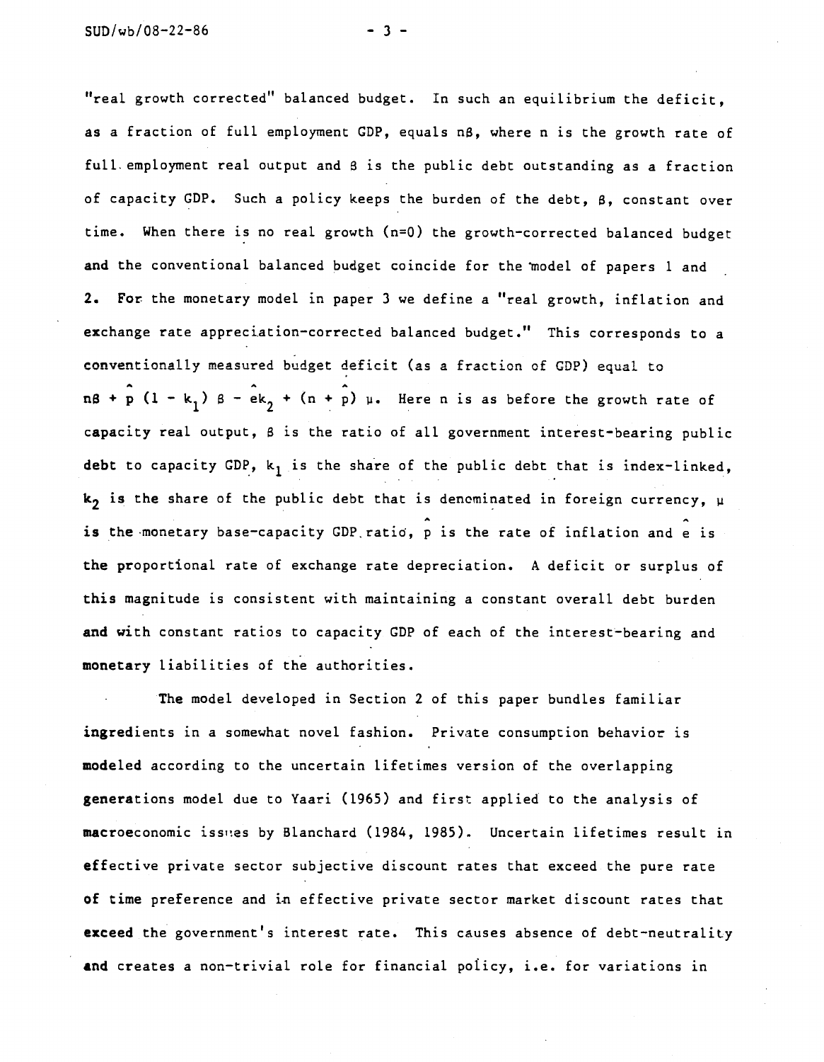"real growth corrected" balanced budget. In such an equilibrium the deficit, as a fraction of full employment GDP, equals $n\beta$, where n is the growth rate of full employment real output and $\beta$ is the public debt outstanding as a fraction of capacity GDP. Such a policy keeps the burden of the debt, $\beta$, constant over time. When there is no real growth ($n=0$) the growth-corrected balanced budget and the conventional balanced budget coincide for the model of papers 1 and 2. For the monetary model in paper 3 we define a "real growth, inflation and exchange rate appreciation-corrected balanced budget." This corresponds to a conventionally measured budget deficit (as a fraction of GDP) equal to $n\beta + \hat{p}(1 - k_1)\beta - \hat{e}k_2 + (n + \hat{p})\mu$. Here n is as before the growth rate of capacity real output, $\beta$ is the ratio of all government interest-bearing public debt to capacity GDP, $k_1$ is the share of the public debt that is index-linked, $k_2$ is the share of the public debt that is denominated in foreign currency, $\mu$ is the monetary base-capacity GDP ratio, $\hat{p}$ is the rate of inflation and $\hat{e}$ is the proportional rate of exchange rate depreciation. A deficit or surplus of this magnitude is consistent with maintaining a constant overall debt burden and with constant ratios to capacity GDP of each of the interest-bearing and monetary liabilities of the authorities.

The model developed in Section 2 of this paper bundles familiar ingredients in a somewhat novel fashion. Private consumption behavior is modeled according to the uncertain lifetimes version of the overlapping generations model due to Yaari (1965) and first applied to the analysis of macroeconomic issues by Blanchard (1984, 1985). Uncertain lifetimes result in effective private sector subjective discount rates that exceed the pure rate of time preference and in effective private sector market discount rates that exceed the government's interest rate. This causes absence of debt-neutrality and creates a non-trivial role for financial policy, i.e. for variations in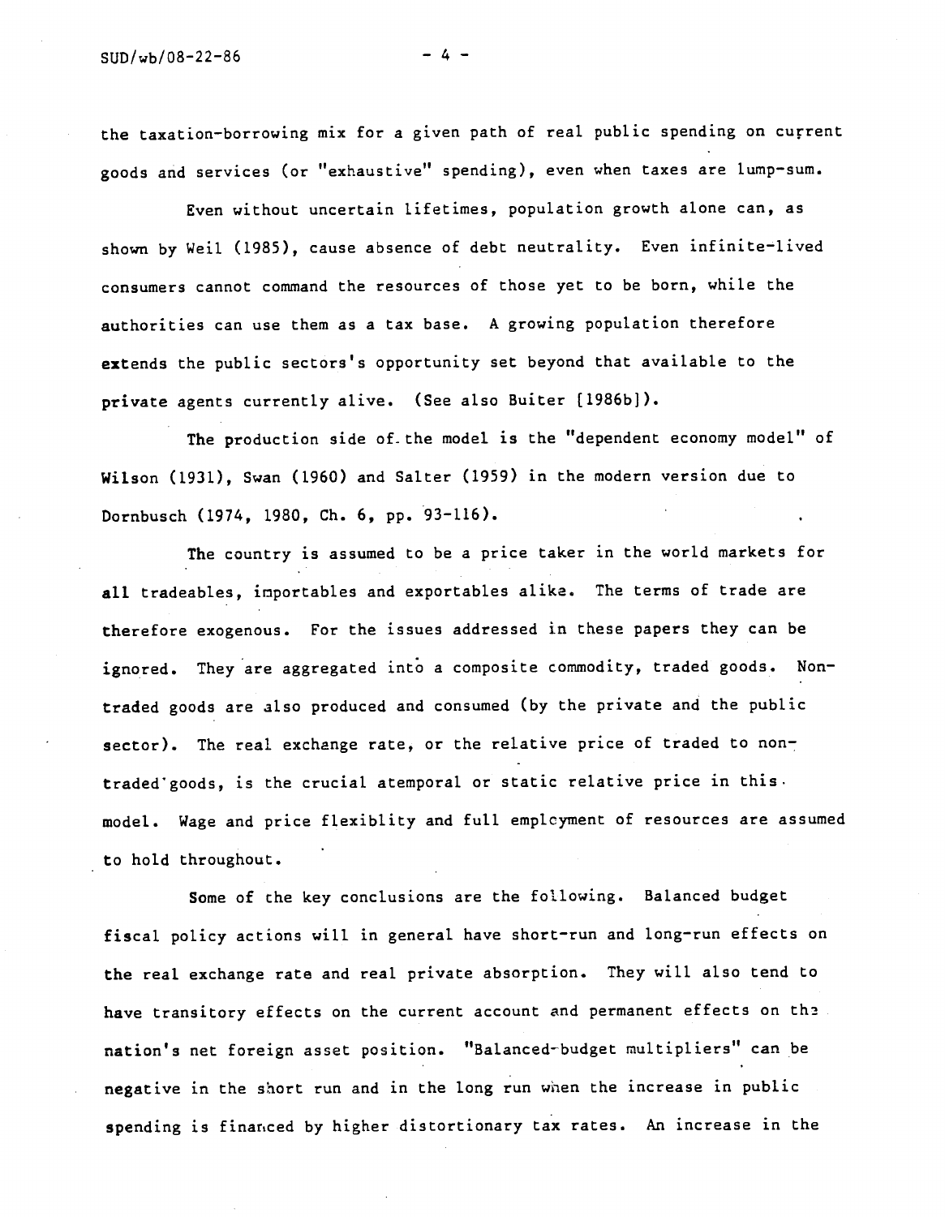the taxation-borrowing mix for a given path of real public spending on current goods and services (or "exhaustive" spending), even when taxes are lump-sum.

Even without uncertain lifetimes, population growth alone can, as shown by Weil (1985), cause absence of debt neutrality. Even infinite-lived consumers cannot command the resources of those yet to be born, while the authorities can use them as a tax base. A growing population therefore extends the public sectors's opportunity set beyond that available to the private agents currently alive. (See also Buiter [1986b]).

The production side of the model is the "dependent economy model" of Wilson (1931), Swan (1960) and Salter (1959) in the modern version due to Dornbusch (1974, 1980, Ch. 6, pp. 93-116).

The country is assumed to be a price taker in the world markets for all tradeables, importables and exportables alike. The terms of trade are therefore exogenous. For the issues addressed in these papers they can be ignored. They are aggregated into a composite commodity, traded goods. Non-traded goods are also produced and consumed (by the private and the public sector). The real exchange rate, or the relative price of traded to non-traded goods, is the crucial atemporal or static relative price in this model. Wage and price flexiblity and full employment of resources are assumed to hold throughout.

Some of the key conclusions are the following. Balanced budget fiscal policy actions will in general have short-run and long-run effects on the real exchange rate and real private absorption. They will also tend to have transitory effects on the current account and permanent effects on the nation's net foreign asset position. "Balanced-budget multipliers" can be negative in the short run and in the long run when the increase in public spending is financed by higher distortionary tax rates. An increase in the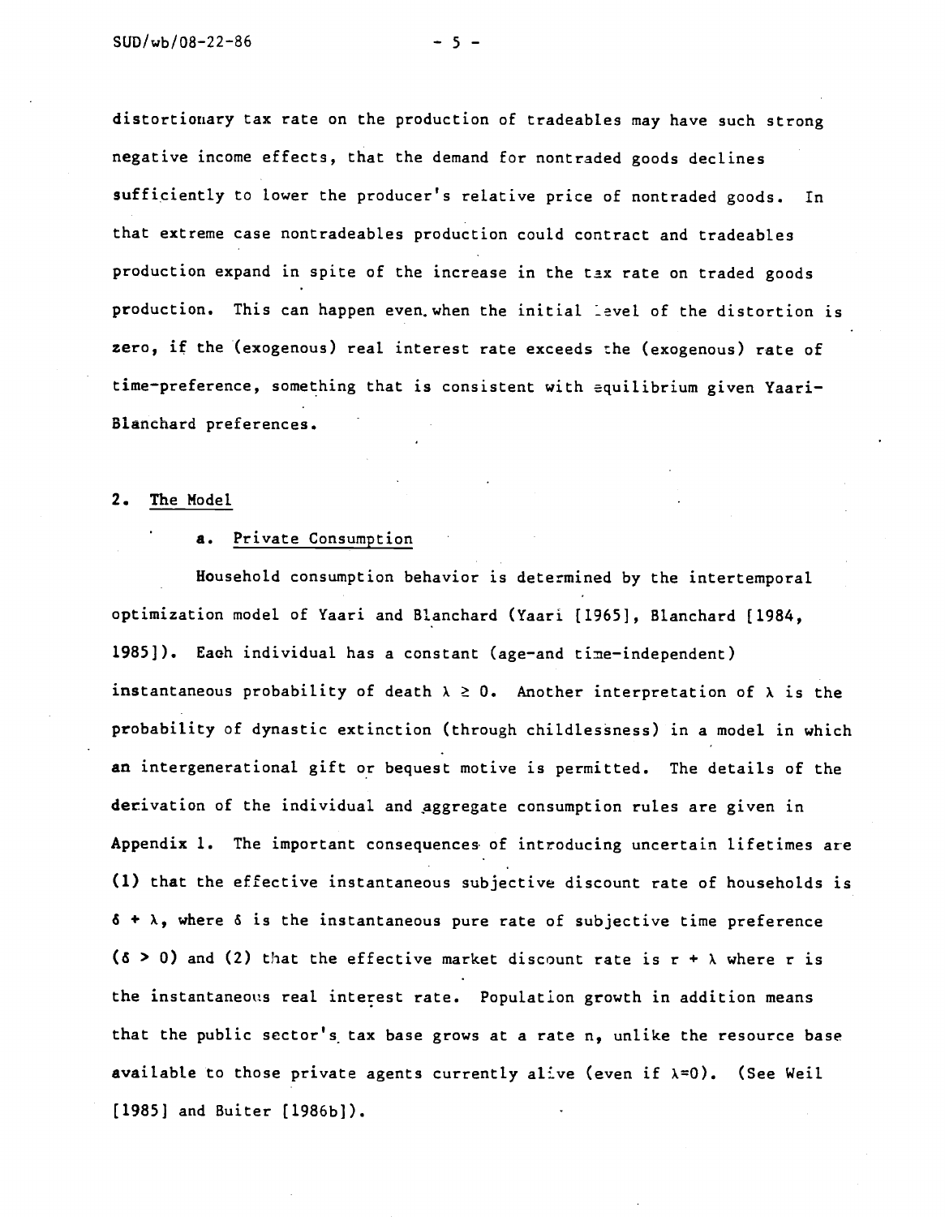distortionary tax rate on the production of tradeables may have such strong negative income effects, that the demand for nontraded goods declines sufficiently to lower the producer's relative price of nontraded goods. In that extreme case nontradeables production could contract and tradeables production expand in spite of the increase in the tax rate on traded goods production. This can happen even when the initial level of the distortion is zero, if the (exogenous) real interest rate exceeds the (exogenous) rate of time-preference, something that is consistent with equilibrium given Yaari-Blanchard preferences.

## 2. The Model

### a. Private Consumption

Household consumption behavior is determined by the intertemporal optimization model of Yaari and Blanchard (Yaari [1965], Blanchard [1984, 1985]). Each individual has a constant (age-and time-independent) instantaneous probability of death $\lambda \geq 0$. Another interpretation of $\lambda$ is the probability of dynastic extinction (through childlessness) in a model in which an intergenerational gift or bequest motive is permitted. The details of the derivation of the individual and aggregate consumption rules are given in Appendix 1. The important consequences of introducing uncertain lifetimes are (1) that the effective instantaneous subjective discount rate of households is $\delta + \lambda$, where $\delta$ is the instantaneous pure rate of subjective time preference ($\delta > 0$) and (2) that the effective market discount rate is $r + \lambda$ where $r$ is the instantaneous real interest rate. Population growth in addition means that the public sector's tax base grows at a rate $n$, unlike the resource base available to those private agents currently alive (even if $\lambda=0$). (See Weil [1985] and Buiter [1986b]).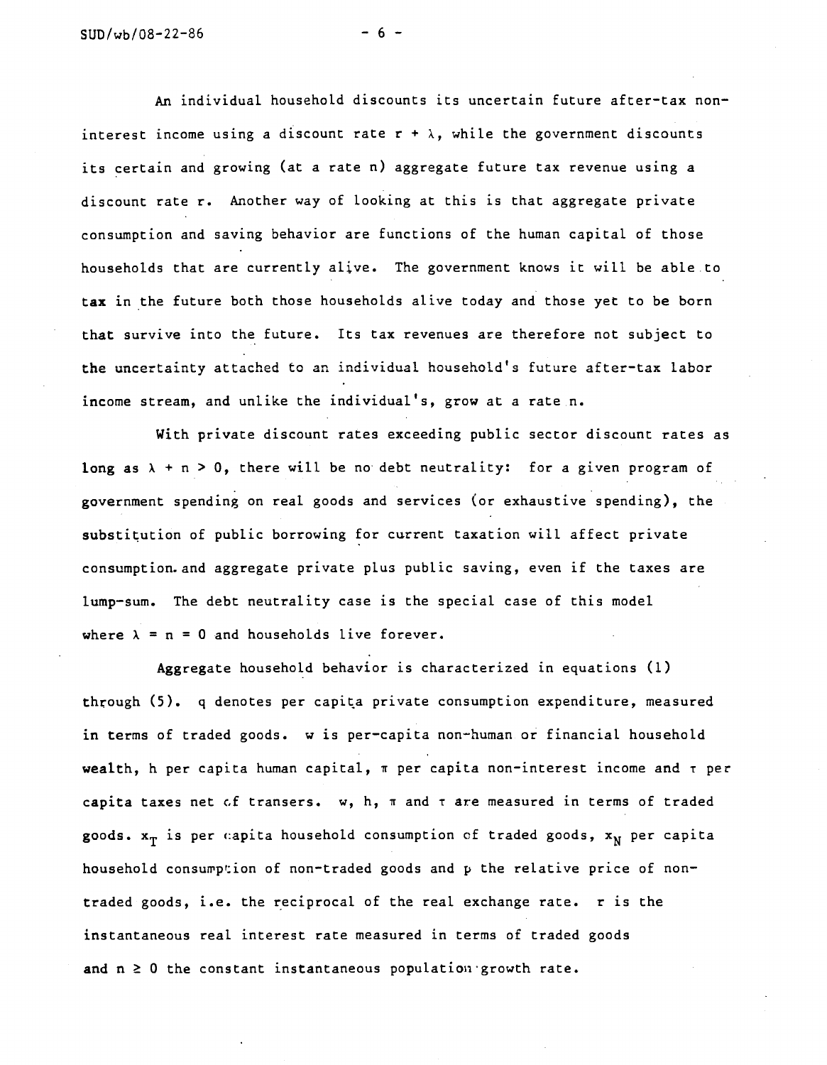An individual household discounts its uncertain future after-tax non-interest income using a discount rate $r + \lambda$, while the government discounts its certain and growing (at a rate $n$) aggregate future tax revenue using a discount rate $r$. Another way of looking at this is that aggregate private consumption and saving behavior are functions of the human capital of those households that are currently alive. The government knows it will be able to tax in the future both those households alive today and those yet to be born that survive into the future. Its tax revenues are therefore not subject to the uncertainty attached to an individual household's future after-tax labor income stream, and unlike the individual's, grow at a rate $n$.

With private discount rates exceeding public sector discount rates as long as $\lambda + n > 0$, there will be no debt neutrality: for a given program of government spending on real goods and services (or exhaustive spending), the substitution of public borrowing for current taxation will affect private consumption and aggregate private plus public saving, even if the taxes are lump-sum. The debt neutrality case is the special case of this model where $\lambda = n = 0$ and households live forever.

Aggregate household behavior is characterized in equations (1) through (5). $q$ denotes per capita private consumption expenditure, measured in terms of traded goods. $w$ is per-capita non-human or financial household wealth, $h$ per capita human capital, $\pi$ per capita non-interest income and $\tau$ per capita taxes net of transers. $w$, $h$, $\pi$ and $\tau$ are measured in terms of traded goods. $x_T$ is per capita household consumption of traded goods, $x_N$ per capita household consumption of non-traded goods and $p$ the relative price of non-traded goods, i.e. the reciprocal of the real exchange rate. $r$ is the instantaneous real interest rate measured in terms of traded goods and $n \geq 0$ the constant instantaneous population growth rate.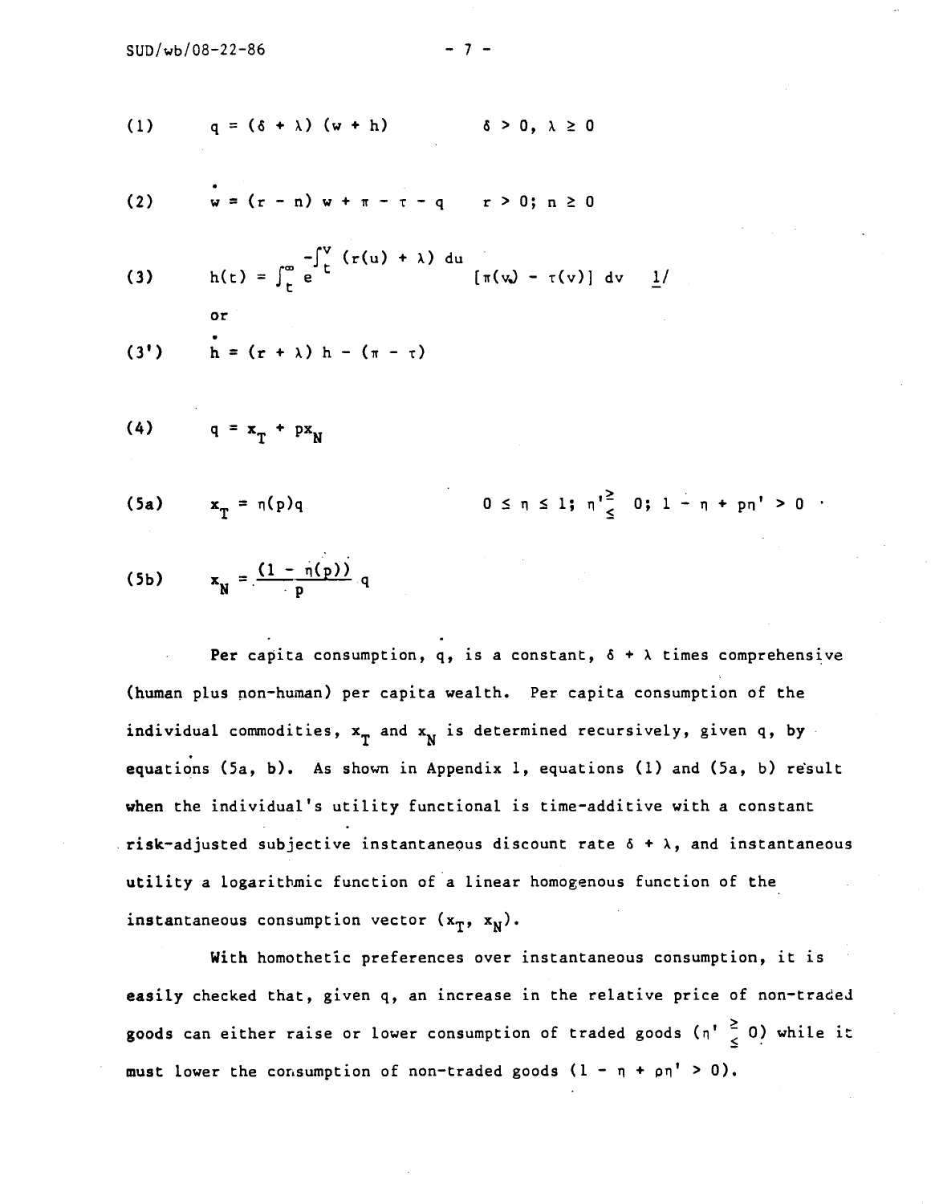$$(1) \qquad q = (\delta + \lambda)(w + h) \qquad \delta > 0, \ \lambda \geq 0$$

$$(2) \qquad \dot{w} = (r - n) w + \pi - \tau - q \qquad r > 0; \ n \geq 0$$

$$(3) \qquad h(t) = \int_t^{\infty} e^{-\int_t^v (r(u) + \lambda) du} [\pi(v) - \tau(v)] \, dv$$ 1/

or

$$(3') \qquad \dot{h} = (r + \lambda) h - (\pi - \tau)$$

$$(4) \qquad q = x_T + p x_N$$

$$(5a) \qquad x_T = \eta(p) q \qquad 0 \leq \eta \leq 1; \ \eta' \gtrless 0; \ 1 - \eta + p\eta' > 0$$

$$(5b) \qquad x_N = \frac{(1 - \eta(p))}{p} q$$

Per capita consumption, $q$, is a constant, $\delta + \lambda$ times comprehensive (human plus non-human) per capita wealth. Per capita consumption of the individual commodities, $x_T$ and $x_N$ is determined recursively, given $q$, by equations (5a, b). As shown in Appendix 1, equations (1) and (5a, b) result when the individual's utility functional is time-additive with a constant risk-adjusted subjective instantaneous discount rate $\delta + \lambda$, and instantaneous utility a logarithmic function of a linear homogenous function of the instantaneous consumption vector $(x_T, x_N)$.

With homothetic preferences over instantaneous consumption, it is easily checked that, given $q$, an increase in the relative price of non-traded goods can either raise or lower consumption of traded goods ($\eta' \gtrless 0$) while it must lower the consumption of non-traded goods ($1 - \eta + p\eta' > 0$).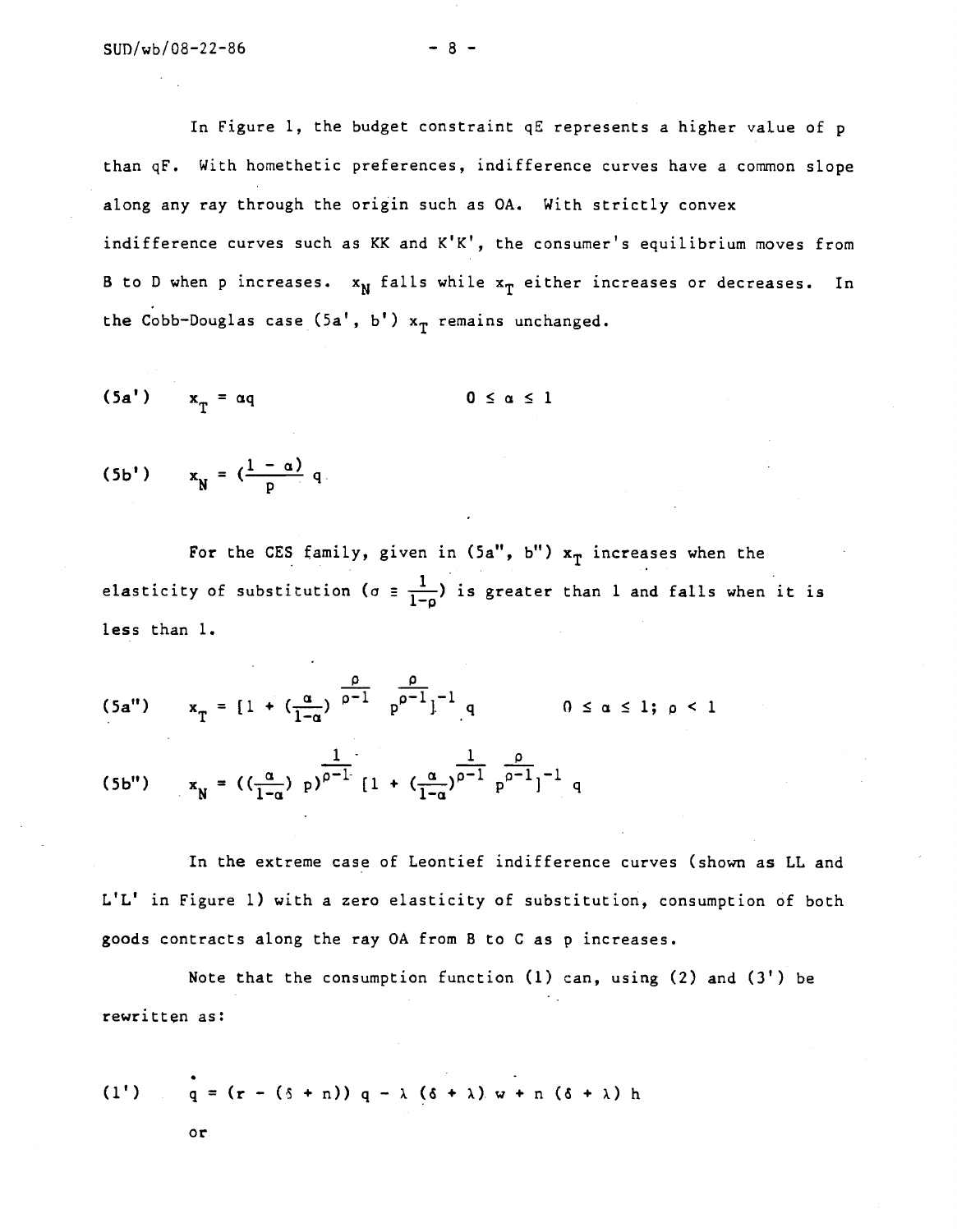In Figure 1, the budget constraint qE represents a higher value of p than qF. With homethetic preferences, indifference curves have a common slope along any ray through the origin such as OA. With strictly convex indifference curves such as KK and K'K', the consumer's equilibrium moves from B to D when p increases. $x_N$ falls while $x_T$ either increases or decreases. In the Cobb-Douglas case (5a', b') $x_T$ remains unchanged.

$$\text{(5a')} \qquad x_T = \alpha q \qquad\qquad 0 \leq \alpha \leq 1$$

$$\text{(5b')} \qquad x_N = \left(\frac{1-\alpha}{p}\right) q$$

For the CES family, given in (5a", b") $x_T$ increases when the elasticity of substitution ($\sigma \equiv \frac{1}{1-\rho}$) is greater than 1 and falls when it is less than 1.

$$\text{(5a")} \qquad x_T = \left[1 + \left(\frac{\alpha}{1-\alpha}\right)^{\frac{\rho}{\rho-1}} p^{\frac{\rho}{\rho-1}}\right]^{-1} q \qquad\qquad 0 \leq \alpha \leq 1;\ \rho < 1$$

$$\text{(5b")} \qquad x_N = \left(\left(\frac{\alpha}{1-\alpha}\right) p\right)^{\frac{1}{\rho-1}} \left[1 + \left(\frac{\alpha}{1-\alpha}\right)^{\frac{1}{\rho-1}} p^{\frac{\rho}{\rho-1}}\right]^{-1} q$$

In the extreme case of Leontief indifference curves (shown as LL and L'L' in Figure 1) with a zero elasticity of substitution, consumption of both goods contracts along the ray OA from B to C as p increases.

Note that the consumption function (1) can, using (2) and (3') be rewritten as:

$$\text{(1')} \qquad \dot{q} = (r - (\delta + n))\, q - \lambda\, (\delta + \lambda)\, w + n\, (\delta + \lambda)\, h$$

or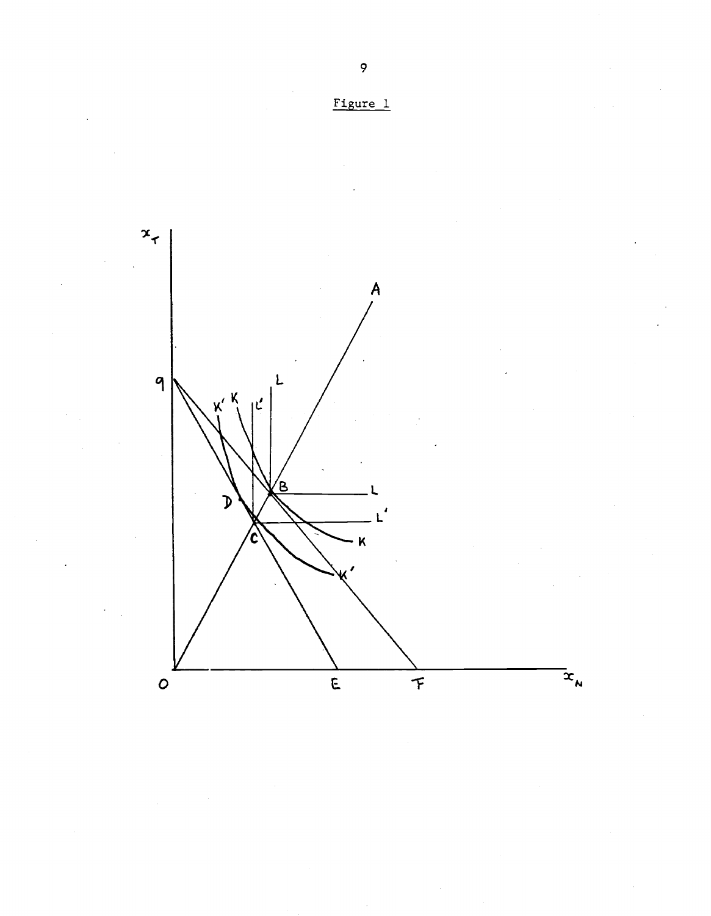Figure 1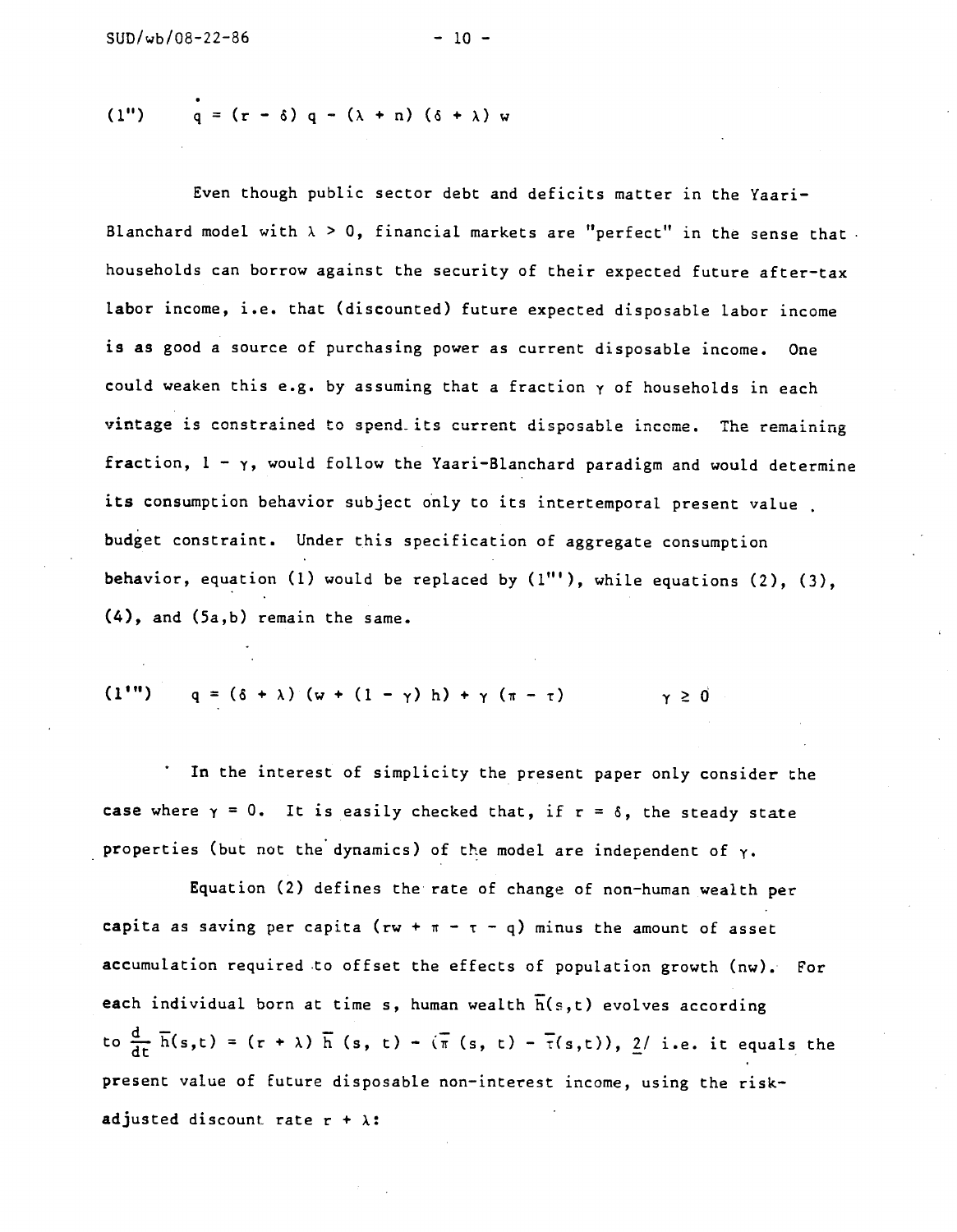$$(1'') \qquad \dot{q} = (r - \delta)\, q - (\lambda + n)(\delta + \lambda)\, w$$

Even though public sector debt and deficits matter in the Yaari-Blanchard model with $\lambda > 0$, financial markets are "perfect" in the sense that households can borrow against the security of their expected future after-tax labor income, i.e. that (discounted) future expected disposable labor income is as good a source of purchasing power as current disposable income. One could weaken this e.g. by assuming that a fraction $\gamma$ of households in each vintage is constrained to spend its current disposable income. The remaining fraction, $1 - \gamma$, would follow the Yaari-Blanchard paradigm and would determine its consumption behavior subject only to its intertemporal present value budget constraint. Under this specification of aggregate consumption behavior, equation (1) would be replaced by (1'''), while equations (2), (3), (4), and (5a,b) remain the same.

$$(1''') \qquad q = (\delta + \lambda)(w + (1 - \gamma)\, h) + \gamma\, (\pi - \tau) \qquad \gamma \geq 0$$

In the interest of simplicity the present paper only consider the case where $\gamma = 0$. It is easily checked that, if $r = \delta$, the steady state properties (but not the dynamics) of the model are independent of $\gamma$.

Equation (2) defines the rate of change of non-human wealth per capita as saving per capita ($rw + \pi - \tau - q$) minus the amount of asset accumulation required to offset the effects of population growth ($nw$). For each individual born at time s, human wealth $\bar{h}(s,t)$ evolves according to $\frac{d}{dt}\,\bar{h}(s,t) = (r + \lambda)\,\bar{h}(s,t) - (\bar{\pi}(s,t) - \bar{\tau}(s,t))$, 2/ i.e. it equals the present value of future disposable non-interest income, using the risk-adjusted discount rate $r + \lambda$: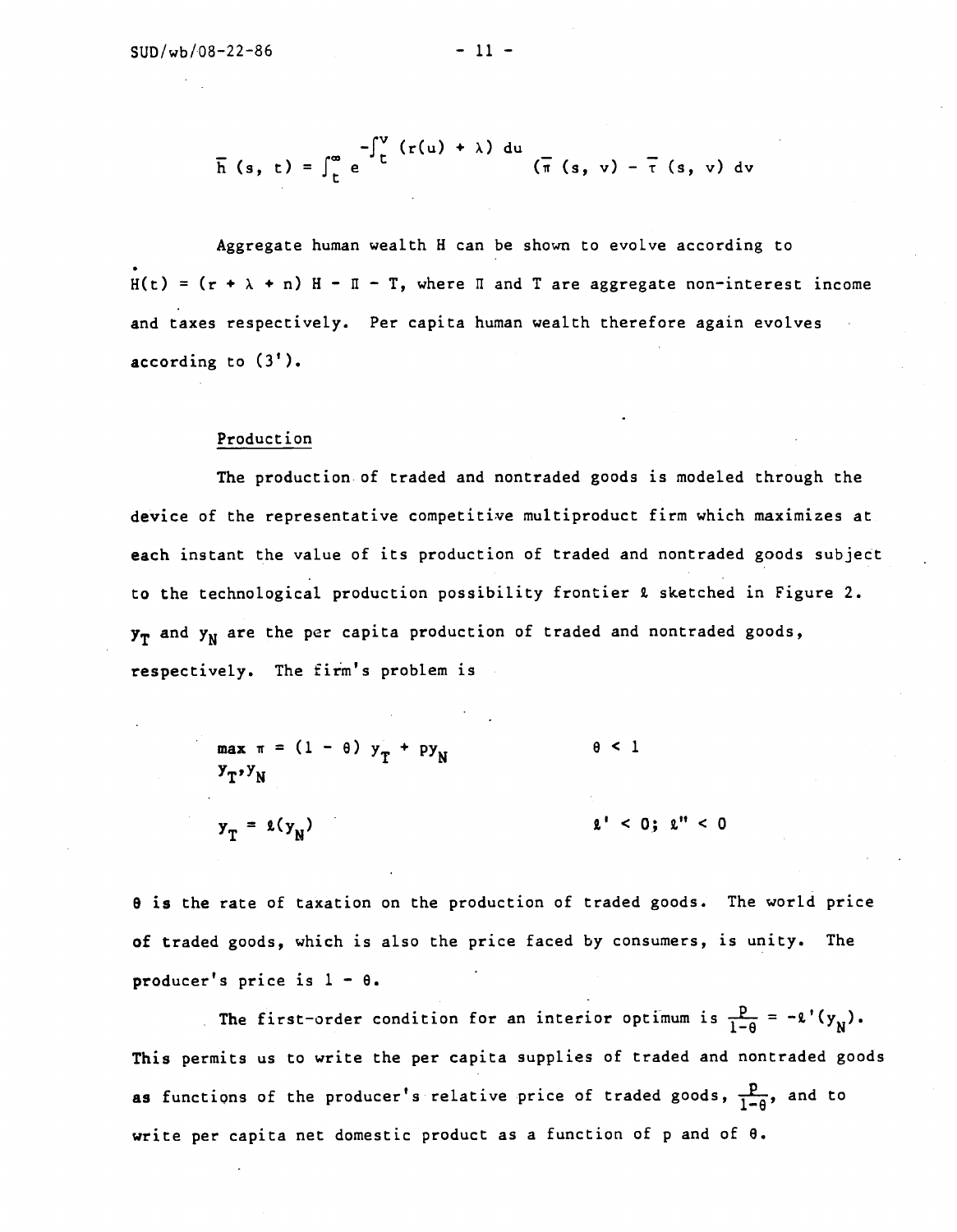$$\bar{h}(s, t) = \int_t^\infty e^{-\int_t^v (r(u) + \lambda)\, du} (\bar{\pi}(s, v) - \bar{\tau}(s, v)\, dv$$

Aggregate human wealth H can be shown to evolve according to $\dot{H}(t) = (r + \lambda + n) H - \Pi - T$, where $\Pi$ and T are aggregate non-interest income and taxes respectively. Per capita human wealth therefore again evolves according to (3').

Production

The production of traded and nontraded goods is modeled through the device of the representative competitive multiproduct firm which maximizes at each instant the value of its production of traded and nontraded goods subject to the technological production possibility frontier $\ell$ sketched in Figure 2. $y_T$ and $y_N$ are the per capita production of traded and nontraded goods, respectively. The firm's problem is

$$\max_{y_T, y_N} \pi = (1 - \theta)\, y_T + p y_N \qquad \theta < 1$$

$$y_T = \ell(y_N) \qquad \ell' < 0;\ \ell'' < 0$$

$\theta$ is the rate of taxation on the production of traded goods. The world price of traded goods, which is also the price faced by consumers, is unity. The producer's price is $1 - \theta$.

The first-order condition for an interior optimum is $\frac{p}{1-\theta} = -\ell'(y_N)$. This permits us to write the per capita supplies of traded and nontraded goods as functions of the producer's relative price of traded goods, $\frac{p}{1-\theta}$, and to write per capita net domestic product as a function of p and of $\theta$.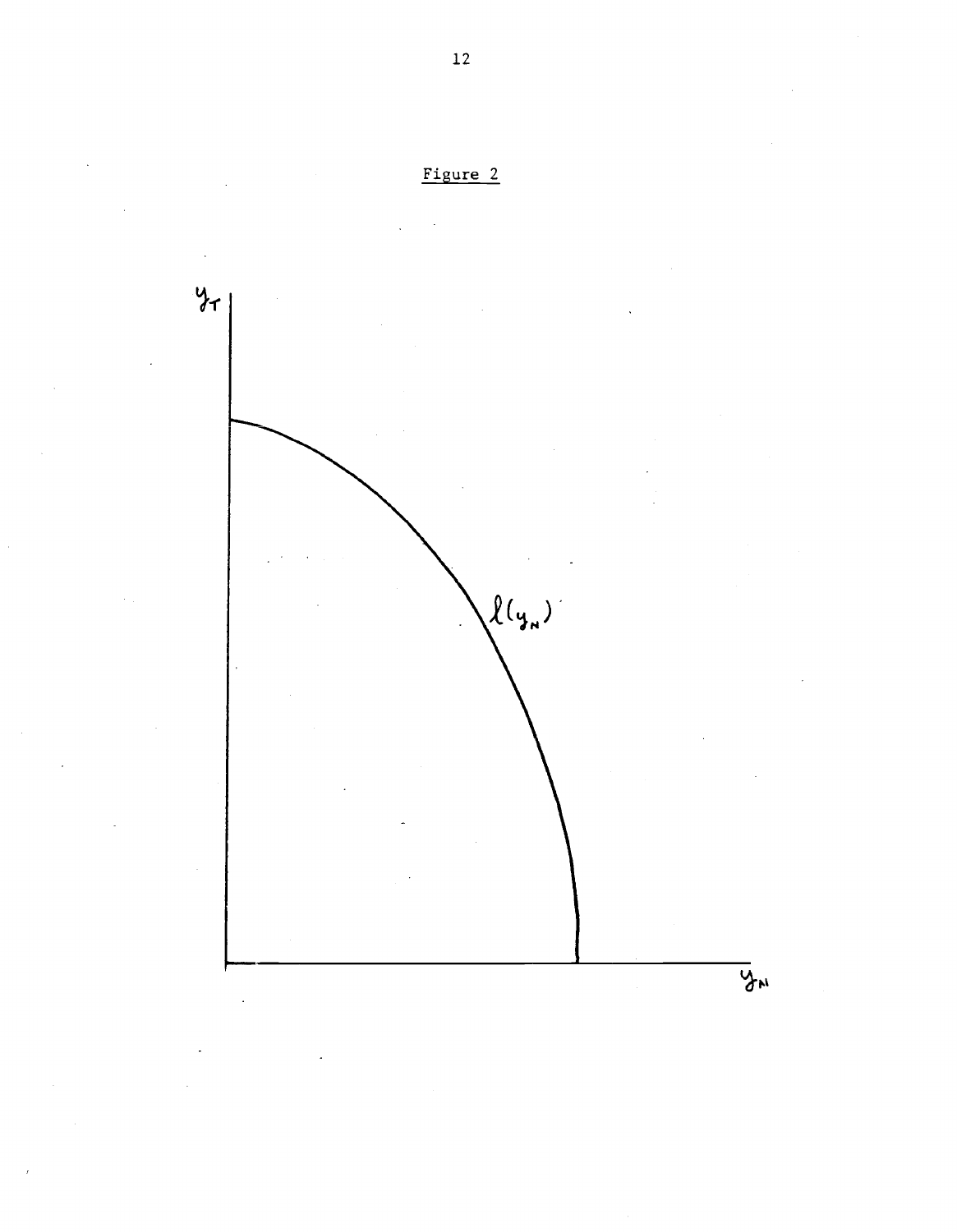Figure 2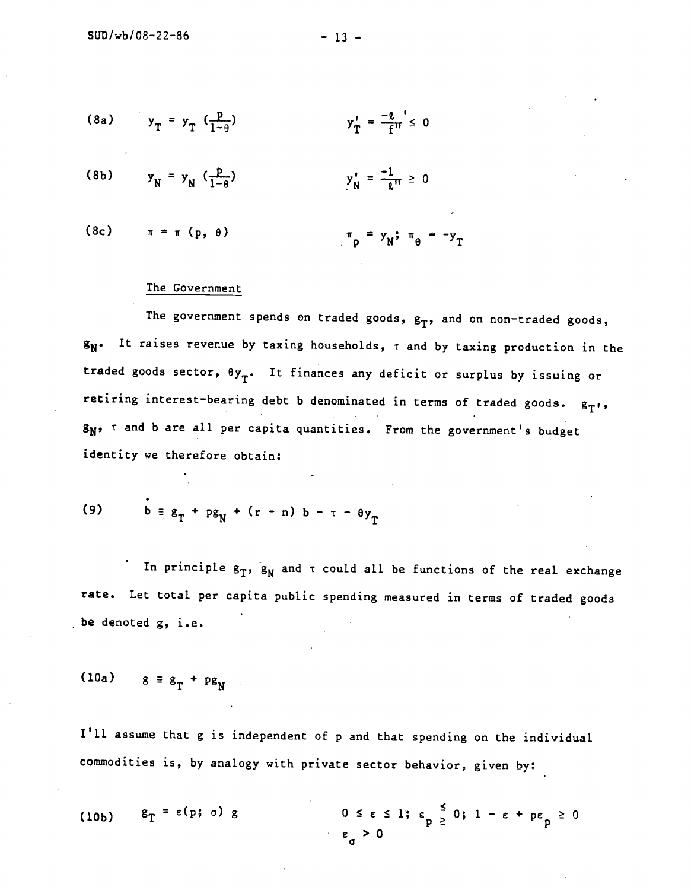(8a) $\quad y_T = y_T\left(\frac{p}{1-\theta}\right) \qquad\qquad y_T' = \frac{-\ell'}{f''} \leq 0$

(8b) $\quad y_N = y_N\left(\frac{p}{1-\theta}\right) \qquad\qquad y_N' = \frac{-1}{\ell''} \geq 0$

(8c) $\quad \pi = \pi(p, \theta) \qquad\qquad \pi_p = y_N;\ \pi_\theta = -y_T$

The Government

The government spends on traded goods, $g_T$, and on non-traded goods, $g_N$. It raises revenue by taxing households, $\tau$ and by taxing production in the traded goods sector, $\theta y_T$. It finances any deficit or surplus by issuing or retiring interest-bearing debt b denominated in terms of traded goods. $g_T$, $g_N$, $\tau$ and b are all per capita quantities. From the government's budget identity we therefore obtain:

(9) $\quad \dot{b} \equiv g_T + pg_N + (r - n)b - \tau - \theta y_T$

In principle $g_T$, $g_N$ and $\tau$ could all be functions of the real exchange rate. Let total per capita public spending measured in terms of traded goods be denoted g, i.e.

(10a) $\quad g \equiv g_T + pg_N$

I'll assume that g is independent of p and that spending on the individual commodities is, by analogy with private sector behavior, given by:

(10b) $\quad g_T = \varepsilon(p; \sigma)\, g \qquad\qquad 0 \leq \varepsilon \leq 1;\ \varepsilon_p \lesseqgtr 0;\ 1 - \varepsilon + p\varepsilon_p \geq 0$

$\qquad\qquad\qquad\qquad\qquad\qquad\qquad \varepsilon_\sigma > 0$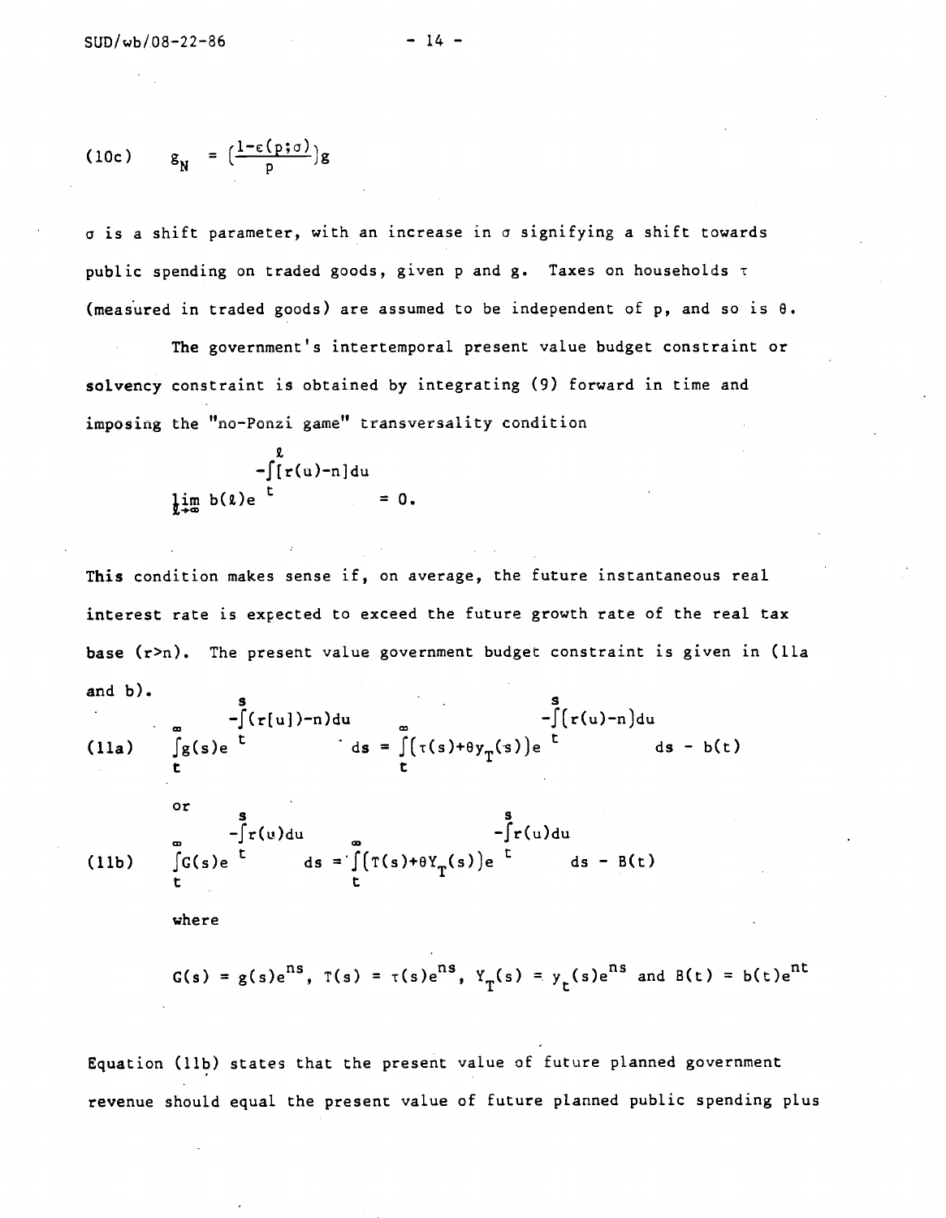(10c) $$g_N = \left(\frac{1-\varepsilon(p;\sigma)}{p}\right)g$$

$\sigma$ is a shift parameter, with an increase in $\sigma$ signifying a shift towards public spending on traded goods, given p and g. Taxes on households $\tau$ (measured in traded goods) are assumed to be independent of p, and so is $\theta$.

The government's intertemporal present value budget constraint or solvency constraint is obtained by integrating (9) forward in time and imposing the "no-Ponzi game" transversality condition

$$\lim_{\ell\to\infty} b(\ell)e^{-\int_t^{\ell}[r(u)-n]du} = 0.$$

This condition makes sense if, on average, the future instantaneous real interest rate is expected to exceed the future growth rate of the real tax base ($r>n$). The present value government budget constraint is given in (11a and b).

(11a) $$\int_t^{\infty} g(s)e^{-\int_t^{s}(r[u])-n)du} ds = \int_t^{\infty}[\tau(s)+\theta y_T(s)]e^{-\int_t^{s}[r(u)-n]du} ds - b(t)$$

or

(11b) $$\int_t^{\infty} G(s)e^{-\int_t^{s}r(u)du} ds = \int_t^{\infty}[T(s)+\theta Y_T(s)]e^{-\int_t^{s}r(u)du} ds - B(t)$$

where

$$G(s) = g(s)e^{ns},\ T(s) = \tau(s)e^{ns},\ Y_T(s) = y_t(s)e^{ns} \text{ and } B(t) = b(t)e^{nt}$$

Equation (11b) states that the present value of future planned government revenue should equal the present value of future planned public spending plus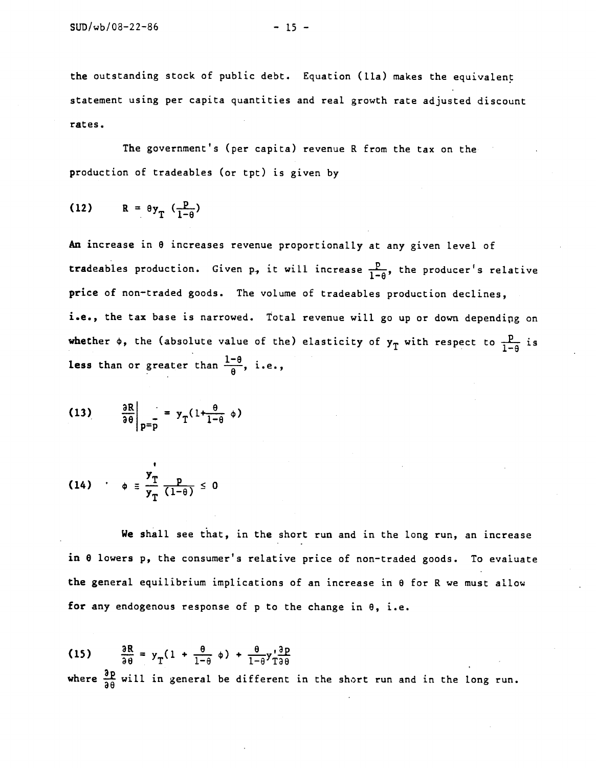the outstanding stock of public debt. Equation (11a) makes the equivalent statement using per capita quantities and real growth rate adjusted discount rates.

The government's (per capita) revenue R from the tax on the production of tradeables (or tpt) is given by

$$\text{(12)} \qquad R = \theta y_T \left(\frac{p}{1-\theta}\right)$$

An increase in $\theta$ increases revenue proportionally at any given level of tradeables production. Given p, it will increase $\frac{p}{1-\theta}$, the producer's relative price of non-traded goods. The volume of tradeables production declines, i.e., the tax base is narrowed. Total revenue will go up or down depending on whether $\phi$, the (absolute value of the) elasticity of $y_T$ with respect to $\frac{p}{1-\theta}$ is less than or greater than $\frac{1-\theta}{\theta}$, i.e.,

$$\text{(13)} \qquad \left.\frac{\partial R}{\partial \theta}\right|_{p=\bar{p}} = y_T\left(1+\frac{\theta}{1-\theta}\phi\right)$$

$$\text{(14)} \qquad \phi \equiv \frac{y_T'}{y_T}\frac{p}{(1-\theta)} \leq 0$$

We shall see that, in the short run and in the long run, an increase in $\theta$ lowers p, the consumer's relative price of non-traded goods. To evaluate the general equilibrium implications of an increase in $\theta$ for R we must allow for any endogenous response of p to the change in $\theta$, i.e.

$$\text{(15)} \qquad \frac{\partial R}{\partial \theta} = y_T\left(1 + \frac{\theta}{1-\theta}\phi\right) + \frac{\theta}{1-\theta}y_T'\frac{\partial p}{\partial \theta}$$

where $\frac{\partial p}{\partial \theta}$ will in general be different in the short run and in the long run.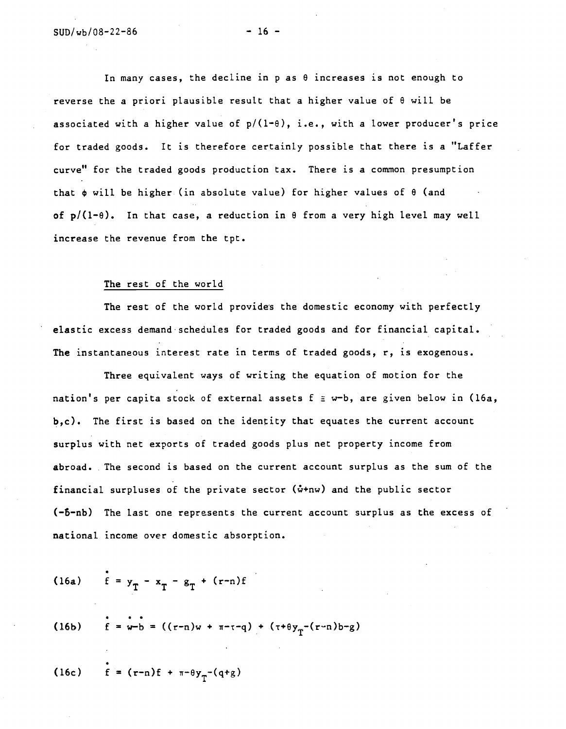In many cases, the decline in $p$ as $\theta$ increases is not enough to reverse the a priori plausible result that a higher value of $\theta$ will be associated with a higher value of $p/(1-\theta)$, i.e., with a lower producer's price for traded goods. It is therefore certainly possible that there is a "Laffer curve" for the traded goods production tax. There is a common presumption that $\phi$ will be higher (in absolute value) for higher values of $\theta$ (and of $p/(1-\theta)$. In that case, a reduction in $\theta$ from a very high level may well increase the revenue from the tpt.

## The rest of the world

The rest of the world provides the domestic economy with perfectly elastic excess demand schedules for traded goods and for financial capital. The instantaneous interest rate in terms of traded goods, $r$, is exogenous.

Three equivalent ways of writing the equation of motion for the nation's per capita stock of external assets $f \equiv w-b$, are given below in (16a, b,c). The first is based on the identity that equates the current account surplus with net exports of traded goods plus net property income from abroad. The second is based on the current account surplus as the sum of the financial surpluses of the private sector ($\dot{w}+nw$) and the public sector ($-\dot{b}-nb$) The last one represents the current account surplus as the excess of national income over domestic absorption.

$$\text{(16a)} \qquad \dot{f} = y_T - x_T - g_T + (r-n)f$$

$$\text{(16b)} \qquad \dot{f} = \dot{w}-\dot{b} = ((r-n)w + \pi-\tau-q) + (\tau+\theta y_T-(r-n)b-g)$$

$$\text{(16c)} \qquad \dot{f} = (r-n)f + \pi-\theta y_T-(q+g)$$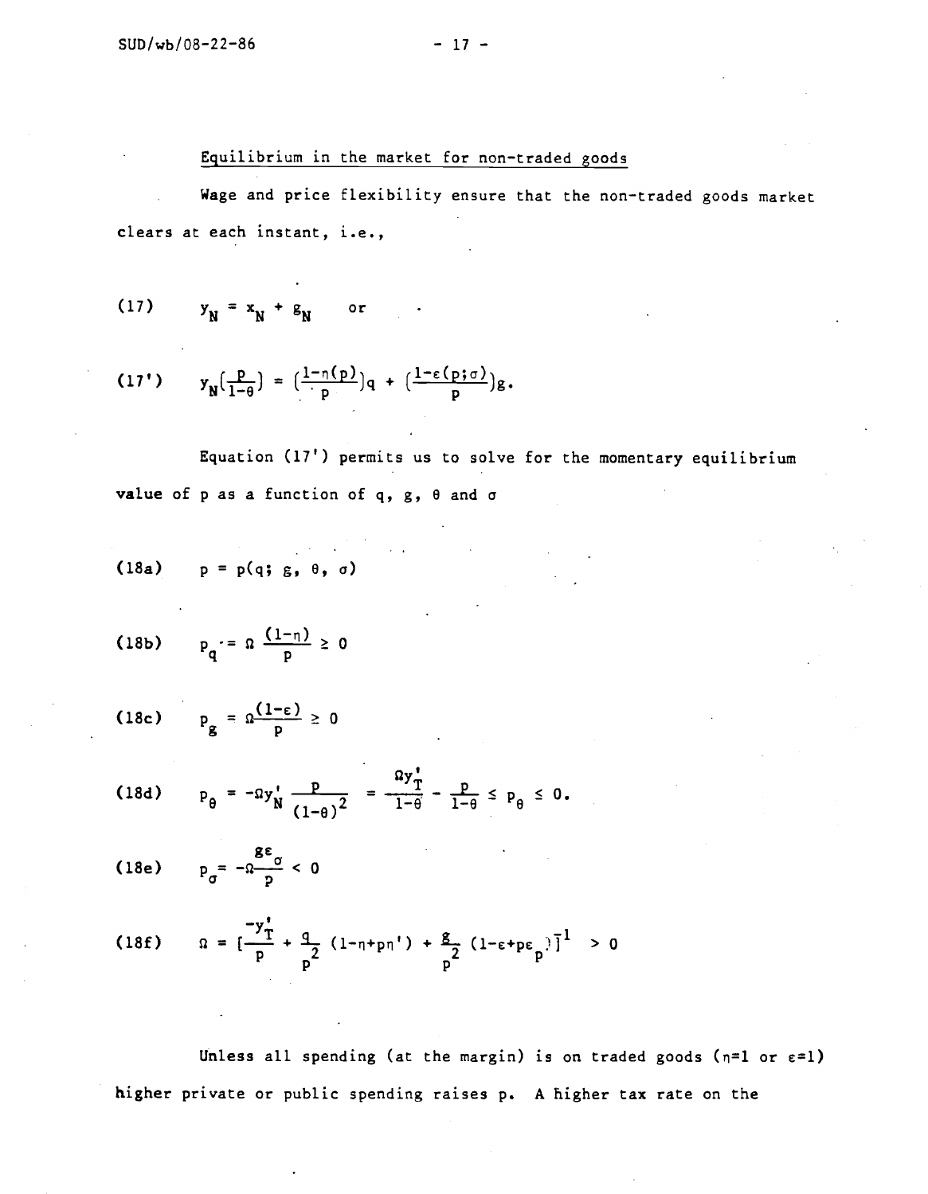Equilibrium in the market for non-traded goods

Wage and price flexibility ensure that the non-traded goods market clears at each instant, i.e.,

$$(17) \qquad y_N = x_N + g_N \qquad \text{or}$$

$$(17') \qquad y_N\left(\frac{p}{1-\theta}\right) = \left(\frac{1-\eta(p)}{p}\right)q + \left(\frac{1-\varepsilon(p;\sigma)}{p}\right)g.$$

Equation (17') permits us to solve for the momentary equilibrium value of p as a function of q, g, $\theta$ and $\sigma$

$$(18a) \qquad p = p(q;\, g,\, \theta,\, \sigma)$$

$$(18b) \qquad p_q = \Omega\,\frac{(1-\eta)}{p} \geq 0$$

$$(18c) \qquad p_g = \Omega\frac{(1-\varepsilon)}{p} \geq 0$$

$$(18d) \qquad p_\theta = -\Omega y_N'\,\frac{p}{(1-\theta)^2} = \frac{\Omega y_T'}{1-\theta} - \frac{p}{1-\theta} \leq p_\theta \leq 0.$$

$$(18e) \qquad p_\sigma = -\Omega\frac{g\varepsilon_\sigma}{p} < 0$$

$$(18f) \qquad \Omega = \left[\frac{-y_T'}{p} + \frac{q}{p^2}\,(1-\eta+p\eta') + \frac{g}{p^2}\,(1-\varepsilon+p\varepsilon_p)\right]^{-1} > 0$$

Unless all spending (at the margin) is on traded goods ($\eta=1$ or $\varepsilon=1$) higher private or public spending raises p. A higher tax rate on the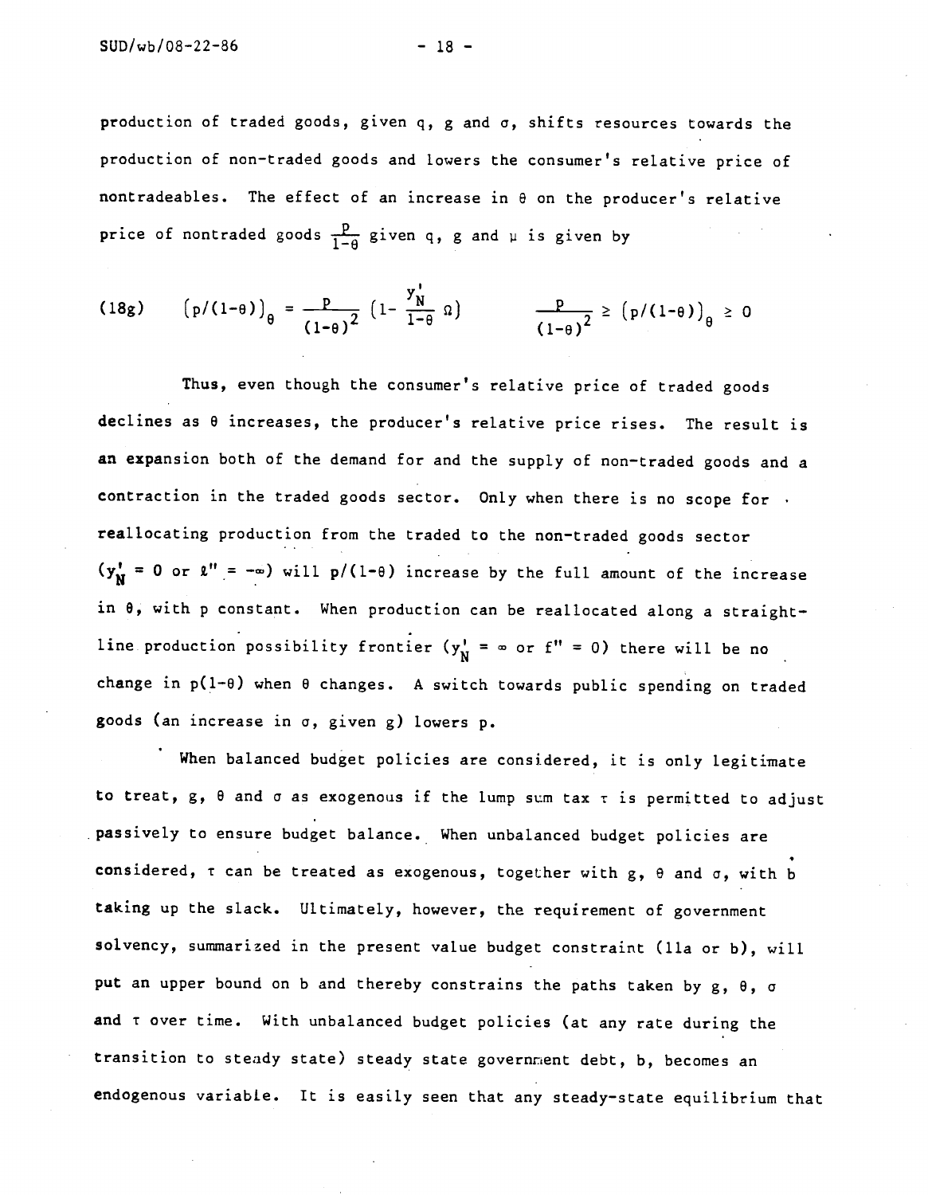production of traded goods, given q, g and $\sigma$, shifts resources towards the production of non-traded goods and lowers the consumer's relative price of nontradeables. The effect of an increase in $\theta$ on the producer's relative price of nontraded goods $\frac{p}{1-\theta}$ given q, g and $\mu$ is given by

$$\text{(18g)} \qquad \left[p/(1-\theta)\right]_\theta = \frac{p}{(1-\theta)^2}\left(1 - \frac{y_N'}{1-\theta}\,\Omega\right) \qquad \frac{p}{(1-\theta)^2} \geq \left[p/(1-\theta)\right]_\theta \geq 0$$

Thus, even though the consumer's relative price of traded goods declines as $\theta$ increases, the producer's relative price rises. The result is an expansion both of the demand for and the supply of non-traded goods and a contraction in the traded goods sector. Only when there is no scope for reallocating production from the traded to the non-traded goods sector ($y_N' = 0$ or $\ell'' = -\infty$) will $p/(1-\theta)$ increase by the full amount of the increase in $\theta$, with p constant. When production can be reallocated along a straight-line production possibility frontier ($y_N' = \infty$ or $f'' = 0$) there will be no change in $p(1-\theta)$ when $\theta$ changes. A switch towards public spending on traded goods (an increase in $\sigma$, given g) lowers p.

When balanced budget policies are considered, it is only legitimate to treat, g, $\theta$ and $\sigma$ as exogenous if the lump sum tax $\tau$ is permitted to adjust passively to ensure budget balance. When unbalanced budget policies are considered, $\tau$ can be treated as exogenous, together with g, $\theta$ and $\sigma$, with $\dot{b}$ taking up the slack. Ultimately, however, the requirement of government solvency, summarized in the present value budget constraint (11a or b), will put an upper bound on b and thereby constrains the paths taken by g, $\theta$, $\sigma$ and $\tau$ over time. With unbalanced budget policies (at any rate during the transition to steady state) steady state government debt, b, becomes an endogenous variable. It is easily seen that any steady-state equilibrium that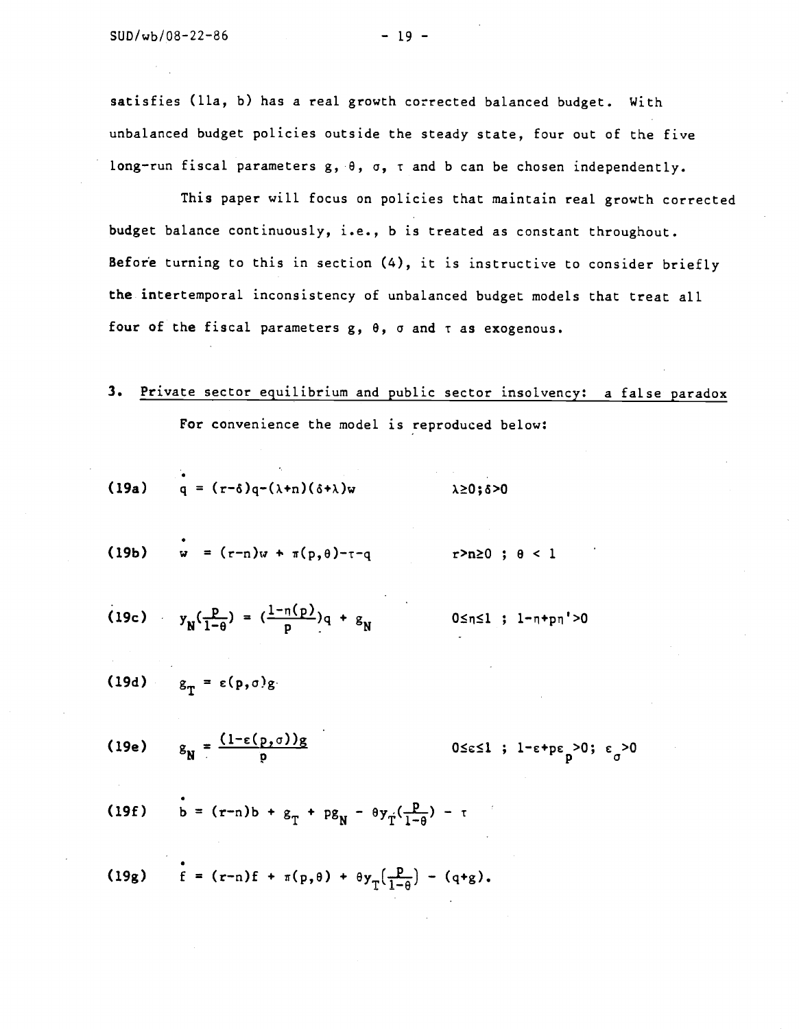satisfies (11a, b) has a real growth corrected balanced budget. With unbalanced budget policies outside the steady state, four out of the five long-run fiscal parameters $g$, $\theta$, $\sigma$, $\tau$ and $b$ can be chosen independently.

This paper will focus on policies that maintain real growth corrected budget balance continuously, i.e., $b$ is treated as constant throughout. Before turning to this in section (4), it is instructive to consider briefly the intertemporal inconsistency of unbalanced budget models that treat all four of the fiscal parameters $g$, $\theta$, $\sigma$ and $\tau$ as exogenous.

## 3. Private sector equilibrium and public sector insolvency: a false paradox

For convenience the model is reproduced below:

(19a) $$\dot{q} = (r-\delta)q-(\lambda+n)(\delta+\lambda)w \qquad \lambda\geq 0;\delta>0$$

(19b) $$\dot{w} = (r-n)w + \pi(p,\theta)-\tau-q \qquad r>n\geq 0 \; ; \; \theta < 1$$

(19c) $$y_N\left(\frac{p}{1-\theta}\right) = \left(\frac{1-\eta(p)}{p}\right)q + g_N \qquad 0\leq\eta\leq 1 \; ; \; 1-\eta+p\eta'>0$$

(19d) $$g_T = \varepsilon(p,\sigma)g$$

(19e) $$g_N = \frac{(1-\varepsilon(p,\sigma))g}{p} \qquad 0\leq\varepsilon\leq 1 \; ; \; 1-\varepsilon+p\varepsilon_p>0; \; \varepsilon_\sigma>0$$

(19f) $$\dot{b} = (r-n)b + g_T + pg_N - \theta y_T\left(\frac{p}{1-\theta}\right) - \tau$$

(19g) $$\dot{f} = (r-n)f + \pi(p,\theta) + \theta y_T\left(\frac{p}{1-\theta}\right) - (q+g).$$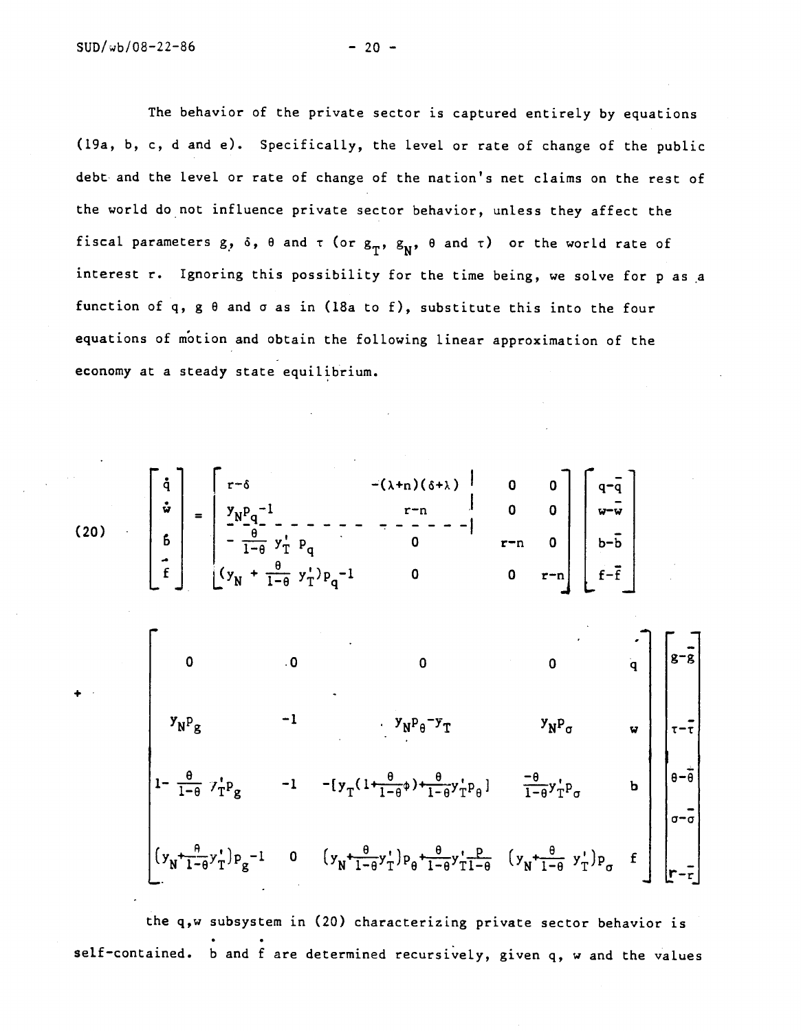The behavior of the private sector is captured entirely by equations (19a, b, c, d and e). Specifically, the level or rate of change of the public debt and the level or rate of change of the nation's net claims on the rest of the world do not influence private sector behavior, unless they affect the fiscal parameters $g$, $\delta$, $\theta$ and $\tau$ (or $g_T$, $g_N$, $\theta$ and $\tau$) or the world rate of interest $r$. Ignoring this possibility for the time being, we solve for $p$ as a function of $q$, $g$ $\theta$ and $\sigma$ as in (18a to f), substitute this into the four equations of motion and obtain the following linear approximation of the economy at a steady state equilibrium.

$$
(20) \quad \begin{bmatrix} \dot{q} \\ \dot{w} \\ \dot{b} \\ \dot{f} \end{bmatrix} = \begin{bmatrix} r-\delta & -(\lambda+n)(\delta+\lambda) & 0 & 0 \\ y_N p_q - 1 & r-n & 0 & 0 \\ -\frac{\theta}{1-\theta} y_T' p_q & 0 & r-n & 0 \\ (y_N + \frac{\theta}{1-\theta} y_T') p_q - 1 & 0 & 0 & r-n \end{bmatrix} \begin{bmatrix} q-\bar{q} \\ w-\bar{w} \\ b-\bar{b} \\ f-\bar{f} \end{bmatrix}
$$

$$
+ \begin{bmatrix} 0 & 0 & 0 & 0 & q \\ y_N p_g & -1 & y_N p_\theta - y_T & y_N p_\sigma & w \\ 1-\frac{\theta}{1-\theta} y_T' p_g & -1 & -[y_T(1+\frac{\theta}{1-\theta}\phi)+\frac{\theta}{1-\theta} y_T' p_\theta] & \frac{-\theta}{1-\theta} y_T' p_\sigma & b \\ (y_N+\frac{\theta}{1-\theta} y_T') p_g - 1 & 0 & (y_N+\frac{\theta}{1-\theta} y_T') p_\theta + \frac{\theta}{1-\theta} y_T' \frac{p}{1-\theta} & (y_N+\frac{\theta}{1-\theta} y_T') p_\sigma & f \end{bmatrix} \begin{bmatrix} g-\bar{g} \\ \tau-\bar{\tau} \\ \theta-\bar{\theta} \\ \sigma-\bar{\sigma} \\ r-\bar{r} \end{bmatrix}
$$

the $q,w$ subsystem in (20) characterizing private sector behavior is self-contained. $\dot{b}$ and $\dot{f}$ are determined recursively, given $q$, $w$ and the values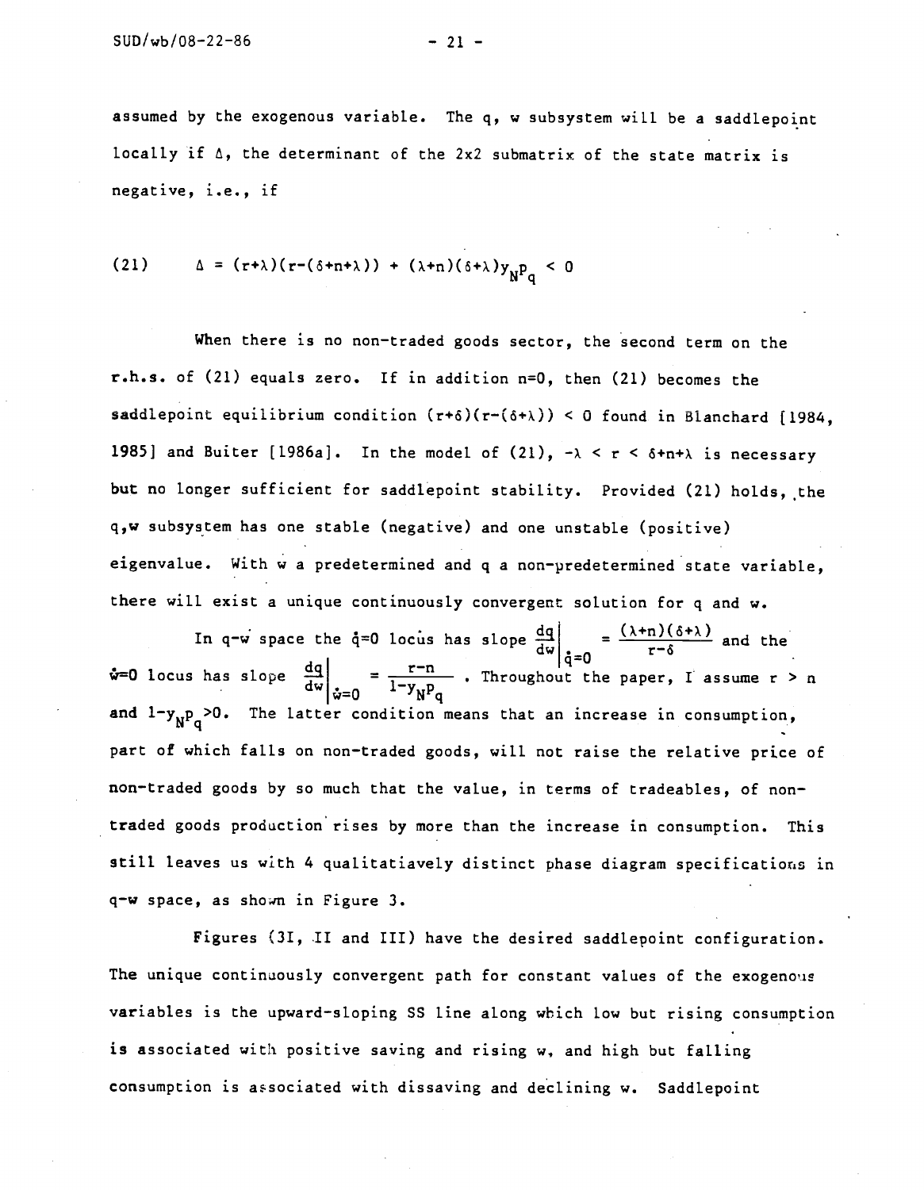assumed by the exogenous variable. The q, w subsystem will be a saddlepoint locally if $\Delta$, the determinant of the 2x2 submatrix of the state matrix is negative, i.e., if

$$(21) \qquad \Delta = (r+\lambda)(r-(\delta+n+\lambda)) + (\lambda+n)(\delta+\lambda)y_{N}p_{q} < 0$$

When there is no non-traded goods sector, the second term on the r.h.s. of (21) equals zero. If in addition n=0, then (21) becomes the saddlepoint equilibrium condition $(r+\delta)(r-(\delta+\lambda)) < 0$ found in Blanchard [1984, 1985] and Buiter [1986a]. In the model of (21), $-\lambda < r < \delta+n+\lambda$ is necessary but no longer sufficient for saddlepoint stability. Provided (21) holds, the q,w subsystem has one stable (negative) and one unstable (positive) eigenvalue. With w a predetermined and q a non-predetermined state variable, there will exist a unique continuously convergent solution for q and w.

In q-w space the $\dot{q}=0$ locus has slope $\left.\frac{dq}{dw}\right|_{\dot{q}=0} = \frac{(\lambda+n)(\delta+\lambda)}{r-\delta}$ and the $\dot{w}=0$ locus has slope $\left.\frac{dq}{dw}\right|_{\dot{w}=0} = \frac{r-n}{1-y_{N}p_{q}}$. Throughout the paper, I assume $r > n$ and $1-y_{N}p_{q}>0$. The latter condition means that an increase in consumption, part of which falls on non-traded goods, will not raise the relative price of non-traded goods by so much that the value, in terms of tradeables, of non-traded goods production rises by more than the increase in consumption. This still leaves us with 4 qualitatiavely distinct phase diagram specifications in q-w space, as shown in Figure 3.

Figures (3I, II and III) have the desired saddlepoint configuration. The unique continuously convergent path for constant values of the exogenous variables is the upward-sloping SS line along which low but rising consumption is associated with positive saving and rising w, and high but falling consumption is associated with dissaving and declining w. Saddlepoint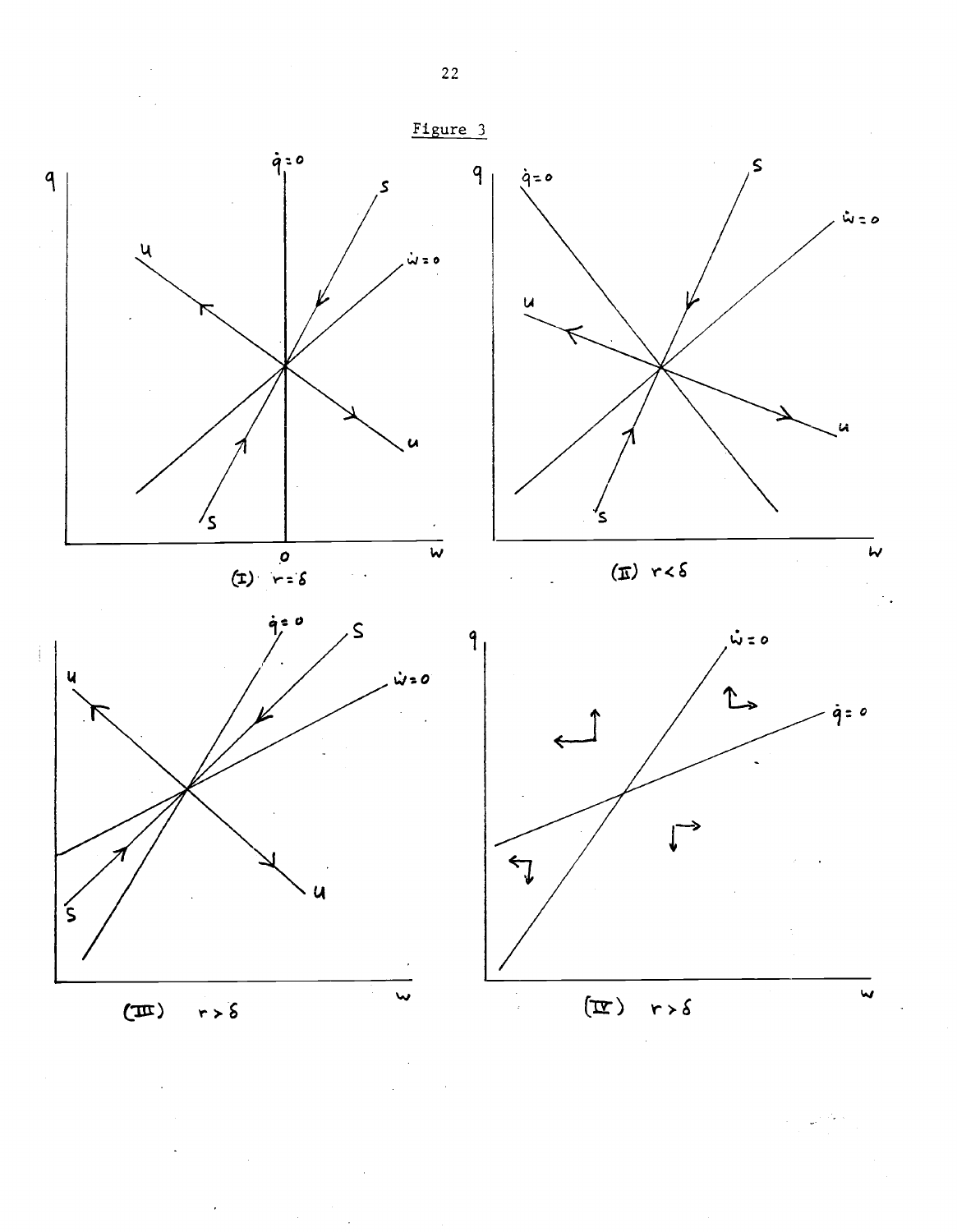Figure 3

(I) $r = \delta$

(II) $r < \delta$

(III) $r > \delta$

(IV) $r > \delta$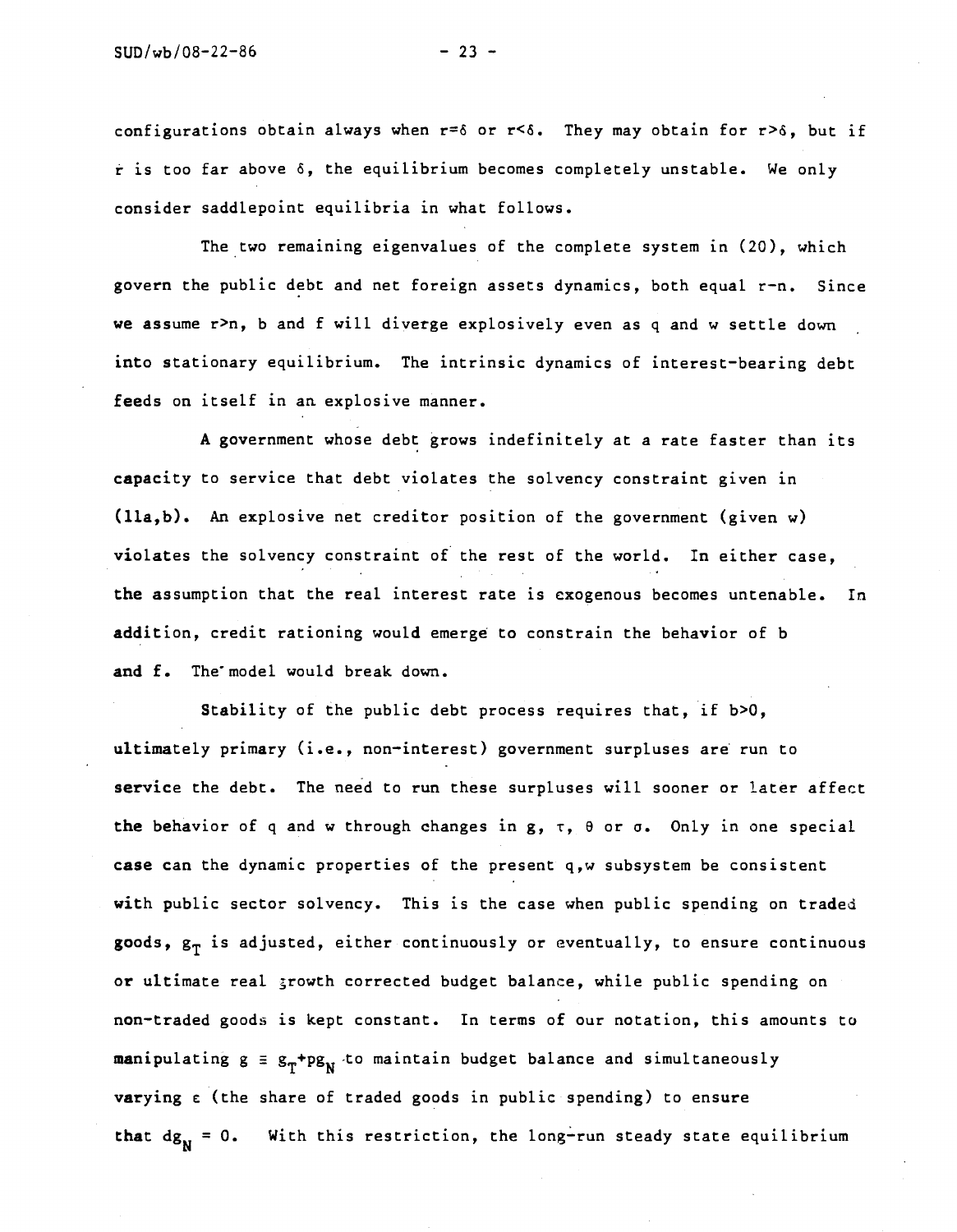configurations obtain always when $r=\delta$ or $r<\delta$. They may obtain for $r>\delta$, but if $r$ is too far above $\delta$, the equilibrium becomes completely unstable. We only consider saddlepoint equilibria in what follows.

The two remaining eigenvalues of the complete system in (20), which govern the public debt and net foreign assets dynamics, both equal $r-n$. Since we assume $r>n$, b and f will diverge explosively even as q and w settle down into stationary equilibrium. The intrinsic dynamics of interest-bearing debt feeds on itself in an explosive manner.

A government whose debt grows indefinitely at a rate faster than its capacity to service that debt violates the solvency constraint given in (11a,b). An explosive net creditor position of the government (given w) violates the solvency constraint of the rest of the world. In either case, the assumption that the real interest rate is exogenous becomes untenable. In addition, credit rationing would emerge to constrain the behavior of b and f. The model would break down.

Stability of the public debt process requires that, if $b>0$, ultimately primary (i.e., non-interest) government surpluses are run to service the debt. The need to run these surpluses will sooner or later affect the behavior of q and w through changes in g, $\tau$, $\theta$ or $\sigma$. Only in one special case can the dynamic properties of the present q,w subsystem be consistent with public sector solvency. This is the case when public spending on traded goods, $g_T$ is adjusted, either continuously or eventually, to ensure continuous or ultimate real growth corrected budget balance, while public spending on non-traded goods is kept constant. In terms of our notation, this amounts to manipulating $g \equiv g_T+pg_N$ to maintain budget balance and simultaneously varying $\varepsilon$ (the share of traded goods in public spending) to ensure that $dg_N = 0$. With this restriction, the long-run steady state equilibrium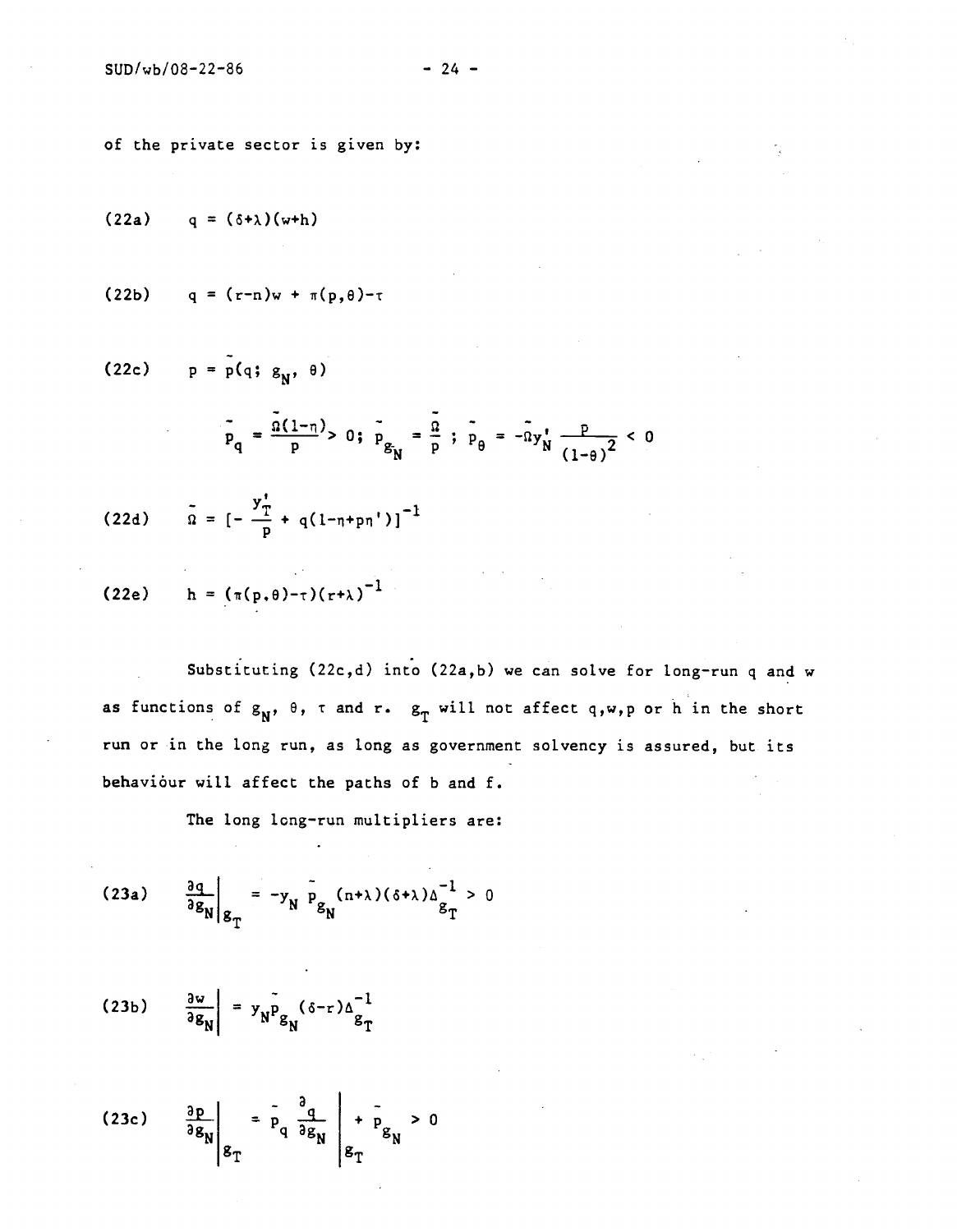of the private sector is given by:

$$\text{(22a)} \qquad q = (\delta+\lambda)(w+h)$$

$$\text{(22b)} \qquad q = (r-n)w + \pi(p,\theta)-\tau$$

$$\text{(22c)} \qquad p = \tilde{p}(q;\, g_N,\, \theta)$$

$$\tilde{p}_q = \frac{\tilde{\Omega}(1-\eta)}{p} > 0;\ \tilde{p}_{g_N} = \frac{\tilde{\Omega}}{p}\ ;\ \tilde{p}_\theta = -\tilde{\Omega}y_N' \frac{p}{(1-\theta)^2} < 0$$

$$\text{(22d)} \qquad \tilde{\Omega} = [-\frac{y_T'}{p} + q(1-\eta+p\eta')]^{-1}$$

$$\text{(22e)} \qquad h = (\pi(p,\theta)-\tau)(r+\lambda)^{-1}$$

Substituting (22c,d) into (22a,b) we can solve for long-run $q$ and $w$ as functions of $g_N$, $\theta$, $\tau$ and $r$. $g_T$ will not affect $q,w,p$ or $h$ in the short run or in the long run, as long as government solvency is assured, but its behaviour will affect the paths of $b$ and $f$.

The long long-run multipliers are:

$$\text{(23a)} \qquad \left.\frac{\partial q}{\partial g_N}\right|_{g_T} = -y_N\, \tilde{p}_{g_N}(n+\lambda)(\delta+\lambda)\Delta_{g_T}^{-1} > 0$$

$$\text{(23b)} \qquad \left.\frac{\partial w}{\partial g_N}\right| = y_N \tilde{p}_{g_N}(\delta-r)\Delta_{g_T}^{-1}$$

$$\text{(23c)} \qquad \left.\frac{\partial p}{\partial g_N}\right|_{g_T} = \tilde{p}_q \left.\frac{\partial q}{\partial g_N}\right|_{g_T} + \tilde{p}_{g_N} > 0$$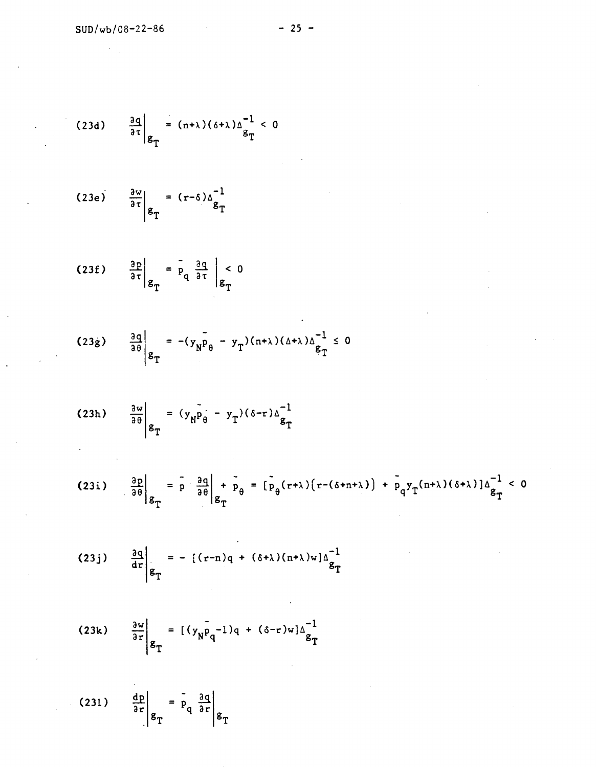(23d) $$\left.\frac{\partial q}{\partial \tau}\right|_{g_T} = (n+\lambda)(\delta+\lambda)\Delta_{g_T}^{-1} < 0$$

(23e) $$\left.\frac{\partial w}{\partial \tau}\right|_{g_T} = (r-\delta)\Delta_{g_T}^{-1}$$

(23f) $$\left.\frac{\partial p}{\partial \tau}\right|_{g_T} = \tilde{p}_q \left.\frac{\partial q}{\partial \tau}\right|_{g_T} < 0$$

(23g) $$\left.\frac{\partial q}{\partial \theta}\right|_{g_T} = -(y_N\tilde{p}_\theta - y_T)(n+\lambda)(\Delta+\lambda)\Delta_{g_T}^{-1} \leq 0$$

(23h) $$\left.\frac{\partial w}{\partial \theta}\right|_{g_T} = (y_N\tilde{p}_\theta - y_T)(\delta-r)\Delta_{g_T}^{-1}$$

(23i) $$\left.\frac{\partial p}{\partial \theta}\right|_{g_T} = \tilde{p} \left.\frac{\partial q}{\partial \theta}\right|_{g_T} + \tilde{p}_\theta = [\tilde{p}_\theta(r+\lambda)\big(r-(\delta+n+\lambda)\big) + \tilde{p}_q y_T(n+\lambda)(\delta+\lambda)]\Delta_{g_T}^{-1} < 0$$

(23j) $$\left.\frac{\partial q}{d r}\right|_{g_T} = -[(r-n)q + (\delta+\lambda)(n+\lambda)w]\Delta_{g_T}^{-1}$$

(23k) $$\left.\frac{\partial w}{\partial r}\right|_{g_T} = [(y_N\tilde{p}_q - 1)q + (\delta-r)w]\Delta_{g_T}^{-1}$$

(23l) $$\left.\frac{dp}{\partial r}\right|_{g_T} = \tilde{p}_q \left.\frac{\partial q}{\partial r}\right|_{g_T}$$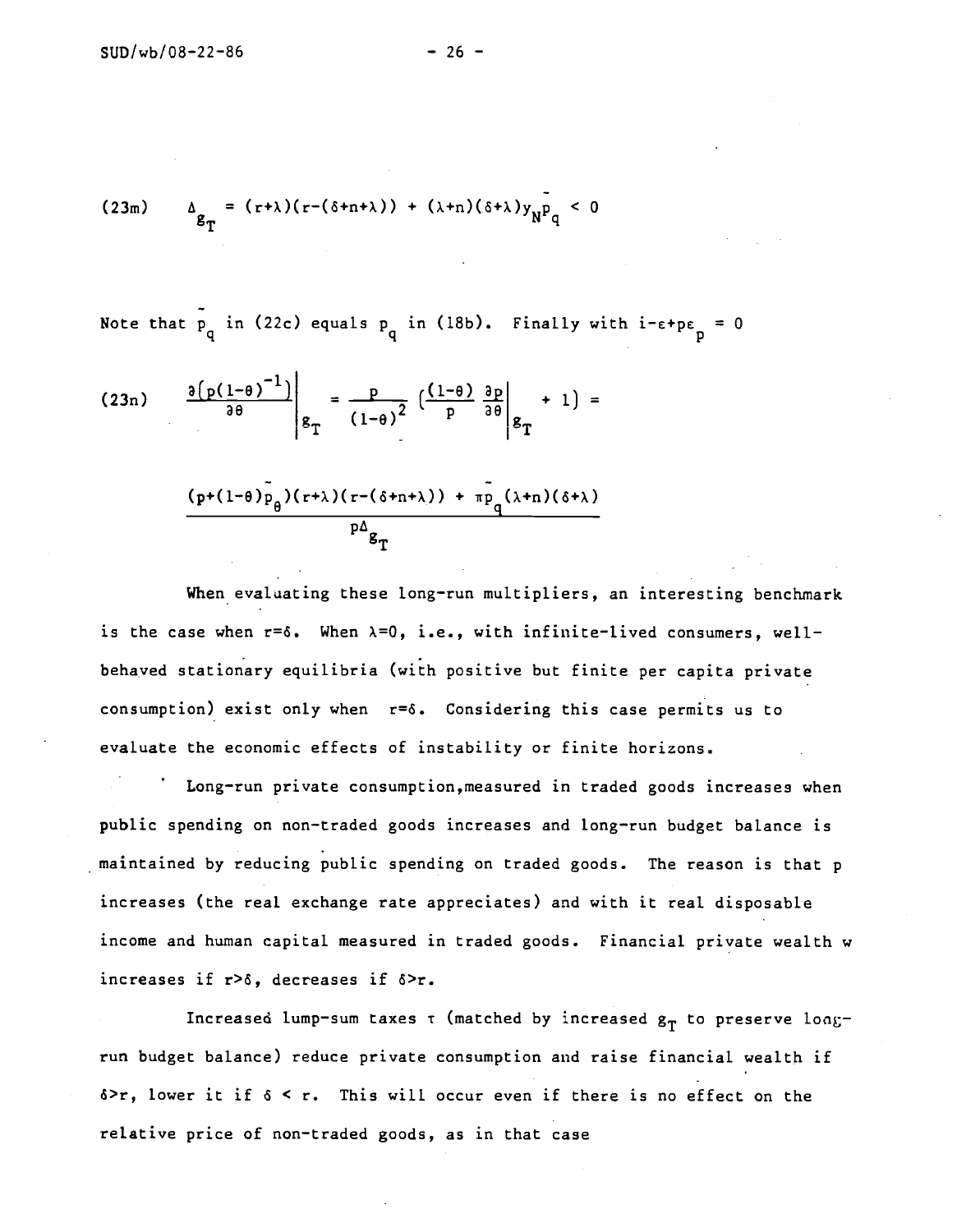$$\text{(23m)} \qquad \Delta_{g_T} = (r+\lambda)(r-(\delta+n+\lambda)) + (\lambda+n)(\delta+\lambda)y_N\bar{p}_q < 0$$

Note that $\bar{p}_q$ in (22c) equals $p_q$ in (18b). Finally with $i-\varepsilon+p\varepsilon_p = 0$

$$\text{(23n)} \qquad \left.\frac{\partial\left(p(1-\theta)^{-1}\right)}{\partial\theta}\right|_{g_T} = \frac{p}{(1-\theta)^2}\left(\frac{(1-\theta)}{p}\left.\frac{\partial p}{\partial\theta}\right|_{g_T} + 1\right) =$$

$$\frac{(p+(1-\theta)\bar{p}_\theta)(r+\lambda)(r-(\delta+n+\lambda)) + \pi\bar{p}_q(\lambda+n)(\delta+\lambda)}{p\Delta_{g_T}}$$

When evaluating these long-run multipliers, an interesting benchmark is the case when $r=\delta$. When $\lambda=0$, i.e., with infinite-lived consumers, well-behaved stationary equilibria (with positive but finite per capita private consumption) exist only when $r=\delta$. Considering this case permits us to evaluate the economic effects of instability or finite horizons.

Long-run private consumption, measured in traded goods increases when public spending on non-traded goods increases and long-run budget balance is maintained by reducing public spending on traded goods. The reason is that p increases (the real exchange rate appreciates) and with it real disposable income and human capital measured in traded goods. Financial private wealth w increases if $r>\delta$, decreases if $\delta>r$.

Increased lump-sum taxes $\tau$ (matched by increased $g_T$ to preserve long-run budget balance) reduce private consumption and raise financial wealth if $\delta>r$, lower it if $\delta < r$. This will occur even if there is no effect on the relative price of non-traded goods, as in that case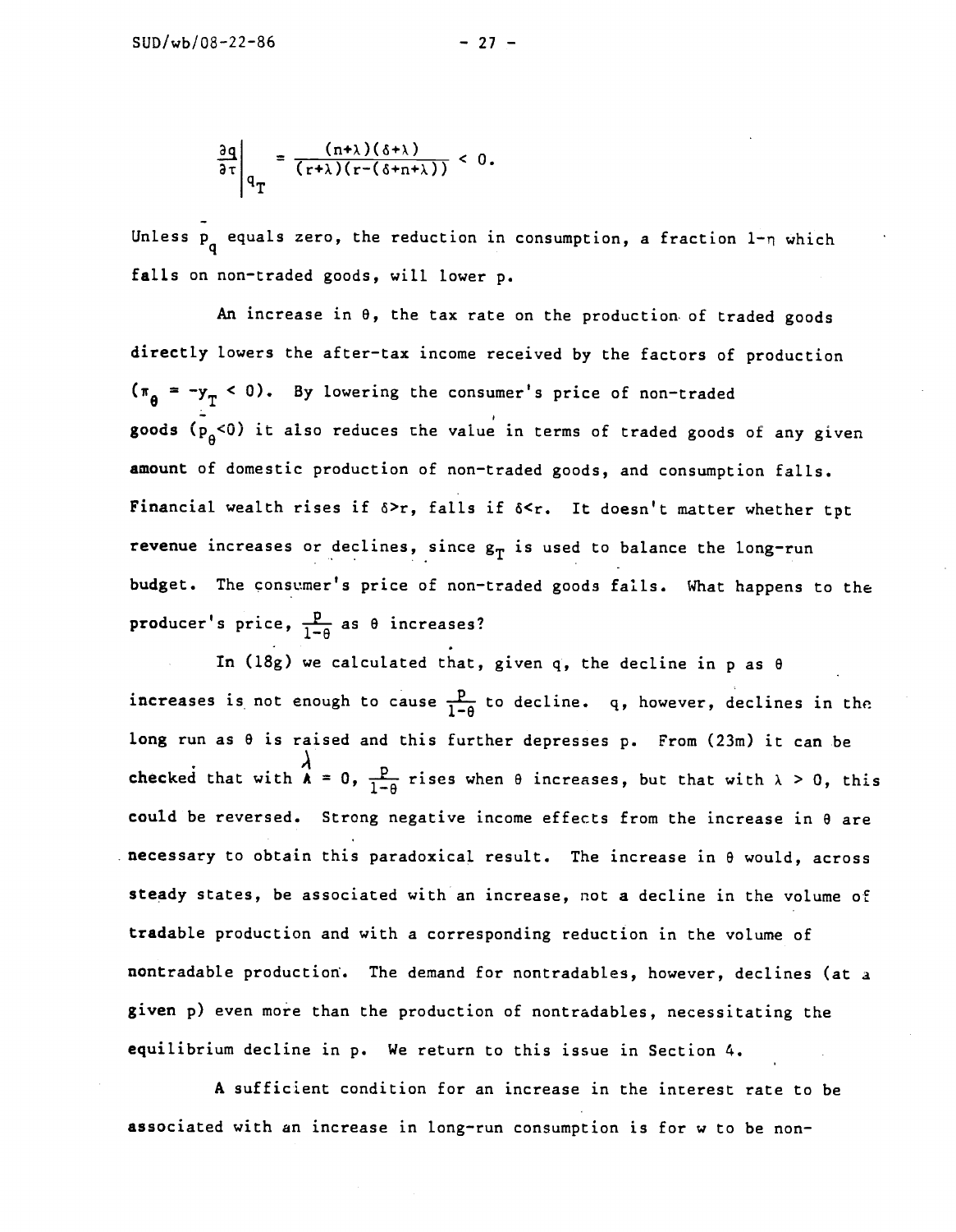$$\left.\frac{\partial q}{\partial \tau}\right|_{q_T} = \frac{(n+\lambda)(\delta+\lambda)}{(r+\lambda)(r-(\delta+n+\lambda))} < 0.$$

Unless $\bar{p}_q$ equals zero, the reduction in consumption, a fraction $1-\eta$ which falls on non-traded goods, will lower p.

An increase in $\theta$, the tax rate on the production of traded goods directly lowers the after-tax income received by the factors of production ($\pi_\theta = -y_T < 0$). By lowering the consumer's price of non-traded goods ($\bar{p}_\theta<0$) it also reduces the value in terms of traded goods of any given amount of domestic production of non-traded goods, and consumption falls. Financial wealth rises if $\delta>r$, falls if $\delta<r$. It doesn't matter whether tpt revenue increases or declines, since $g_T$ is used to balance the long-run budget. The consumer's price of non-traded goods falls. What happens to the producer's price, $\frac{p}{1-\theta}$ as $\theta$ increases?

In (18g) we calculated that, given q, the decline in p as $\theta$ increases is not enough to cause $\frac{p}{1-\theta}$ to decline. q, however, declines in the long run as $\theta$ is raised and this further depresses p. From (23m) it can be checked that with $\lambda = 0$, $\frac{p}{1-\theta}$ rises when $\theta$ increases, but that with $\lambda > 0$, this could be reversed. Strong negative income effects from the increase in $\theta$ are necessary to obtain this paradoxical result. The increase in $\theta$ would, across steady states, be associated with an increase, not a decline in the volume of tradable production and with a corresponding reduction in the volume of nontradable production. The demand for nontradables, however, declines (at a given p) even more than the production of nontradables, necessitating the equilibrium decline in p. We return to this issue in Section 4.

A sufficient condition for an increase in the interest rate to be associated with an increase in long-run consumption is for w to be non-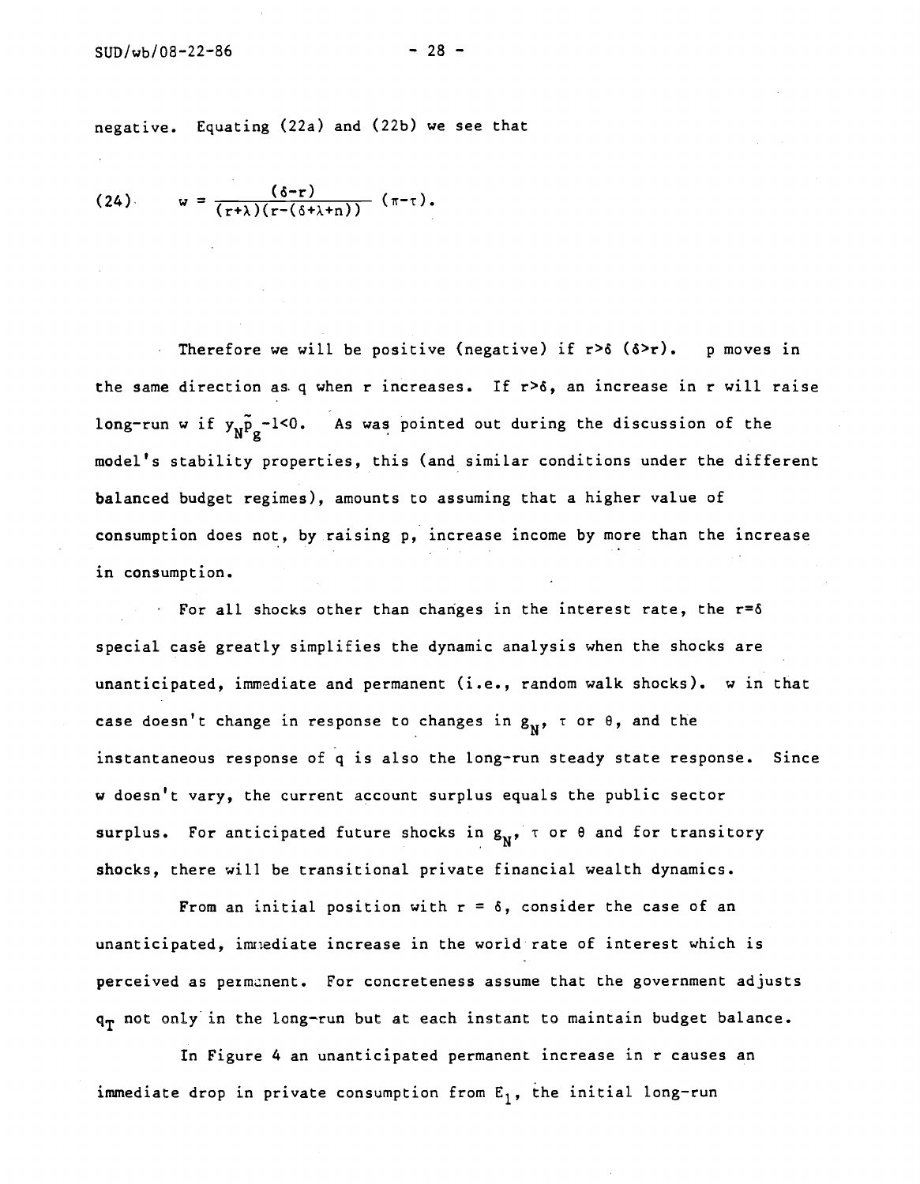negative. Equating (22a) and (22b) we see that

$$(24) \qquad w = \frac{(\delta - r)}{(r+\lambda)(r-(\delta+\lambda+n))} (\pi - \tau).$$

Therefore we will be positive (negative) if $r > \delta$ ($\delta > r$). p moves in the same direction as q when r increases. If $r > \delta$, an increase in r will raise long-run w if $y_N \tilde{p}_g - 1 < 0$. As was pointed out during the discussion of the model's stability properties, this (and similar conditions under the different balanced budget regimes), amounts to assuming that a higher value of consumption does not, by raising p, increase income by more than the increase in consumption.

For all shocks other than changes in the interest rate, the $r = \delta$ special case greatly simplifies the dynamic analysis when the shocks are unanticipated, immediate and permanent (i.e., random walk shocks). w in that case doesn't change in response to changes in $g_N$, $\tau$ or $\theta$, and the instantaneous response of q is also the long-run steady state response. Since w doesn't vary, the current account surplus equals the public sector surplus. For anticipated future shocks in $g_N$, $\tau$ or $\theta$ and for transitory shocks, there will be transitional private financial wealth dynamics.

From an initial position with $r = \delta$, consider the case of an unanticipated, immediate increase in the world rate of interest which is perceived as permanent. For concreteness assume that the government adjusts $q_T$ not only in the long-run but at each instant to maintain budget balance.

In Figure 4 an unanticipated permanent increase in r causes an immediate drop in private consumption from $E_1$, the initial long-run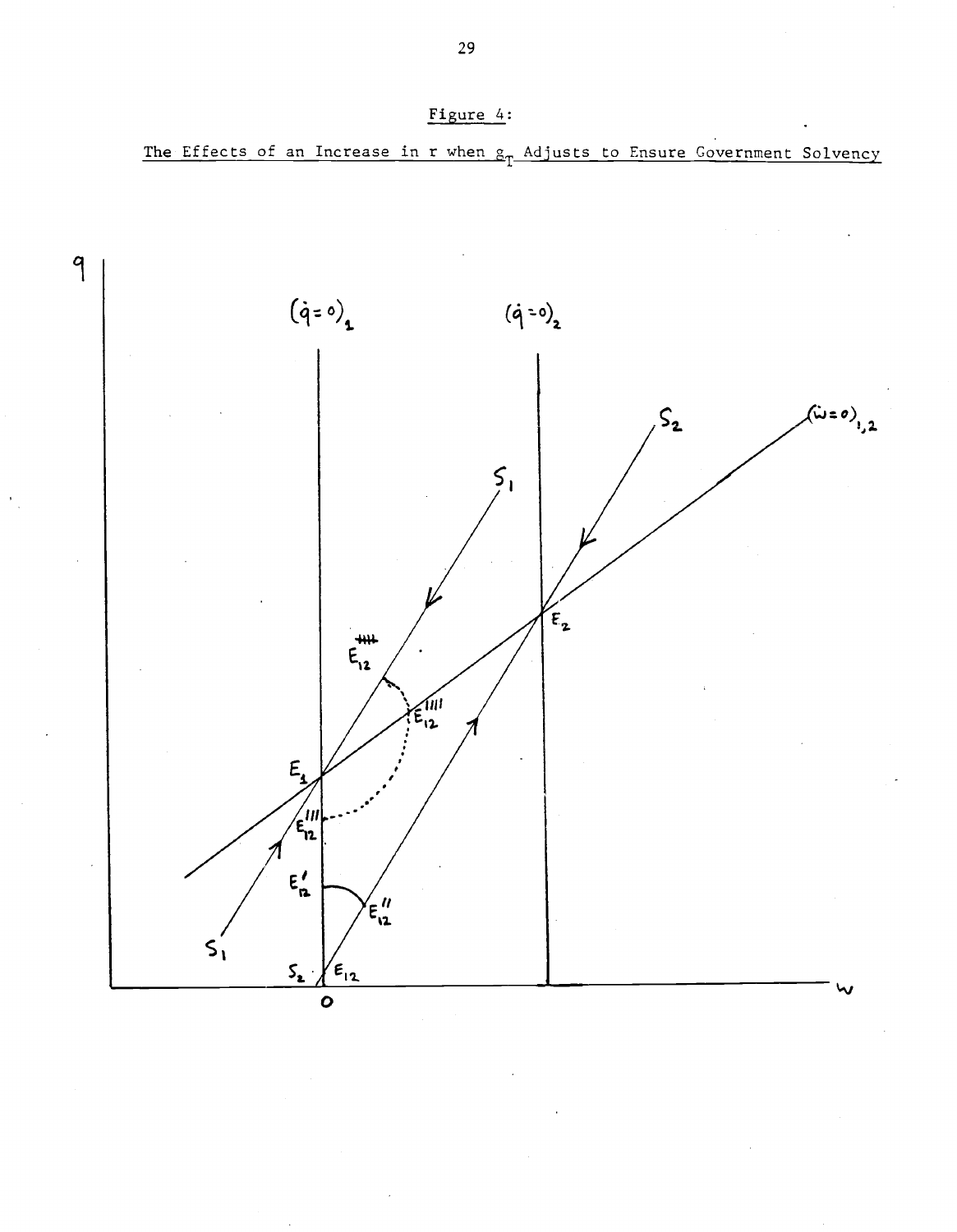Figure 4:

The Effects of an Increase in r when $g_T$ Adjusts to Ensure Government Solvency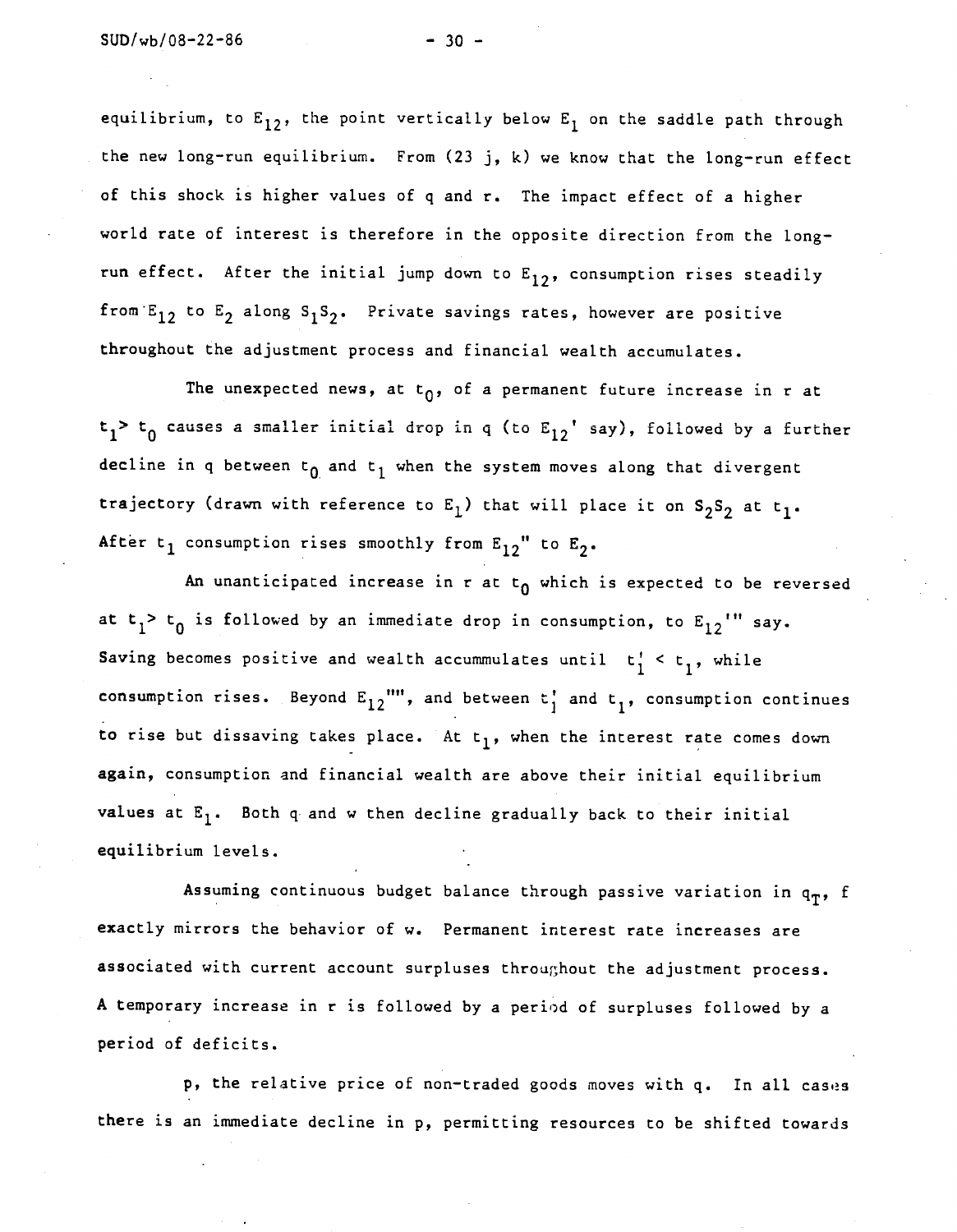equilibrium, to $E_{12}$, the point vertically below $E_1$ on the saddle path through the new long-run equilibrium. From (23 j, k) we know that the long-run effect of this shock is higher values of q and r. The impact effect of a higher world rate of interest is therefore in the opposite direction from the long-run effect. After the initial jump down to $E_{12}$, consumption rises steadily from $E_{12}$ to $E_2$ along $S_1S_2$. Private savings rates, however are positive throughout the adjustment process and financial wealth accumulates.

The unexpected news, at $t_0$, of a permanent future increase in r at $t_1 > t_0$ causes a smaller initial drop in q (to $E_{12}'$ say), followed by a further decline in q between $t_0$ and $t_1$ when the system moves along that divergent trajectory (drawn with reference to $E_1$) that will place it on $S_2S_2$ at $t_1$. After $t_1$ consumption rises smoothly from $E_{12}''$ to $E_2$.

An unanticipated increase in r at $t_0$ which is expected to be reversed at $t_1 > t_0$ is followed by an immediate drop in consumption, to $E_{12}'''$ say. Saving becomes positive and wealth accummulates until $t_1' < t_1$, while consumption rises. Beyond $E_{12}''''$, and between $t_1'$ and $t_1$, consumption continues to rise but dissaving takes place. At $t_1$, when the interest rate comes down again, consumption and financial wealth are above their initial equilibrium values at $E_1$. Both q and w then decline gradually back to their initial equilibrium levels.

Assuming continuous budget balance through passive variation in $q_T$, f exactly mirrors the behavior of w. Permanent interest rate increases are associated with current account surpluses throughout the adjustment process. A temporary increase in r is followed by a period of surpluses followed by a period of deficits.

p, the relative price of non-traded goods moves with q. In all cases there is an immediate decline in p, permitting resources to be shifted towards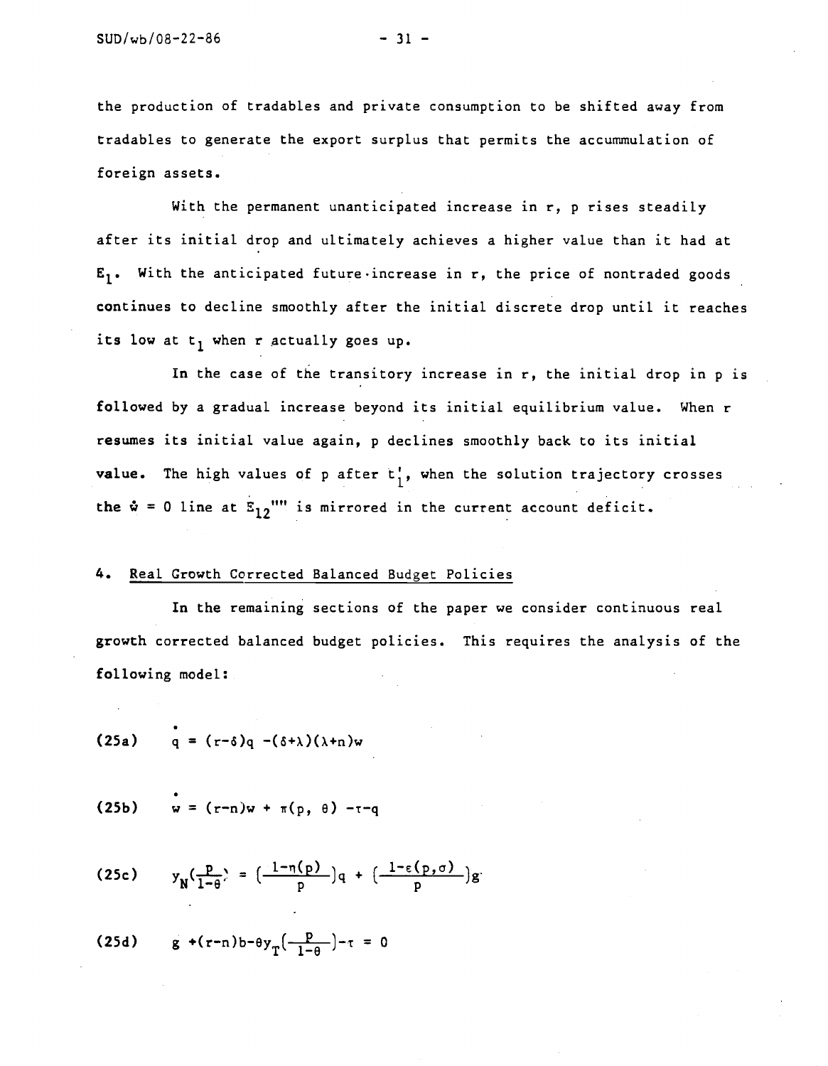the production of tradables and private consumption to be shifted away from tradables to generate the export surplus that permits the accummulation of foreign assets.

With the permanent unanticipated increase in r, p rises steadily after its initial drop and ultimately achieves a higher value than it had at $E_1$. With the anticipated future increase in r, the price of nontraded goods continues to decline smoothly after the initial discrete drop until it reaches its low at $t_1$ when r actually goes up.

In the case of the transitory increase in r, the initial drop in p is followed by a gradual increase beyond its initial equilibrium value. When r resumes its initial value again, p declines smoothly back to its initial value. The high values of p after $t_1'$, when the solution trajectory crosses the $\dot{w} = 0$ line at $E_{12}''''$ is mirrored in the current account deficit.

## 4. Real Growth Corrected Balanced Budget Policies

In the remaining sections of the paper we consider continuous real growth corrected balanced budget policies. This requires the analysis of the following model:

$$\text{(25a)} \qquad \dot{q} = (r-\delta)q - (\delta+\lambda)(\lambda+n)w$$

$$\text{(25b)} \qquad \dot{w} = (r-n)w + \pi(p, \theta) - \tau - q$$

$$\text{(25c)} \qquad y_N\left(\frac{p}{1-\theta}\right) = \left(\frac{1-\eta(p)}{p}\right)q + \left(\frac{1-\varepsilon(p,\sigma)}{p}\right)g$$

$$\text{(25d)} \qquad g + (r-n)b - \theta y_T\left(\frac{p}{1-\theta}\right) - \tau = 0$$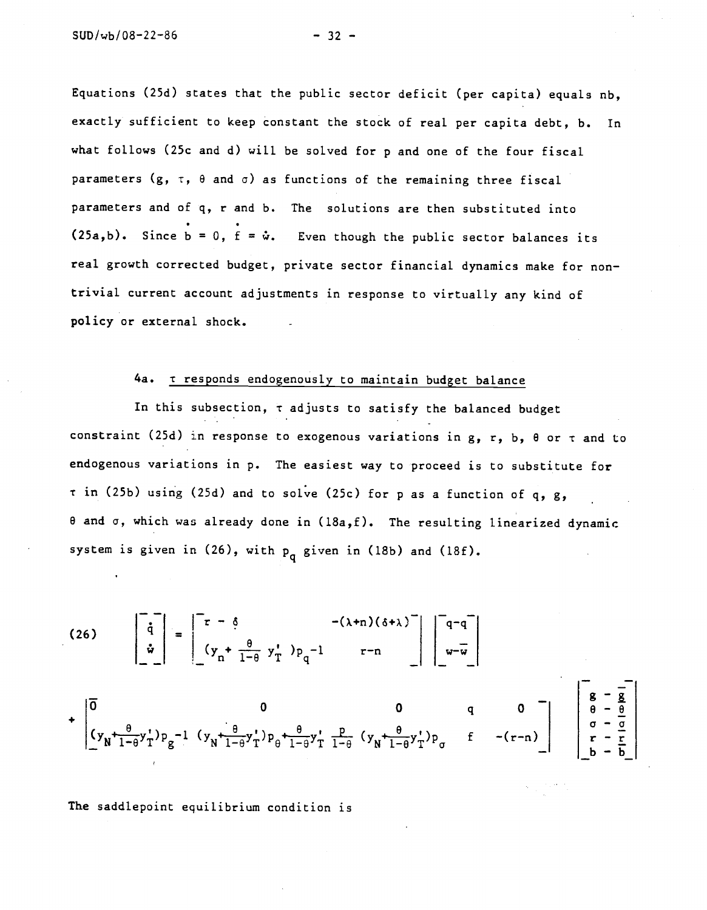Equations (25d) states that the public sector deficit (per capita) equals nb, exactly sufficient to keep constant the stock of real per capita debt, b. In what follows (25c and d) will be solved for p and one of the four fiscal parameters ($g$, $\tau$, $\theta$ and $\sigma$) as functions of the remaining three fiscal parameters and of q, r and b. The solutions are then substituted into (25a,b). Since $\dot{b} = 0$, $\dot{f} = \dot{w}$. Even though the public sector balances its real growth corrected budget, private sector financial dynamics make for non-trivial current account adjustments in response to virtually any kind of policy or external shock.

### 4a. $\tau$ responds endogenously to maintain budget balance

In this subsection, $\tau$ adjusts to satisfy the balanced budget constraint (25d) in response to exogenous variations in g, r, b, $\theta$ or $\tau$ and to endogenous variations in p. The easiest way to proceed is to substitute for $\tau$ in (25b) using (25d) and to solve (25c) for p as a function of q, g, $\theta$ and $\sigma$, which was already done in (18a,f). The resulting linearized dynamic system is given in (26), with $p_q$ given in (18b) and (18f).

$$
(26) \quad \begin{bmatrix} \dot{q} \\ \dot{w} \end{bmatrix} = \begin{bmatrix} r - \delta & -(\lambda+n)(\delta+\lambda) \\ (y_n + \frac{\theta}{1-\theta} y_T')p_q - 1 & r-n \end{bmatrix} \begin{bmatrix} q - \bar{q} \\ w - \bar{w} \end{bmatrix}
$$

$$
+ \begin{bmatrix} 0 & 0 & 0 & q & 0 \\ (y_N + \frac{\theta}{1-\theta} y_T')p_g - 1 & (y_N + \frac{\theta}{1-\theta} y_T')p_\theta + \frac{\theta}{1-\theta} y_T' \frac{p}{1-\theta} & (y_N + \frac{\theta}{1-\theta} y_T')p_\sigma & f & -(r-n) \end{bmatrix} \begin{bmatrix} g - \bar{g} \\ \theta - \bar{\theta} \\ \sigma - \bar{\sigma} \\ r - \bar{r} \\ b - \bar{b} \end{bmatrix}
$$

The saddlepoint equilibrium condition is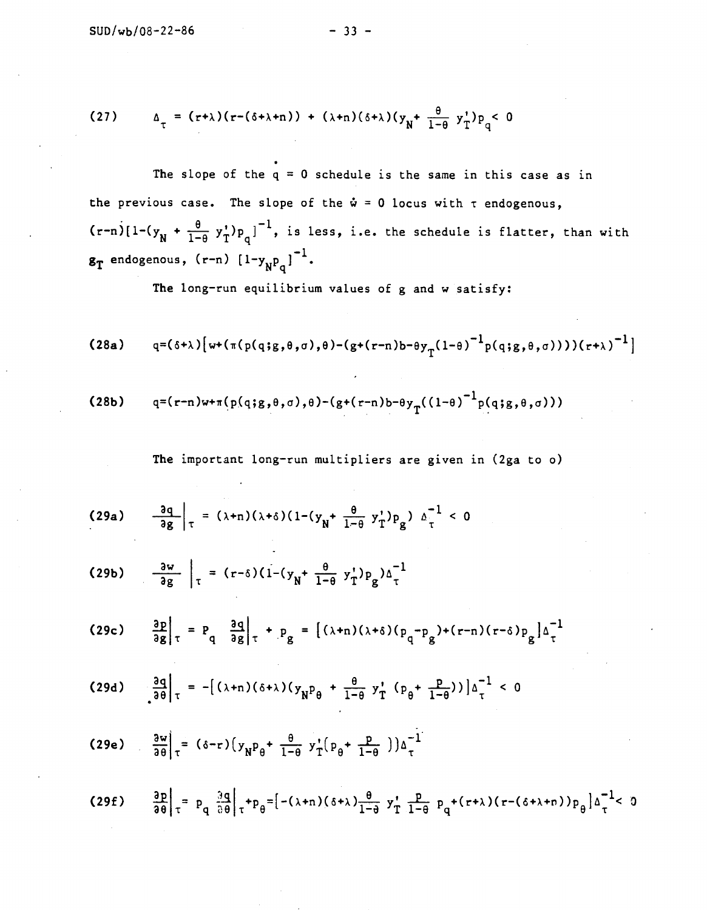$$(27) \quad \Delta_\tau = (r+\lambda)(r-(\delta+\lambda+n)) + (\lambda+n)(\delta+\lambda)(y_N + \frac{\theta}{1-\theta} y_T')p_q < 0$$

The slope of the $\dot{q} = 0$ schedule is the same in this case as in the previous case. The slope of the $\dot{w} = 0$ locus with $\tau$ endogenous, $(r-n)[1-(y_N + \frac{\theta}{1-\theta} y_T')p_q]^{-1}$, is less, i.e. the schedule is flatter, than with $g_T$ endogenous, $(r-n)\ [1-y_N p_q]^{-1}$.

The long-run equilibrium values of g and w satisfy:

$$(28a) \quad q=(\delta+\lambda)\left[w+(\pi(p(q;g,\theta,\sigma),\theta)-(g+(r-n)b-\theta y_T(1-\theta)^{-1}p(q;g,\theta,\sigma))))(r+\lambda)^{-1}\right]$$

$$(28b) \quad q=(r-n)w+\pi(p(q;g,\theta,\sigma),\theta)-(g+(r-n)b-\theta y_T((1-\theta)^{-1}p(q;g,\theta,\sigma)))$$

The important long-run multipliers are given in (2ga to o)

$$(29a) \quad \left.\frac{\partial q}{\partial g}\right|_\tau = (\lambda+n)(\lambda+\delta)(1-(y_N + \frac{\theta}{1-\theta} y_T')p_g)\ \Delta_\tau^{-1} < 0$$

$$(29b) \quad \left.\frac{\partial w}{\partial g}\right|_\tau = (r-\delta)(1-(y_N + \frac{\theta}{1-\theta} y_T')p_g)\Delta_\tau^{-1}$$

$$(29c) \quad \left.\frac{\partial p}{\partial g}\right|_\tau = p_q \left.\frac{\partial q}{\partial g}\right|_\tau + p_g = \left[(\lambda+n)(\lambda+\delta)(p_q-p_g)+(r-n)(r-\delta)p_g\right]\Delta_\tau^{-1}$$

$$(29d) \quad \left.\frac{\partial q}{\partial \theta}\right|_\tau = -\left[(\lambda+n)(\delta+\lambda)(y_N p_\theta + \frac{\theta}{1-\theta} y_T' (p_\theta + \frac{p}{1-\theta}))\right]\Delta_\tau^{-1} < 0$$

$$(29e) \quad \left.\frac{\partial w}{\partial \theta}\right|_\tau = (\delta-r)\left(y_N p_\theta + \frac{\theta}{1-\theta} y_T'(p_\theta + \frac{p}{1-\theta}\ )\right)\Delta_\tau^{-1}$$

$$(29f) \quad \left.\frac{\partial p}{\partial \theta}\right|_\tau = p_q \left.\frac{\partial q}{\partial \theta}\right|_\tau + p_\theta = \left[-(\lambda+n)(\delta+\lambda)\frac{\theta}{1-\theta} y_T' \frac{p}{1-\theta} p_q + (r+\lambda)(r-(\delta+\lambda+n))p_\theta\right]\Delta_\tau^{-1} < 0$$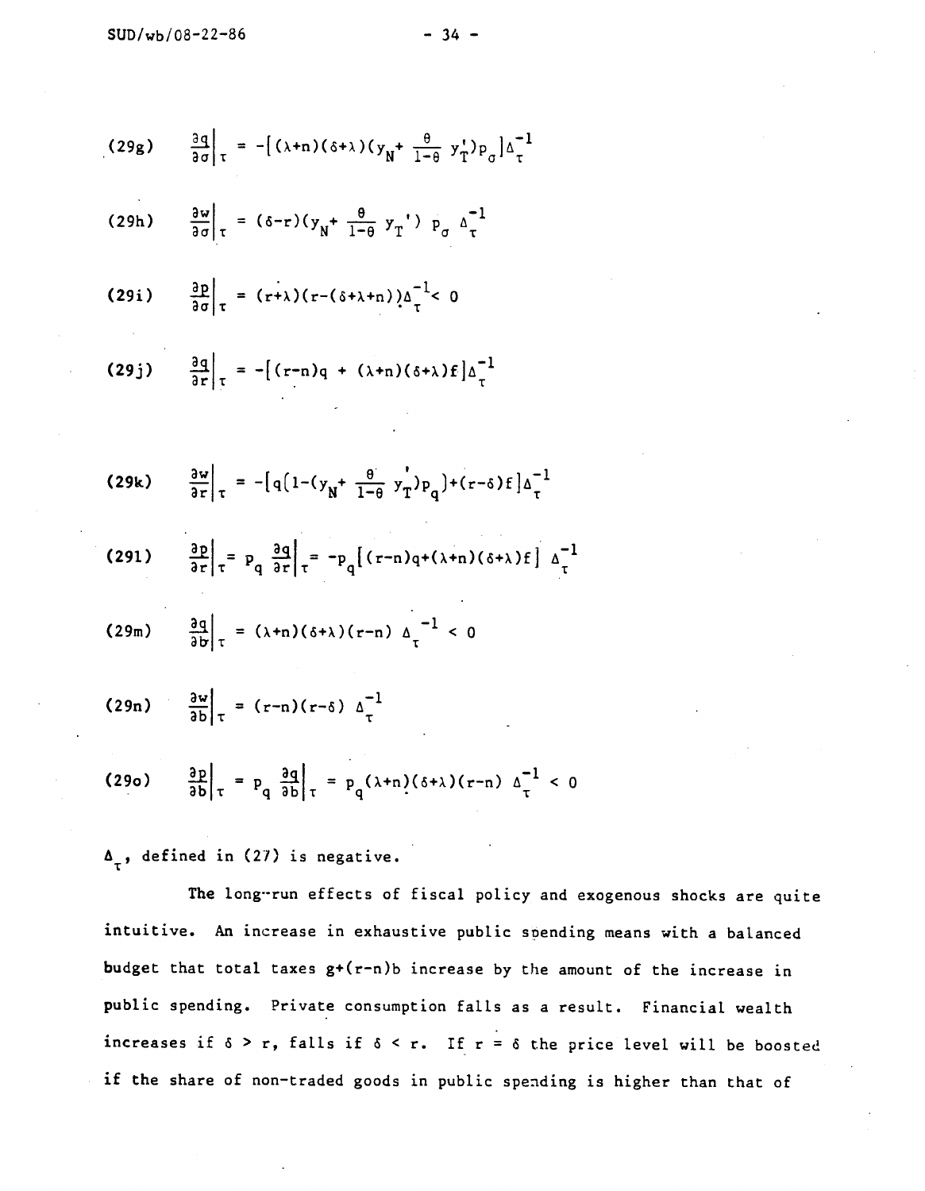$$\text{(29g)} \quad \left.\frac{\partial q}{\partial \sigma}\right|_{\tau} = -\left[(\lambda+n)(\delta+\lambda)(y_N + \frac{\theta}{1-\theta} y_T')p_\sigma\right]\Delta_\tau^{-1}$$

$$\text{(29h)} \quad \left.\frac{\partial w}{\partial \sigma}\right|_{\tau} = (\delta-r)(y_N + \frac{\theta}{1-\theta} y_T')\, p_\sigma\, \Delta_\tau^{-1}$$

$$\text{(29i)} \quad \left.\frac{\partial p}{\partial \sigma}\right|_{\tau} = (r+\lambda)(r-(\delta+\lambda+n))\Delta_\tau^{-1} < 0$$

$$\text{(29j)} \quad \left.\frac{\partial q}{\partial r}\right|_{\tau} = -\left[(r-n)q + (\lambda+n)(\delta+\lambda)f\right]\Delta_\tau^{-1}$$

$$\text{(29k)} \quad \left.\frac{\partial w}{\partial r}\right|_{\tau} = -\left[q(1-(y_N + \frac{\theta}{1-\theta} y_T')p_q) + (r-\delta)f\right]\Delta_\tau^{-1}$$

$$\text{(29l)} \quad \left.\frac{\partial p}{\partial r}\right|_{\tau} = p_q \left.\frac{\partial q}{\partial r}\right|_{\tau} = -p_q\left[(r-n)q + (\lambda+n)(\delta+\lambda)f\right]\Delta_\tau^{-1}$$

$$\text{(29m)} \quad \left.\frac{\partial q}{\partial b}\right|_{\tau} = (\lambda+n)(\delta+\lambda)(r-n)\,\Delta_\tau^{-1} < 0$$

$$\text{(29n)} \quad \left.\frac{\partial w}{\partial b}\right|_{\tau} = (r-n)(r-\delta)\,\Delta_\tau^{-1}$$

$$\text{(29o)} \quad \left.\frac{\partial p}{\partial b}\right|_{\tau} = p_q \left.\frac{\partial q}{\partial b}\right|_{\tau} = p_q(\lambda+n)(\delta+\lambda)(r-n)\,\Delta_\tau^{-1} < 0$$

$\Delta_\tau$, defined in (27) is negative.

The long-run effects of fiscal policy and exogenous shocks are quite intuitive. An increase in exhaustive public spending means with a balanced budget that total taxes $g+(r-n)b$ increase by the amount of the increase in public spending. Private consumption falls as a result. Financial wealth increases if $\delta > r$, falls if $\delta < r$. If $r = \delta$ the price level will be boosted if the share of non-traded goods in public spending is higher than that of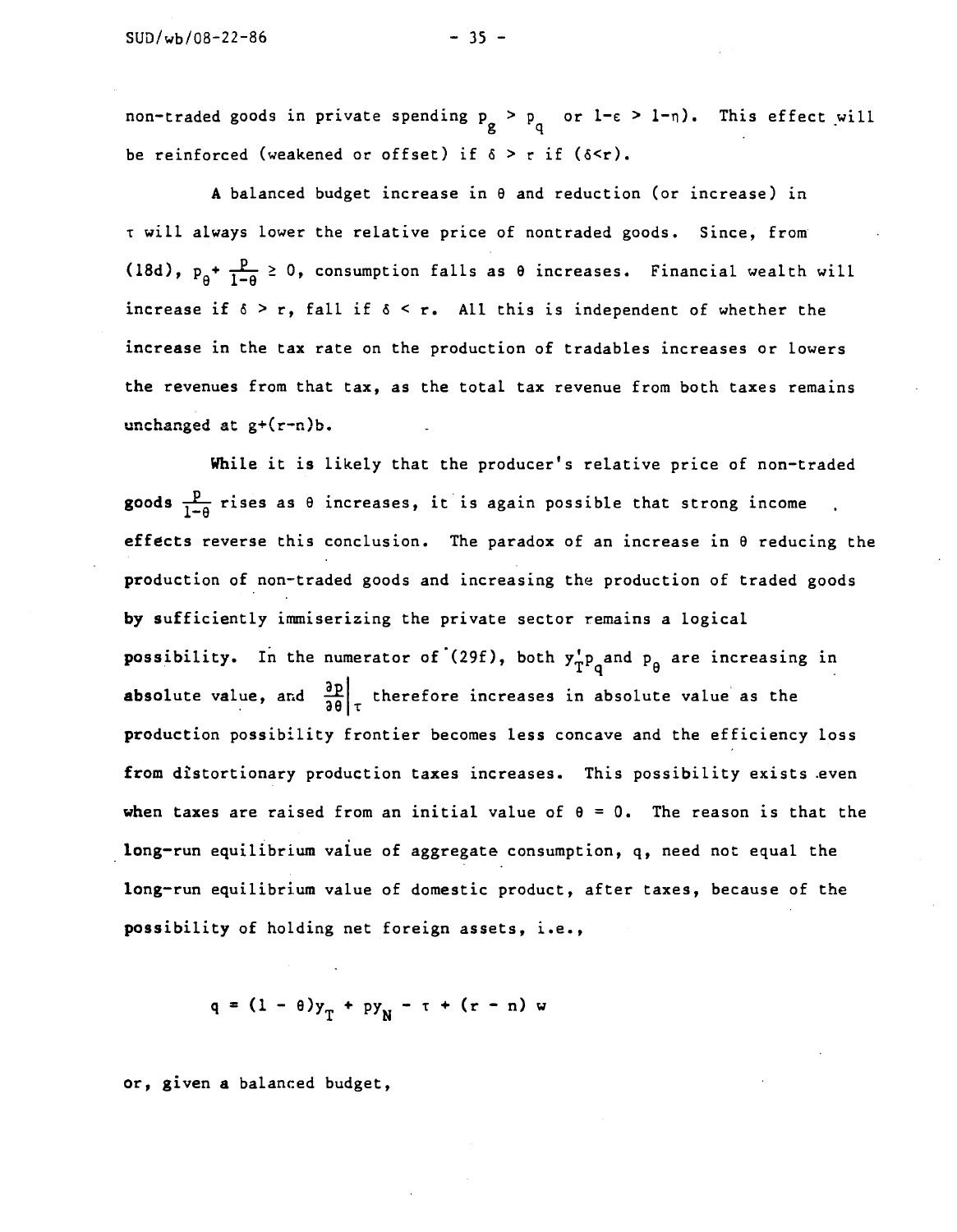non-traded goods in private spending $p_g > p_q$ or $1-\varepsilon > 1-\eta$). This effect will be reinforced (weakened or offset) if $\delta > r$ if ($\delta<r$).

A balanced budget increase in $\theta$ and reduction (or increase) in $\tau$ will always lower the relative price of nontraded goods. Since, from (18d), $p_\theta + \frac{p}{1-\theta} \geq 0$, consumption falls as $\theta$ increases. Financial wealth will increase if $\delta > r$, fall if $\delta < r$. All this is independent of whether the increase in the tax rate on the production of tradables increases or lowers the revenues from that tax, as the total tax revenue from both taxes remains unchanged at $g+(r-n)b$.

While it is likely that the producer's relative price of non-traded goods $\frac{p}{1-\theta}$ rises as $\theta$ increases, it is again possible that strong income effects reverse this conclusion. The paradox of an increase in $\theta$ reducing the production of non-traded goods and increasing the production of traded goods by sufficiently immiserizing the private sector remains a logical possibility. In the numerator of (29f), both $y_T' p_q$ and $p_\theta$ are increasing in absolute value, and $\left.\frac{\partial p}{\partial \theta}\right|_\tau$ therefore increases in absolute value as the production possibility frontier becomes less concave and the efficiency loss from distortionary production taxes increases. This possibility exists even when taxes are raised from an initial value of $\theta = 0$. The reason is that the long-run equilibrium value of aggregate consumption, q, need not equal the long-run equilibrium value of domestic product, after taxes, because of the possibility of holding net foreign assets, i.e.,

$$q = (1 - \theta)y_T + py_N - \tau + (r - n)\,w$$

or, given a balanced budget,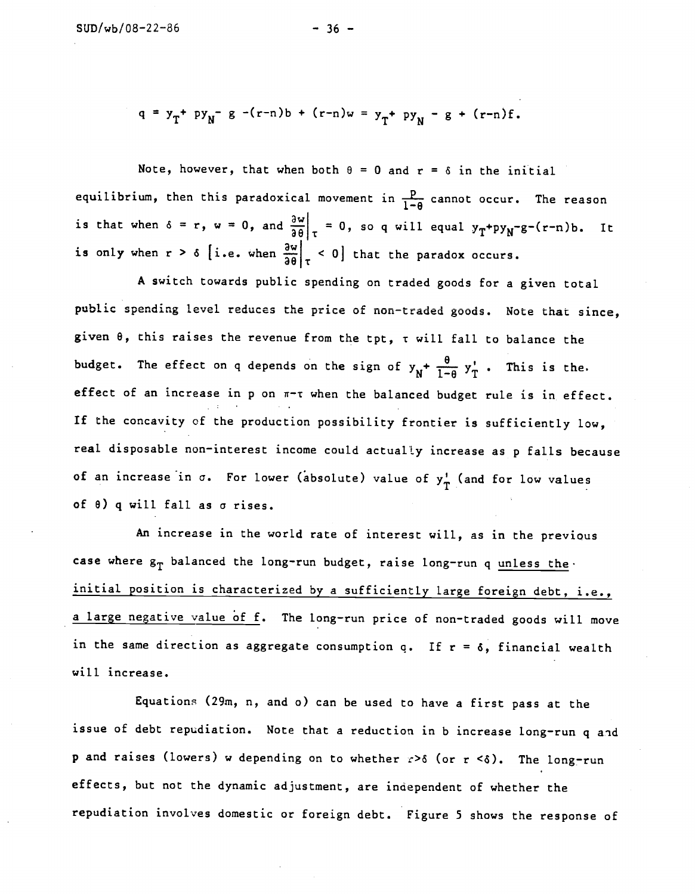$$q = y_T + py_N - g - (r-n)b + (r-n)w = y_T + py_N - g + (r-n)f.$$

Note, however, that when both $\theta = 0$ and $r = \delta$ in the initial equilibrium, then this paradoxical movement in $\frac{p}{1-\theta}$ cannot occur. The reason is that when $\delta = r$, $w = 0$, and $\left.\frac{\partial w}{\partial \theta}\right|_\tau = 0$, so q will equal $y_T + py_N - g - (r-n)b$. It is only when $r > \delta$ [i.e. when $\left.\frac{\partial w}{\partial \theta}\right|_\tau < 0$] that the paradox occurs.

A switch towards public spending on traded goods for a given total public spending level reduces the price of non-traded goods. Note that since, given $\theta$, this raises the revenue from the tpt, $\tau$ will fall to balance the budget. The effect on q depends on the sign of $y_N + \frac{\theta}{1-\theta} y_T'$. This is the effect of an increase in p on $\pi - \tau$ when the balanced budget rule is in effect. If the concavity of the production possibility frontier is sufficiently low, real disposable non-interest income could actually increase as p falls because of an increase in $\sigma$. For lower (absolute) value of $y_T'$ (and for low values of $\theta$) q will fall as $\sigma$ rises.

An increase in the world rate of interest will, as in the previous case where $g_T$ balanced the long-run budget, raise long-run q unless the initial position is characterized by a sufficiently large foreign debt, i.e., a large negative value of f. The long-run price of non-traded goods will move in the same direction as aggregate consumption q. If $r = \delta$, financial wealth will increase.

Equations (29m, n, and o) can be used to have a first pass at the issue of debt repudiation. Note that a reduction in b increase long-run q and p and raises (lowers) w depending on to whether $r > \delta$ (or $r < \delta$). The long-run effects, but not the dynamic adjustment, are independent of whether the repudiation involves domestic or foreign debt. Figure 5 shows the response of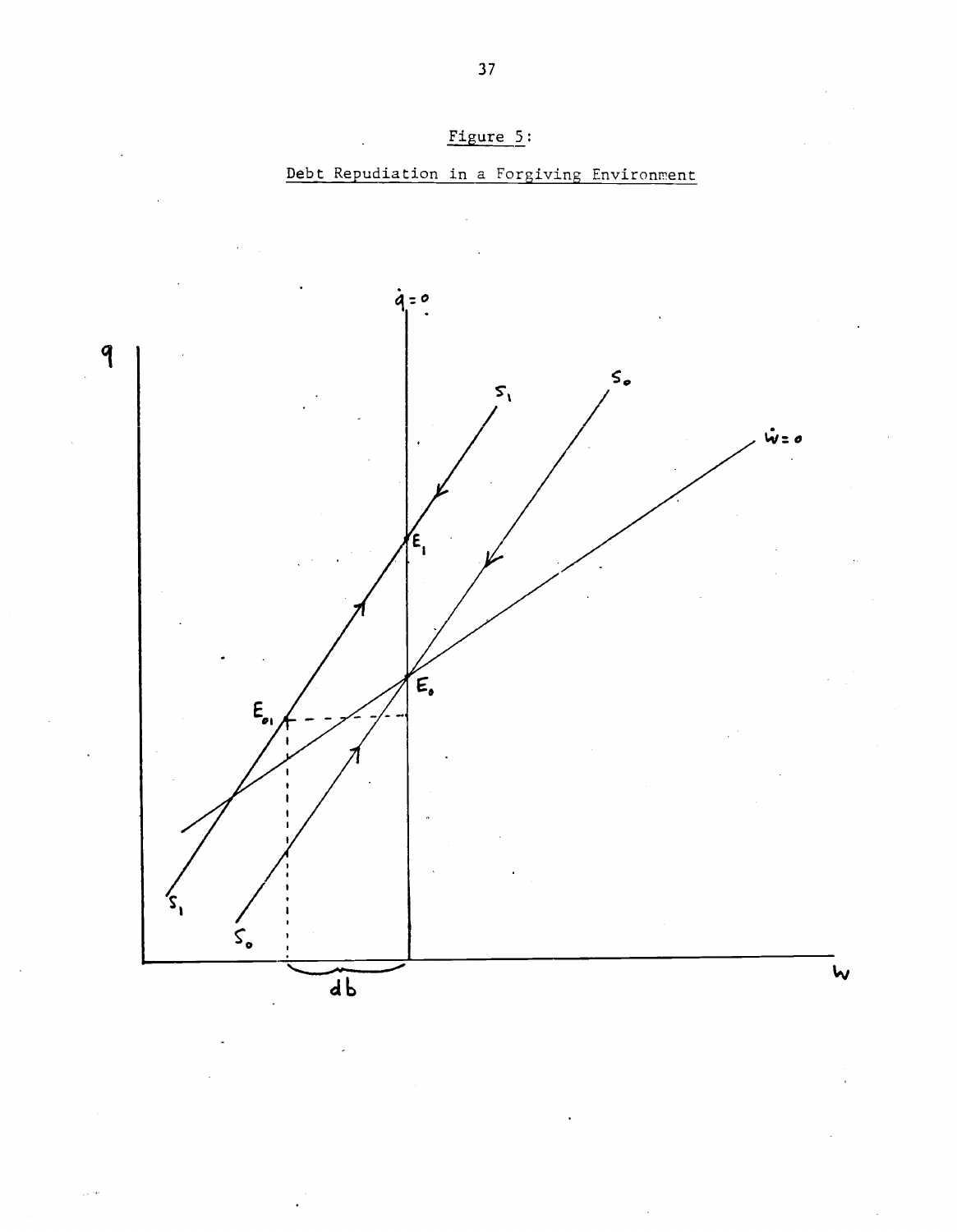Figure 5:

Debt Repudiation in a Forgiving Environment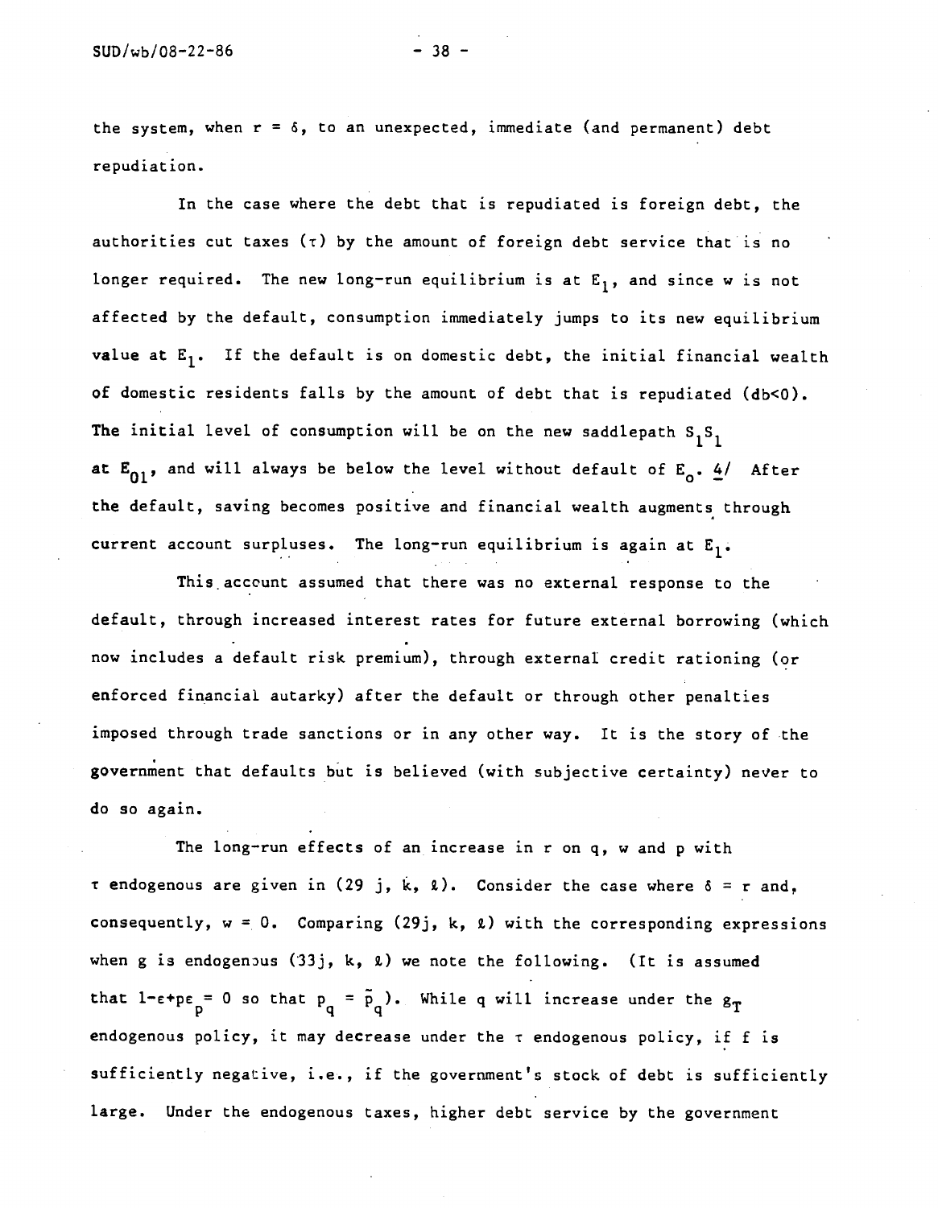the system, when $r = \delta$, to an unexpected, immediate (and permanent) debt repudiation.

In the case where the debt that is repudiated is foreign debt, the authorities cut taxes ($\tau$) by the amount of foreign debt service that is no longer required. The new long-run equilibrium is at $E_1$, and since w is not affected by the default, consumption immediately jumps to its new equilibrium value at $E_1$. If the default is on domestic debt, the initial financial wealth of domestic residents falls by the amount of debt that is repudiated ($db<0$). The initial level of consumption will be on the new saddlepath $S_1S_1$ at $E_{01}$, and will always be below the level without default of $E_0$. 4/ After the default, saving becomes positive and financial wealth augments through current account surpluses. The long-run equilibrium is again at $E_1$.

This account assumed that there was no external response to the default, through increased interest rates for future external borrowing (which now includes a default risk premium), through external credit rationing (or enforced financial autarky) after the default or through other penalties imposed through trade sanctions or in any other way. It is the story of the government that defaults but is believed (with subjective certainty) never to do so again.

The long-run effects of an increase in r on q, w and p with $\tau$ endogenous are given in (29 j, k, $\ell$). Consider the case where $\delta = r$ and, consequently, $w = 0$. Comparing (29j, k, $\ell$) with the corresponding expressions when g is endogenous (33j, k, $\ell$) we note the following. (It is assumed that $1-\varepsilon+p\varepsilon_p = 0$ so that $p_q = \tilde{p}_q$). While q will increase under the $g_T$ endogenous policy, it may decrease under the $\tau$ endogenous policy, if f is sufficiently negative, i.e., if the government's stock of debt is sufficiently large. Under the endogenous taxes, higher debt service by the government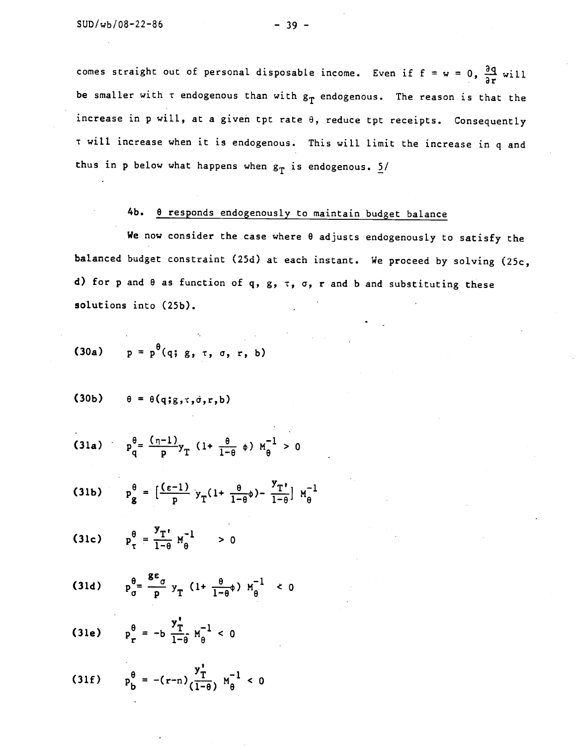comes straight out of personal disposable income. Even if $f = w = 0$, $\frac{\partial q}{\partial r}$ will be smaller with $\tau$ endogenous than with $g_T$ endogenous. The reason is that the increase in p will, at a given tpt rate $\theta$, reduce tpt receipts. Consequently $\tau$ will increase when it is endogenous. This will limit the increase in q and thus in p below what happens when $g_T$ is endogenous. 5/

### 4b. θ responds endogenously to maintain budget balance

We now consider the case where $\theta$ adjusts endogenously to satisfy the balanced budget constraint (25d) at each instant. We proceed by solving (25c, d) for p and $\theta$ as function of q, g, $\tau$, $\sigma$, r and b and substituting these solutions into (25b).

(30a) $$p = p^{\theta}(q; g, \tau, \sigma, r, b)$$

(30b) $$\theta = \theta(q; g, \tau, \sigma, r, b)$$

(31a) $$p^{\theta}_{q} = \frac{(\eta-1)}{p} y_T \left(1 + \frac{\theta}{1-\theta}\phi\right) M^{-1}_{\theta} > 0$$

(31b) $$p^{\theta}_{g} = \left[\frac{(\varepsilon-1)}{p} y_T \left(1 + \frac{\theta}{1-\theta}\phi\right) - \frac{y_T'}{1-\theta}\right] M^{-1}_{\theta}$$

(31c) $$p^{\theta}_{\tau} = \frac{y_T'}{1-\theta} M^{-1}_{\theta} > 0$$

(31d) $$p^{\theta}_{\sigma} = \frac{g\varepsilon_{\sigma}}{p} y_T \left(1 + \frac{\theta}{1-\theta}\phi\right) M^{-1}_{\theta} < 0$$

(31e) $$p^{\theta}_{r} = -b \frac{y_T'}{1-\theta} M^{-1}_{\theta} < 0$$

(31f) $$p^{\theta}_{b} = -(r-n) \frac{y_T'}{(1-\theta)} M^{-1}_{\theta} < 0$$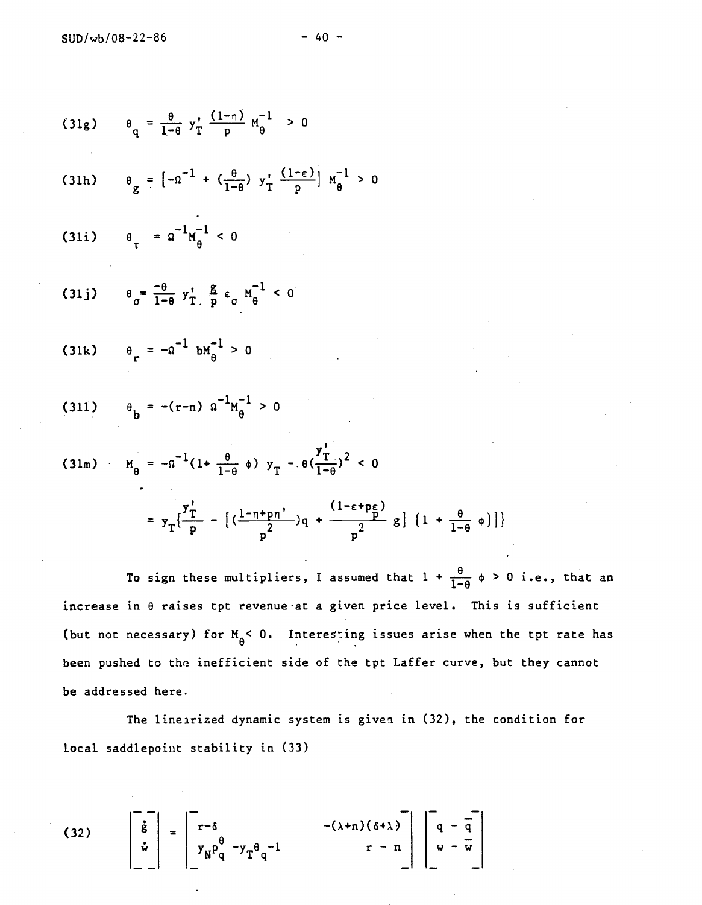(31g) $\theta_q = \frac{\theta}{1-\theta} y_T' \frac{(1-\eta)}{p} M_\theta^{-1} > 0$

(31h) $\theta_g = \left[-\Omega^{-1} + (\frac{\theta}{1-\theta}) y_T' \frac{(1-\varepsilon)}{p}\right] M_\theta^{-1} > 0$

(31i) $\theta_\tau = \Omega^{-1} M_\theta^{-1} < 0$

(31j) $\theta_\sigma = \frac{-\theta}{1-\theta} y_T' \frac{g}{p} \varepsilon_\sigma M_\theta^{-1} < 0$

(31k) $\theta_r = -\Omega^{-1} b M_\theta^{-1} > 0$

(31l) $\theta_b = -(r-n) \Omega^{-1} M_\theta^{-1} > 0$

(31m) $M_\theta = -\Omega^{-1}(1 + \frac{\theta}{1-\theta} \phi) y_T - \theta(\frac{y_T'}{1-\theta})^2 < 0$

$$= y_T\{\frac{y_T'}{p} - [(\frac{1-\eta+p\eta'}{p^2})q + \frac{(1-\varepsilon+p\varepsilon_p)}{p^2} g] (1 + \frac{\theta}{1-\theta} \phi)]\}$$

To sign these multipliers, I assumed that $1 + \frac{\theta}{1-\theta} \phi > 0$ i.e., that an increase in $\theta$ raises tpt revenue at a given price level. This is sufficient (but not necessary) for $M_\theta < 0$. Interesting issues arise when the tpt rate has been pushed to the inefficient side of the tpt Laffer curve, but they cannot be addressed here.

The linearized dynamic system is given in (32), the condition for local saddlepoint stability in (33)

(32)
$$\begin{bmatrix} \dot{g} \\ \dot{w} \end{bmatrix} = \begin{bmatrix} r-\delta & -(\lambda+n)(\delta+\lambda) \\ y_N p_q^\theta - y_T \theta_q - 1 & r-n \end{bmatrix} \begin{bmatrix} q - \bar{q} \\ w - \bar{w} \end{bmatrix}$$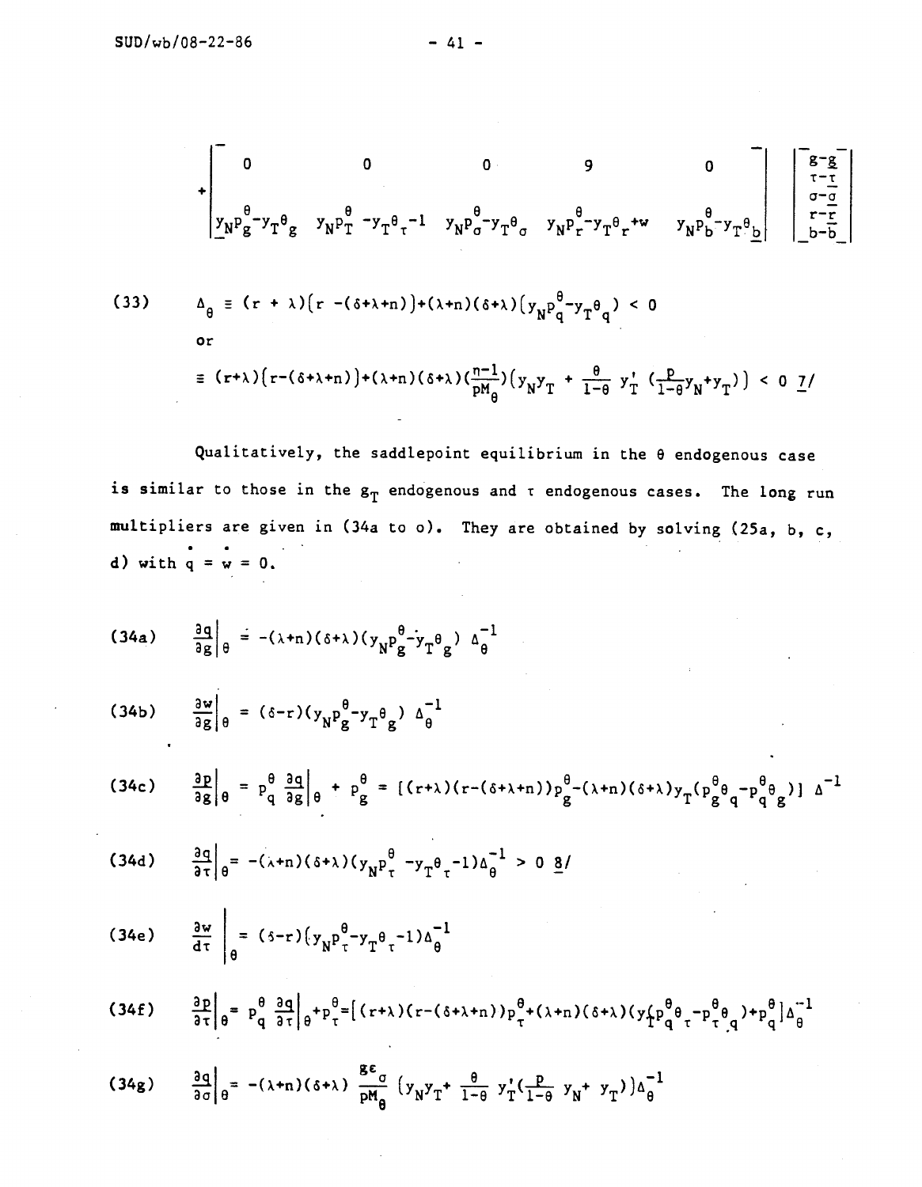$$
+\begin{bmatrix} 0 & 0 & 0 & 9 & 0 \\ y_N p_g^\theta - y_T \theta_g & y_N p_\tau^\theta - y_T \theta_\tau - 1 & y_N p_\sigma^\theta - y_T \theta_\sigma & y_N p_r^\theta - y_T \theta_r + w & y_N p_b^\theta - y_T \theta_b \end{bmatrix} \begin{bmatrix} g - \bar{g} \\ \tau - \bar{\tau} \\ \sigma - \bar{\sigma} \\ r - \bar{r} \\ b - \bar{b} \end{bmatrix}
$$

(33) $\Delta_\theta \equiv (r + \lambda)\left(r - (\delta+\lambda+n)\right) + (\lambda+n)(\delta+\lambda)\left(y_N p_q^\theta - y_T \theta_q\right) < 0$

or

$\equiv (r+\lambda)\left(r-(\delta+\lambda+n)\right)+(\lambda+n)(\delta+\lambda)\left(\frac{n-1}{pM_\theta}\right)\left(y_N y_T + \frac{\theta}{1-\theta}\, y_T' \left(\frac{p}{1-\theta} y_N + y_T\right)\right) < 0$ 7/

Qualitatively, the saddlepoint equilibrium in the $\theta$ endogenous case is similar to those in the $g_T$ endogenous and $\tau$ endogenous cases. The long run multipliers are given in (34a to o). They are obtained by solving (25a, b, c, d) with $\dot{q} = \dot{w} = 0$.

(34a) $\left.\frac{\partial q}{\partial g}\right|_\theta = -(\lambda+n)(\delta+\lambda)(y_N p_g^\theta - y_T \theta_g)\, \Delta_\theta^{-1}$

(34b) $\left.\frac{\partial w}{\partial g}\right|_\theta = (\delta - r)(y_N p_g^\theta - y_T \theta_g)\, \Delta_\theta^{-1}$

(34c) $\left.\frac{\partial p}{\partial g}\right|_\theta = p_q^\theta \left.\frac{\partial q}{\partial g}\right|_\theta + p_g^\theta = \left[(r+\lambda)(r-(\delta+\lambda+n))p_g^\theta - (\lambda+n)(\delta+\lambda) y_T (p_g^\theta \theta_q - p_q^\theta \theta_g)\right] \Delta^{-1}$

(34d) $\left.\frac{\partial q}{\partial \tau}\right|_\theta = -(\lambda+n)(\delta+\lambda)(y_N p_\tau^\theta - y_T \theta_\tau - 1)\Delta_\theta^{-1} > 0$ 8/

(34e) $\left.\frac{\partial w}{d\tau}\right|_\theta = (\delta - r)(y_N p_\tau^\theta - y_T \theta_\tau - 1)\Delta_\theta^{-1}$

(34f) $\left.\frac{\partial p}{\partial \tau}\right|_\theta = p_q^\theta \left.\frac{\partial q}{\partial \tau}\right|_\theta + p_\tau^\theta = \left[(r+\lambda)(r-(\delta+\lambda+n))p_\tau^\theta + (\lambda+n)(\delta+\lambda)(y_T(p_q^\theta \theta_\tau - p_\tau^\theta \theta_q) + p_q^\theta\right]\Delta_\theta^{-1}$

(34g) $\left.\frac{\partial q}{\partial \sigma}\right|_\theta = -(\lambda+n)(\delta+\lambda)\, \frac{g\varepsilon_\sigma}{pM_\theta} \left(y_N y_T + \frac{\theta}{1-\theta}\, y_T' \left(\frac{p}{1-\theta}\, y_N + y_T\right)\right)\Delta_\theta^{-1}$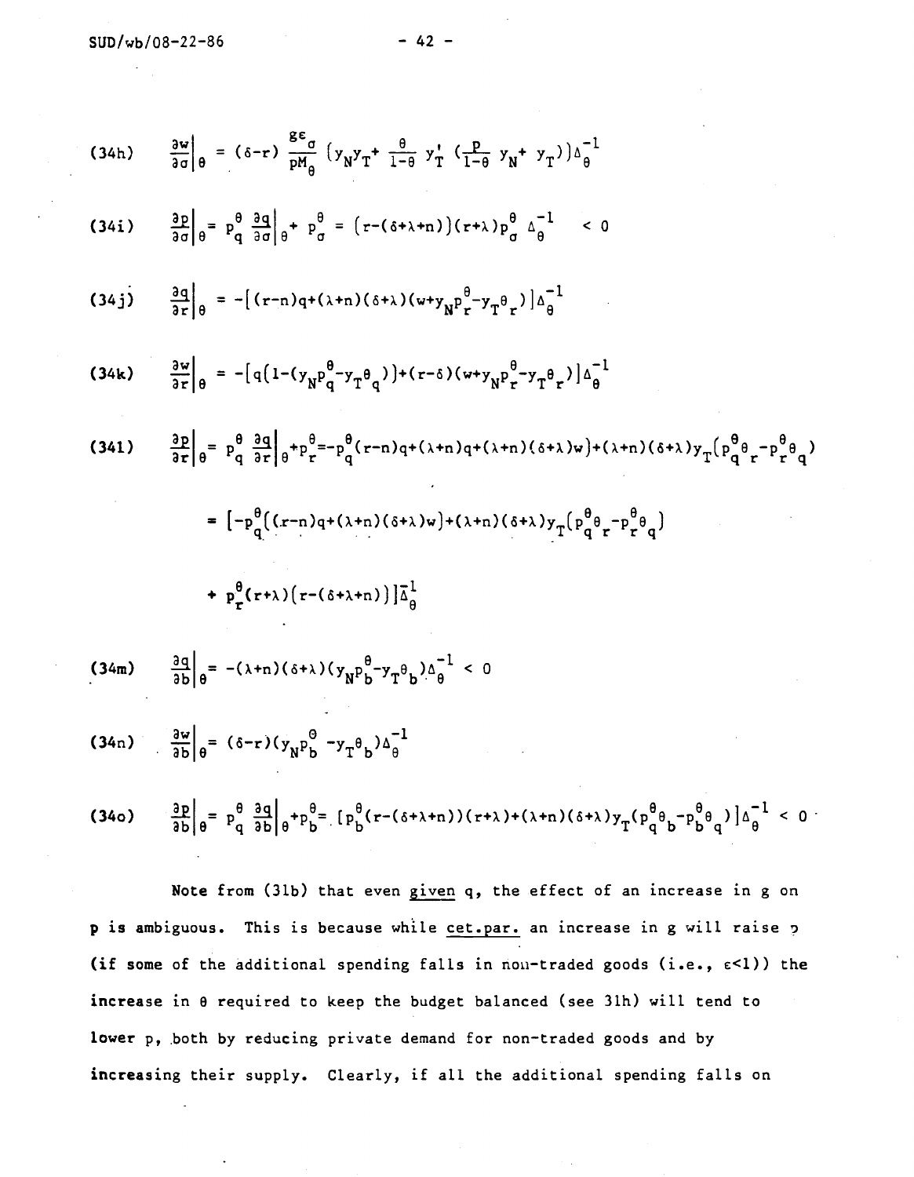$$(34h) \quad \left.\frac{\partial w}{\partial \sigma}\right|_\theta = (\delta - r)\frac{g\varepsilon_\sigma}{pM_\theta}\left(y_N y_T + \frac{\theta}{1-\theta}y_T'\left(\frac{p}{1-\theta}y_N + y_T\right)\right)\Delta_\theta^{-1}$$

$$(34i) \quad \left.\frac{\partial p}{\partial \sigma}\right|_\theta = p_q^\theta \left.\frac{\partial q}{\partial \sigma}\right|_\theta + p_\sigma^\theta = \left[r - (\delta+\lambda+n)\right](r+\lambda)p_\sigma^\theta \,\Delta_\theta^{-1} \quad < 0$$

$$(34j) \quad \left.\frac{\partial q}{\partial r}\right|_\theta = -\left[(r-n)q + (\lambda+n)(\delta+\lambda)(w + y_N p_r^\theta - y_T \theta_r)\right]\Delta_\theta^{-1}$$

$$(34k) \quad \left.\frac{\partial w}{\partial r}\right|_\theta = -\left[q\left(1 - (y_N p_q^\theta - y_T \theta_q)\right) + (r-\delta)(w + y_N p_r^\theta - y_T \theta_r)\right]\Delta_\theta^{-1}$$

$$(34l) \quad \left.\frac{\partial p}{\partial r}\right|_\theta = p_q^\theta \left.\frac{\partial q}{\partial r}\right|_\theta + p_r^\theta = -p_q^\theta\left((r-n)q + (\lambda+n)q + (\lambda+n)(\delta+\lambda)w\right) + (\lambda+n)(\delta+\lambda)y_T\left(p_q^\theta \theta_r - p_r^\theta \theta_q\right)$$

$$= \left[-p_q^\theta\left((r-n)q + (\lambda+n)(\delta+\lambda)w\right) + (\lambda+n)(\delta+\lambda)y_T\left(p_q^\theta \theta_r - p_r^\theta \theta_q\right)\right.$$

$$\left. + \, p_r^\theta (r+\lambda)\left(r - (\delta+\lambda+n)\right)\right]\Delta_\theta^{-1}$$

$$(34m) \quad \left.\frac{\partial q}{\partial b}\right|_\theta = -(\lambda+n)(\delta+\lambda)(y_N p_b^\theta - y_T \theta_b)\Delta_\theta^{-1} \quad < 0$$

$$(34n) \quad \left.\frac{\partial w}{\partial b}\right|_\theta = (\delta - r)(y_N p_b^\theta - y_T \theta_b)\Delta_\theta^{-1}$$

$$(34o) \quad \left.\frac{\partial p}{\partial b}\right|_\theta = p_q^\theta \left.\frac{\partial q}{\partial b}\right|_\theta + p_b^\theta = \left[p_b^\theta\left(r - (\delta+\lambda+n)\right)(r+\lambda) + (\lambda+n)(\delta+\lambda)y_T\left(p_q^\theta \theta_b - p_b^\theta \theta_q\right)\right]\Delta_\theta^{-1} \quad < 0$$

Note from (31b) that even <u>given</u> q, the effect of an increase in g on p is ambiguous. This is because while <u>cet.par.</u> an increase in g will raise p (if some of the additional spending falls in non-traded goods (i.e., $\varepsilon < 1$)) the increase in $\theta$ required to keep the budget balanced (see 31h) will tend to lower p, both by reducing private demand for non-traded goods and by increasing their supply. Clearly, if all the additional spending falls on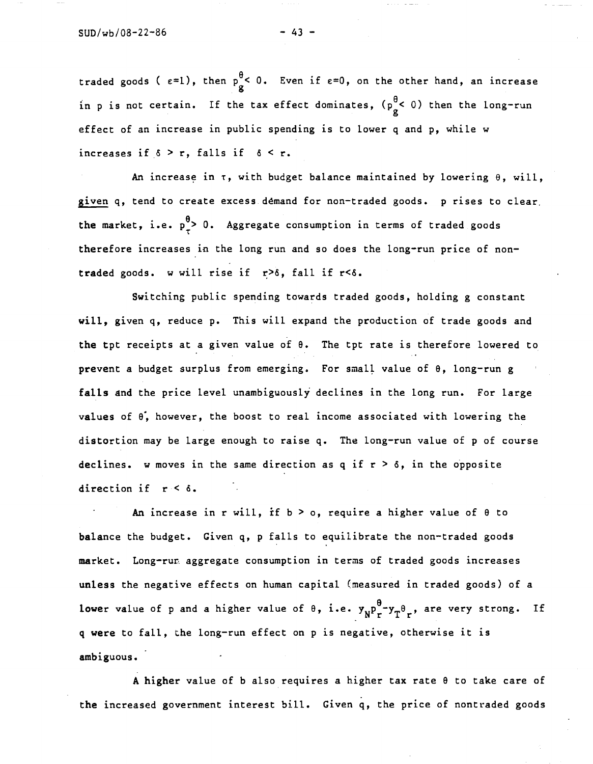traded goods ( $\varepsilon=1$), then $p_g^\theta < 0$. Even if $\varepsilon=0$, on the other hand, an increase in p is not certain. If the tax effect dominates, ($p_g^\theta < 0$) then the long-run effect of an increase in public spending is to lower q and p, while w increases if $\delta > r$, falls if $\delta < r$.

An increase in $\tau$, with budget balance maintained by lowering $\theta$, will, <u>given</u> q, tend to create excess demand for non-traded goods. p rises to clear the market, i.e. $p_\tau^\theta > 0$. Aggregate consumption in terms of traded goods therefore increases in the long run and so does the long-run price of non-traded goods. w will rise if $r > \delta$, fall if $r < \delta$.

Switching public spending towards traded goods, holding g constant will, given q, reduce p. This will expand the production of trade goods and the tpt receipts at a given value of $\theta$. The tpt rate is therefore lowered to prevent a budget surplus from emerging. For small value of $\theta$, long-run g falls and the price level unambiguously declines in the long run. For large values of $\theta$, however, the boost to real income associated with lowering the distortion may be large enough to raise q. The long-run value of p of course declines. w moves in the same direction as q if $r > \delta$, in the opposite direction if $r < \delta$.

An increase in r will, if $b > o$, require a higher value of $\theta$ to balance the budget. Given q, p falls to equilibrate the non-traded goods market. Long-run aggregate consumption in terms of traded goods increases unless the negative effects on human capital (measured in traded goods) of a lower value of p and a higher value of $\theta$, i.e. $y_N p_r^\theta - y_T \theta_r$, are very strong. If q were to fall, the long-run effect on p is negative, otherwise it is ambiguous.

A higher value of b also requires a higher tax rate $\theta$ to take care of the increased government interest bill. Given q, the price of nontraded goods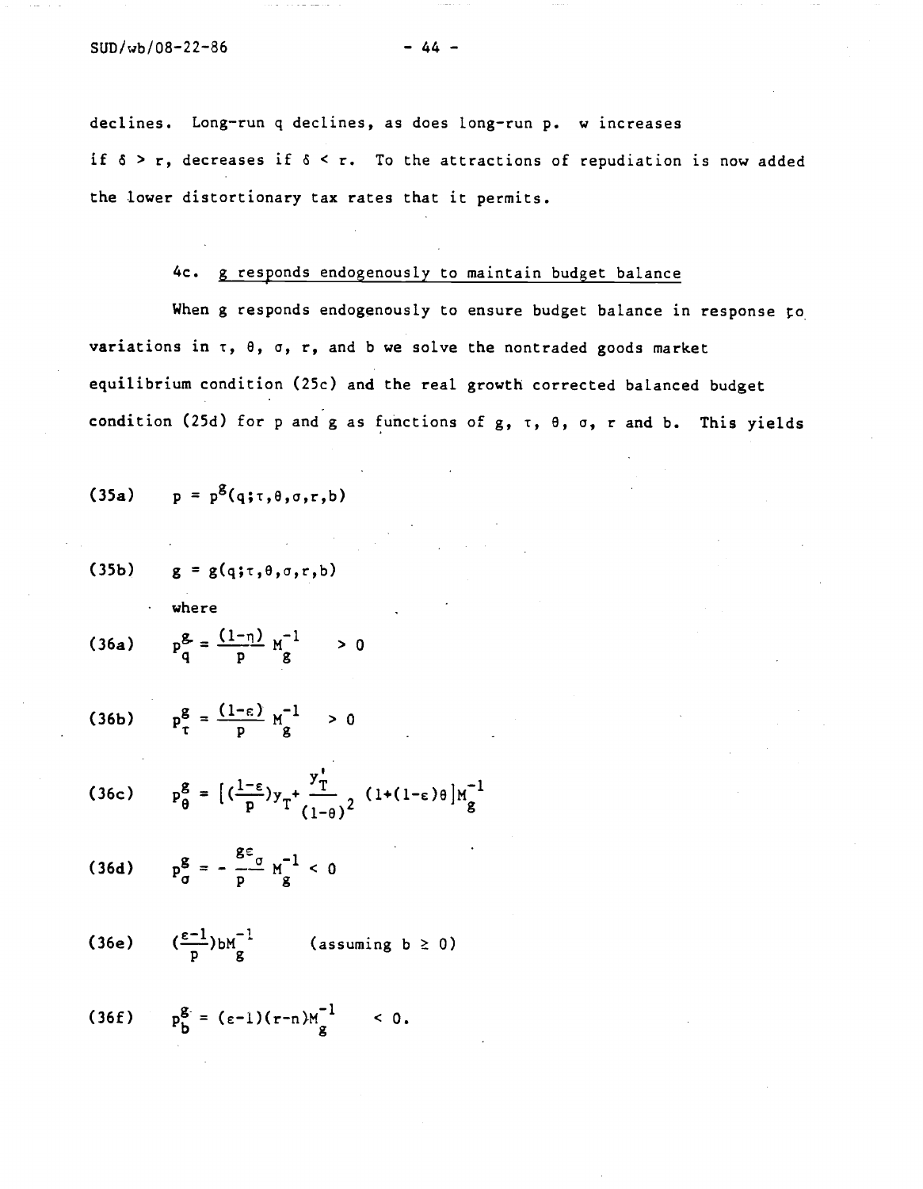declines. Long-run $q$ declines, as does long-run $p$. $w$ increases if $\delta > r$, decreases if $\delta < r$. To the attractions of repudiation is now added the lower distortionary tax rates that it permits.

### 4c. g responds endogenously to maintain budget balance

When $g$ responds endogenously to ensure budget balance in response to variations in $\tau$, $\theta$, $\sigma$, $r$, and $b$ we solve the nontraded goods market equilibrium condition (25c) and the real growth corrected balanced budget condition (25d) for $p$ and $g$ as functions of $g$, $\tau$, $\theta$, $\sigma$, $r$ and $b$. This yields

$$p = p^g(q;\tau,\theta,\sigma,r,b) \tag{35a}$$

$$g = g(q;\tau,\theta,\sigma,r,b) \tag{35b}$$

where

$$p^g_q = \frac{(1-\eta)}{p} M_g^{-1} \quad > 0 \tag{36a}$$

$$p^g_\tau = \frac{(1-\varepsilon)}{p} M_g^{-1} \quad > 0 \tag{36b}$$

$$p^g_\theta = \left[\left(\frac{1-\varepsilon}{p}\right)y_T + \frac{y_T'}{(1-\theta)^2}\left(1+(1-\varepsilon)\theta\right]M_g^{-1}\right. \tag{36c}$$

$$p^g_\sigma = -\frac{g\varepsilon_\sigma}{p} M_g^{-1} < 0 \tag{36d}$$

$$\left(\frac{\varepsilon-1}{p}\right)bM_g^{-1} \qquad \text{(assuming } b \geq 0\text{)} \tag{36e}$$

$$p^g_b = (\varepsilon-1)(r-n)M_g^{-1} \quad < 0. \tag{36f}$$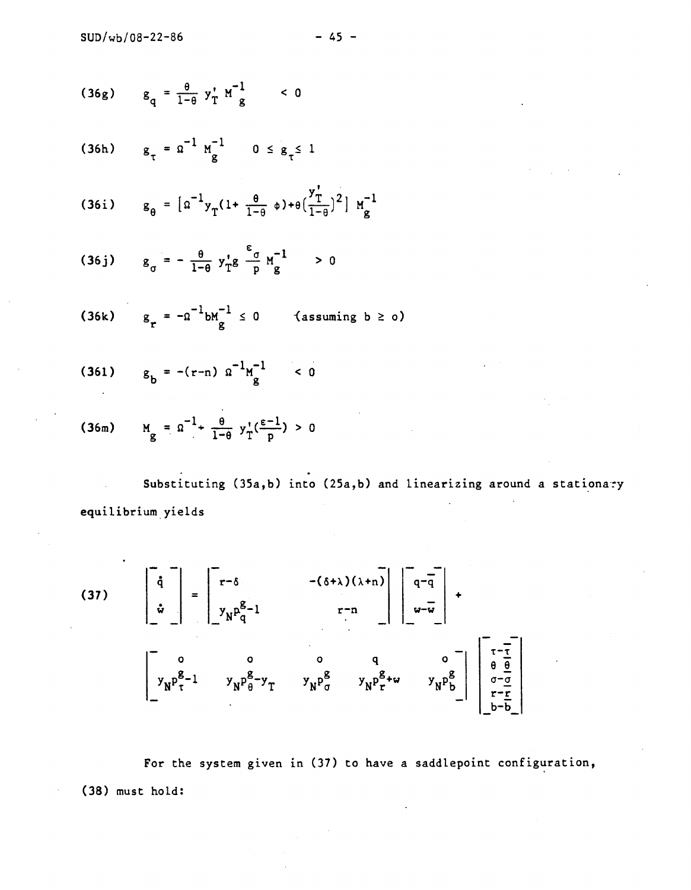(36g) $\quad g_q = \frac{\theta}{1-\theta} y_T' M_g^{-1} \qquad < 0$

(36h) $\quad g_\tau = \Omega^{-1} M_g^{-1} \qquad 0 \leq g_\tau \leq 1$

(36i) $\quad g_\theta = [\Omega^{-1} y_T (1 + \frac{\theta}{1-\theta} \phi) + \theta (\frac{y_T'}{1-\theta})^2] \, M_g^{-1}$

(36j) $\quad g_\sigma = - \frac{\theta}{1-\theta} y_T' g \frac{\varepsilon_\sigma}{p} M_g^{-1} \qquad > 0$

(36k) $\quad g_r = -\Omega^{-1} b M_g^{-1} \leq 0 \qquad$ (assuming $b \geq o$)

(36l) $\quad g_b = -(r-n) \, \Omega^{-1} M_g^{-1} \qquad < 0$

(36m) $\quad M_g = \Omega^{-1} + \frac{\theta}{1-\theta} y_T' (\frac{\varepsilon-1}{p}) > 0$

Substituting (35a,b) into (25a,b) and linearizing around a stationary equilibrium yields

$$
(37) \quad \begin{bmatrix} \dot{q} \\ \dot{w} \end{bmatrix} = \begin{bmatrix} r-\delta & -(\delta+\lambda)(\lambda+n) \\ y_N p_q^g - 1 & r-n \end{bmatrix} \begin{bmatrix} q-\bar{q} \\ w-\bar{w} \end{bmatrix} +
$$

$$
\begin{bmatrix} o & o & o & q & o \\ y_N p_\tau^g - 1 & y_N p_\theta^g - y_T & y_N p_\sigma^g & y_N p_r^g + w & y_N p_b^g \end{bmatrix} \begin{bmatrix} \tau-\bar{\tau} \\ \theta-\bar{\theta} \\ \sigma-\bar{\sigma} \\ r-\bar{r} \\ b-\bar{b} \end{bmatrix}
$$

For the system given in (37) to have a saddlepoint configuration, (38) must hold: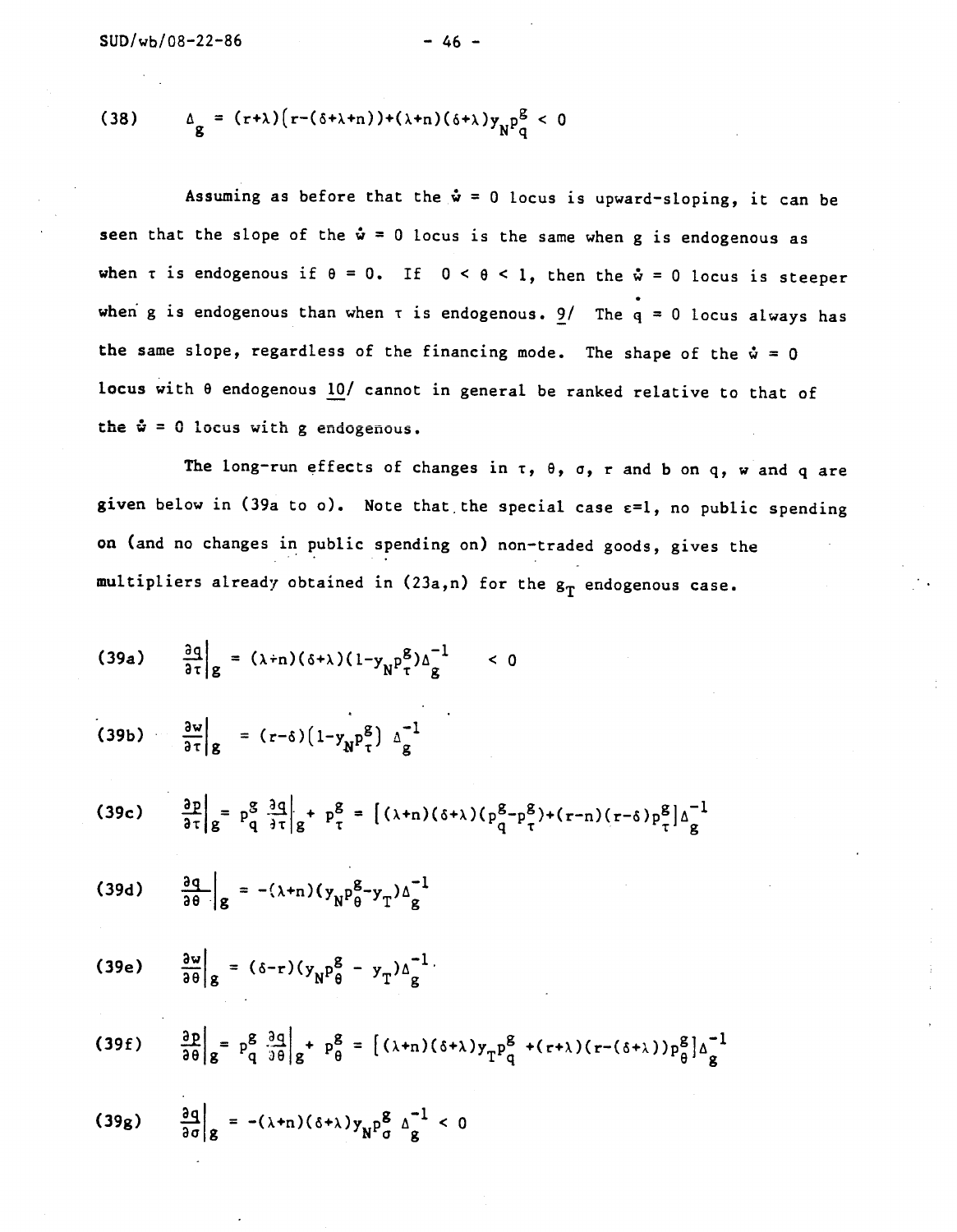(38) $$\Delta_g = (r+\lambda)\left(r-(\delta+\lambda+n)\right)+(\lambda+n)(\delta+\lambda)y_N p_q^g < 0$$

Assuming as before that the $\dot{w} = 0$ locus is upward-sloping, it can be seen that the slope of the $\dot{w} = 0$ locus is the same when g is endogenous as when $\tau$ is endogenous if $\theta = 0$. If $0 < \theta < 1$, then the $\dot{w} = 0$ locus is steeper when g is endogenous than when $\tau$ is endogenous. 9/ The $\dot{q} = 0$ locus always has the same slope, regardless of the financing mode. The shape of the $\dot{w} = 0$ locus with $\theta$ endogenous 10/ cannot in general be ranked relative to that of the $\dot{w} = 0$ locus with g endogenous.

The long-run effects of changes in $\tau$, $\theta$, $\sigma$, r and b on q, w and q are given below in (39a to o). Note that the special case $\varepsilon=1$, no public spending on (and no changes in public spending on) non-traded goods, gives the multipliers already obtained in (23a,n) for the $g_T$ endogenous case.

(39a) $$\left.\frac{\partial q}{\partial \tau}\right|_g = (\lambda+n)(\delta+\lambda)(1-y_N p_\tau^g)\Delta_g^{-1} < 0$$

(39b) $$\left.\frac{\partial w}{\partial \tau}\right|_g = (r-\delta)(1-y_N p_\tau^g)\,\Delta_g^{-1}$$

(39c) $$\left.\frac{\partial p}{\partial \tau}\right|_g = p_q^g \left.\frac{\partial q}{\partial \tau}\right|_g + p_\tau^g = \left[(\lambda+n)(\delta+\lambda)(p_q^g-p_\tau^g)+(r-n)(r-\delta)p_\tau^g\right]\Delta_g^{-1}$$

(39d) $$\left.\frac{\partial q}{\partial \theta}\right|_g = -(\lambda+n)(y_N p_\theta^g-y_T)\Delta_g^{-1}$$

(39e) $$\left.\frac{\partial w}{\partial \theta}\right|_g = (\delta-r)(y_N p_\theta^g - y_T)\Delta_g^{-1}$$

(39f) $$\left.\frac{\partial p}{\partial \theta}\right|_g = p_q^g \left.\frac{\partial q}{\partial \theta}\right|_g + p_\theta^g = \left[(\lambda+n)(\delta+\lambda)y_T p_q^g + (r+\lambda)(r-(\delta+\lambda))p_\theta^g\right]\Delta_g^{-1}$$

(39g) $$\left.\frac{\partial q}{\partial \sigma}\right|_g = -(\lambda+n)(\delta+\lambda)y_N p_\sigma^g\,\Delta_g^{-1} < 0$$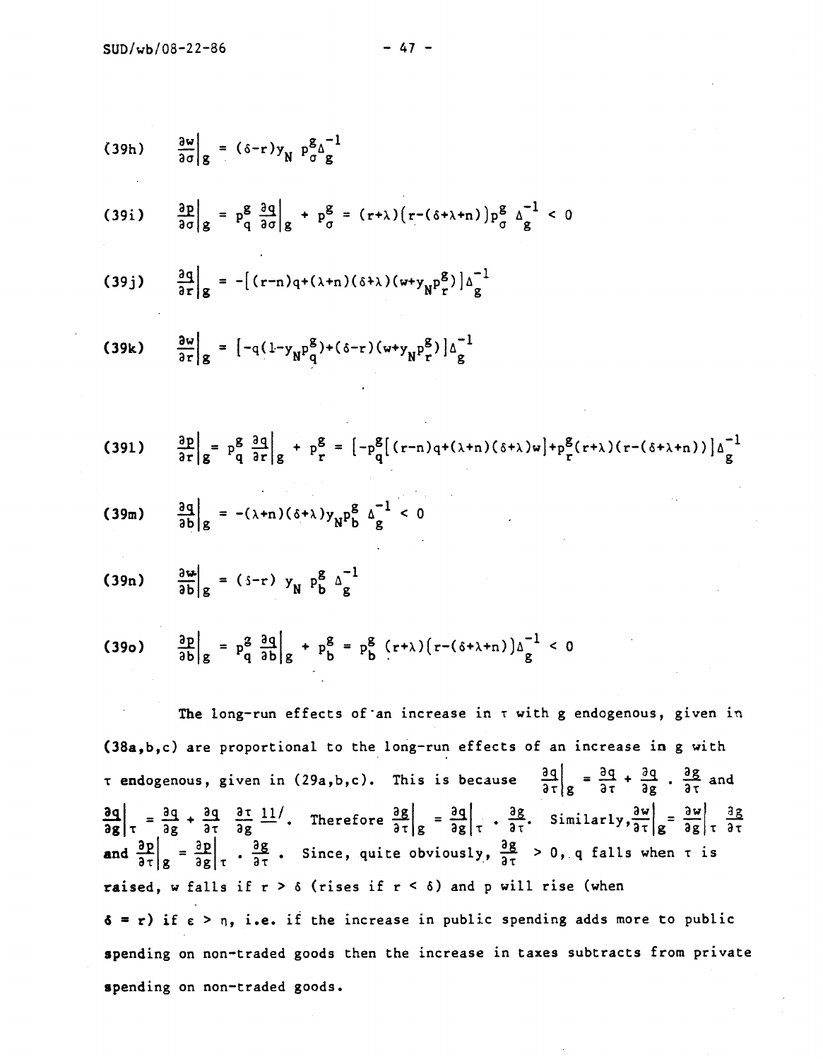(39h) $$\left.\frac{\partial w}{\partial \sigma}\right|_g = (\delta - r) y_N \, p_\sigma^g \Delta_g^{-1}$$

(39i) $$\left.\frac{\partial p}{\partial \sigma}\right|_g = p_q^g \left.\frac{\partial q}{\partial \sigma}\right|_g + p_\sigma^g = (r+\lambda)\big(r-(\delta+\lambda+n)\big) p_\sigma^g \, \Delta_g^{-1} < 0$$

(39j) $$\left.\frac{\partial q}{\partial r}\right|_g = -\left[(r-n)q + (\lambda+n)(\delta+\lambda)(w + y_N p_r^g)\right]\Delta_g^{-1}$$

(39k) $$\left.\frac{\partial w}{\partial r}\right|_g = \left[-q(1 - y_N p_q^g) + (\delta - r)(w + y_N p_r^g)\right]\Delta_g^{-1}$$

(39l) $$\left.\frac{\partial p}{\partial r}\right|_g = p_q^g \left.\frac{\partial q}{\partial r}\right|_g + p_r^g = \left[-p_q^g\left[(r-n)q + (\lambda+n)(\delta+\lambda)w\right] + p_r^g (r+\lambda)\big(r-(\delta+\lambda+n)\big)\right]\Delta_g^{-1}$$

(39m) $$\left.\frac{\partial q}{\partial b}\right|_g = -(\lambda+n)(\delta+\lambda) y_N p_b^g \, \Delta_g^{-1} < 0$$

(39n) $$\left.\frac{\partial w}{\partial b}\right|_g = (\delta - r) \, y_N \, p_b^g \, \Delta_g^{-1}$$

(39o) $$\left.\frac{\partial p}{\partial b}\right|_g = p_q^g \left.\frac{\partial q}{\partial b}\right|_g + p_b^g = p_b^g \, (r+\lambda)\big(r-(\delta+\lambda+n)\big)\Delta_g^{-1} < 0$$

The long-run effects of an increase in $\tau$ with $g$ endogenous, given in (38a,b,c) are proportional to the long-run effects of an increase in $g$ with $\tau$ endogenous, given in (29a,b,c). This is because $\left.\frac{\partial q}{\partial \tau}\right|_g = \frac{\partial q}{\partial \tau} + \frac{\partial q}{\partial g} \cdot \frac{\partial g}{\partial \tau}$ and $\left.\frac{\partial q}{\partial g}\right|_\tau = \frac{\partial q}{\partial g} + \frac{\partial q}{\partial \tau} \frac{\partial \tau}{\partial g}$ 11/. Therefore $\left.\frac{\partial g}{\partial \tau}\right|_g = \left.\frac{\partial q}{\partial g}\right|_\tau \cdot \frac{\partial g}{\partial \tau}$. Similarly, $\left.\frac{\partial w}{\partial \tau}\right|_g = \left.\frac{\partial w}{\partial g}\right|_\tau \frac{\partial g}{\partial \tau}$ and $\left.\frac{\partial p}{\partial \tau}\right|_g = \left.\frac{\partial p}{\partial g}\right|_\tau \cdot \frac{\partial g}{\partial \tau}$. Since, quite obviously, $\frac{\partial g}{\partial \tau} > 0$, $q$ falls when $\tau$ is raised, $w$ falls if $r > \delta$ (rises if $r < \delta$) and $p$ will rise (when $\delta = r$) if $\varepsilon > \eta$, i.e. if the increase in public spending adds more to public spending on non-traded goods then the increase in taxes subtracts from private spending on non-traded goods.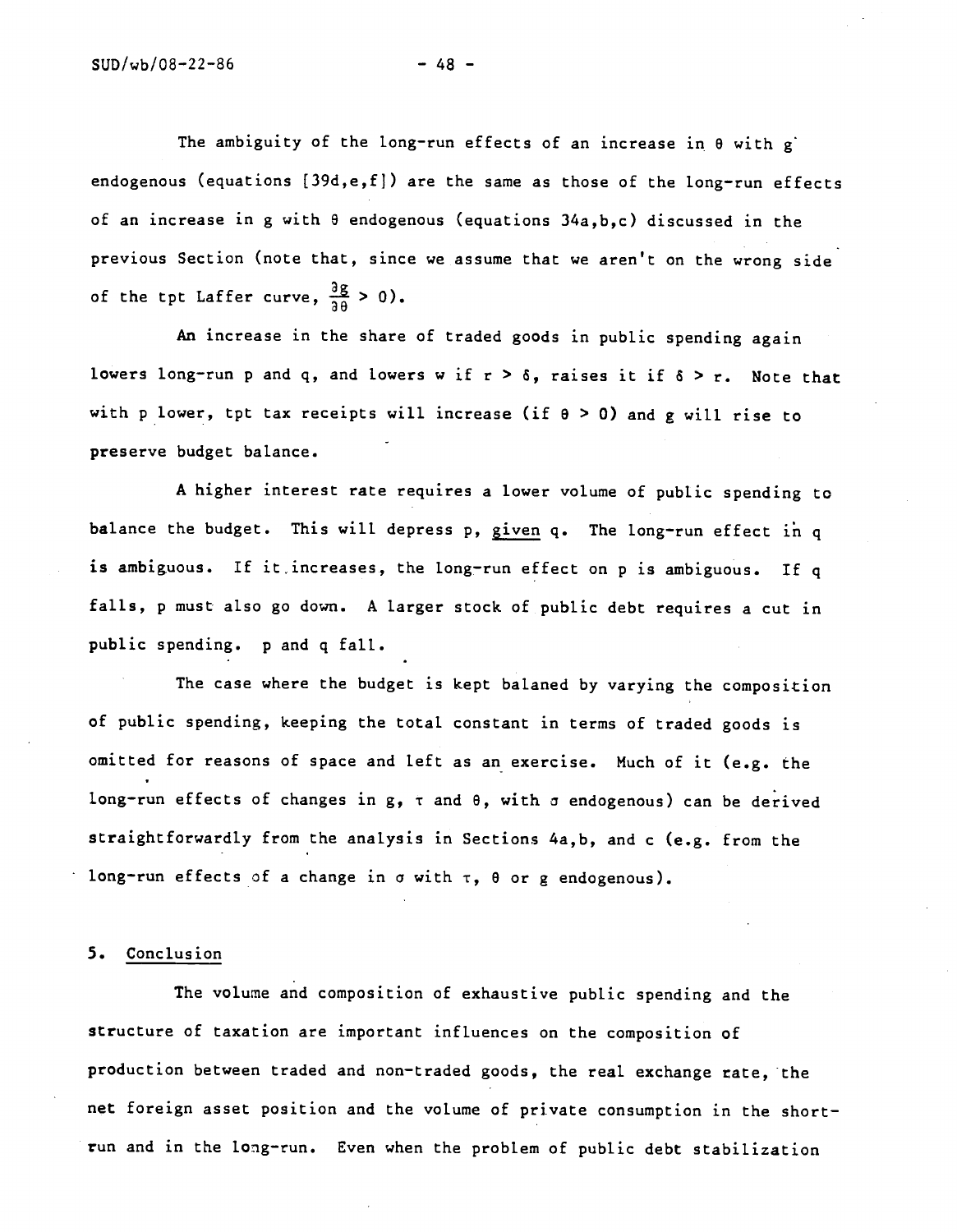The ambiguity of the long-run effects of an increase in $\theta$ with $g$ endogenous (equations [39d,e,f]) are the same as those of the long-run effects of an increase in $g$ with $\theta$ endogenous (equations 34a,b,c) discussed in the previous Section (note that, since we assume that we aren't on the wrong side of the tpt Laffer curve, $\frac{\partial g}{\partial \theta} > 0$).

An increase in the share of traded goods in public spending again lowers long-run $p$ and $q$, and lowers $w$ if $r > \delta$, raises it if $\delta > r$. Note that with $p$ lower, tpt tax receipts will increase (if $\theta > 0$) and $g$ will rise to preserve budget balance.

A higher interest rate requires a lower volume of public spending to balance the budget. This will depress $p$, given $q$. The long-run effect in $q$ is ambiguous. If it increases, the long-run effect on $p$ is ambiguous. If $q$ falls, $p$ must also go down. A larger stock of public debt requires a cut in public spending. $p$ and $q$ fall.

The case where the budget is kept balaned by varying the composition of public spending, keeping the total constant in terms of traded goods is omitted for reasons of space and left as an exercise. Much of it (e.g. the long-run effects of changes in $g$, $\tau$ and $\theta$, with $\sigma$ endogenous) can be derived straightforwardly from the analysis in Sections 4a,b, and c (e.g. from the long-run effects of a change in $\sigma$ with $\tau$, $\theta$ or $g$ endogenous).

## 5. Conclusion

The volume and composition of exhaustive public spending and the structure of taxation are important influences on the composition of production between traded and non-traded goods, the real exchange rate, the net foreign asset position and the volume of private consumption in the short-run and in the long-run. Even when the problem of public debt stabilization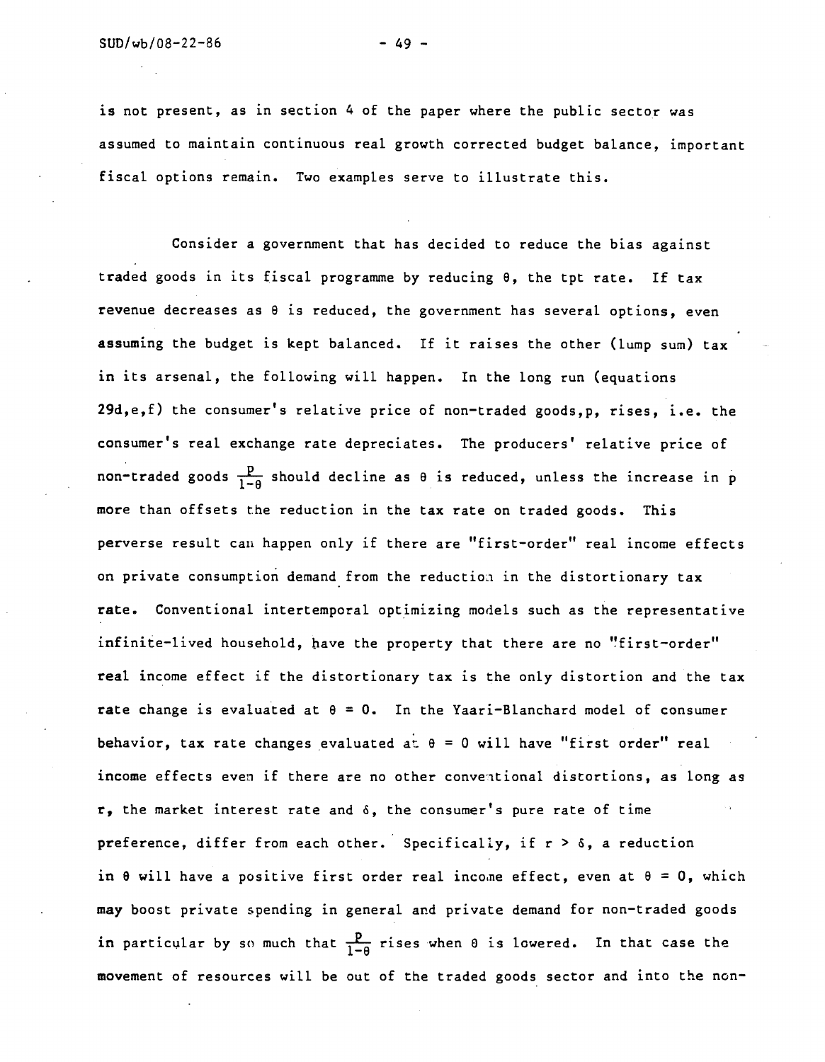is not present, as in section 4 of the paper where the public sector was assumed to maintain continuous real growth corrected budget balance, important fiscal options remain. Two examples serve to illustrate this.

Consider a government that has decided to reduce the bias against traded goods in its fiscal programme by reducing $\theta$, the tpt rate. If tax revenue decreases as $\theta$ is reduced, the government has several options, even assuming the budget is kept balanced. If it raises the other (lump sum) tax in its arsenal, the following will happen. In the long run (equations 29d,e,f) the consumer's relative price of non-traded goods, $p$, rises, i.e. the consumer's real exchange rate depreciates. The producers' relative price of non-traded goods $\frac{p}{1-\theta}$ should decline as $\theta$ is reduced, unless the increase in $p$ more than offsets the reduction in the tax rate on traded goods. This perverse result can happen only if there are "first-order" real income effects on private consumption demand from the reduction in the distortionary tax rate. Conventional intertemporal optimizing models such as the representative infinite-lived household, have the property that there are no "first-order" real income effect if the distortionary tax is the only distortion and the tax rate change is evaluated at $\theta = 0$. In the Yaari-Blanchard model of consumer behavior, tax rate changes evaluated at $\theta = 0$ will have "first order" real income effects even if there are no other conventional distortions, as long as $r$, the market interest rate and $\delta$, the consumer's pure rate of time preference, differ from each other. Specifically, if $r > \delta$, a reduction in $\theta$ will have a positive first order real income effect, even at $\theta = 0$, which may boost private spending in general and private demand for non-traded goods in particular by so much that $\frac{p}{1-\theta}$ rises when $\theta$ is lowered. In that case the movement of resources will be out of the traded goods sector and into the non-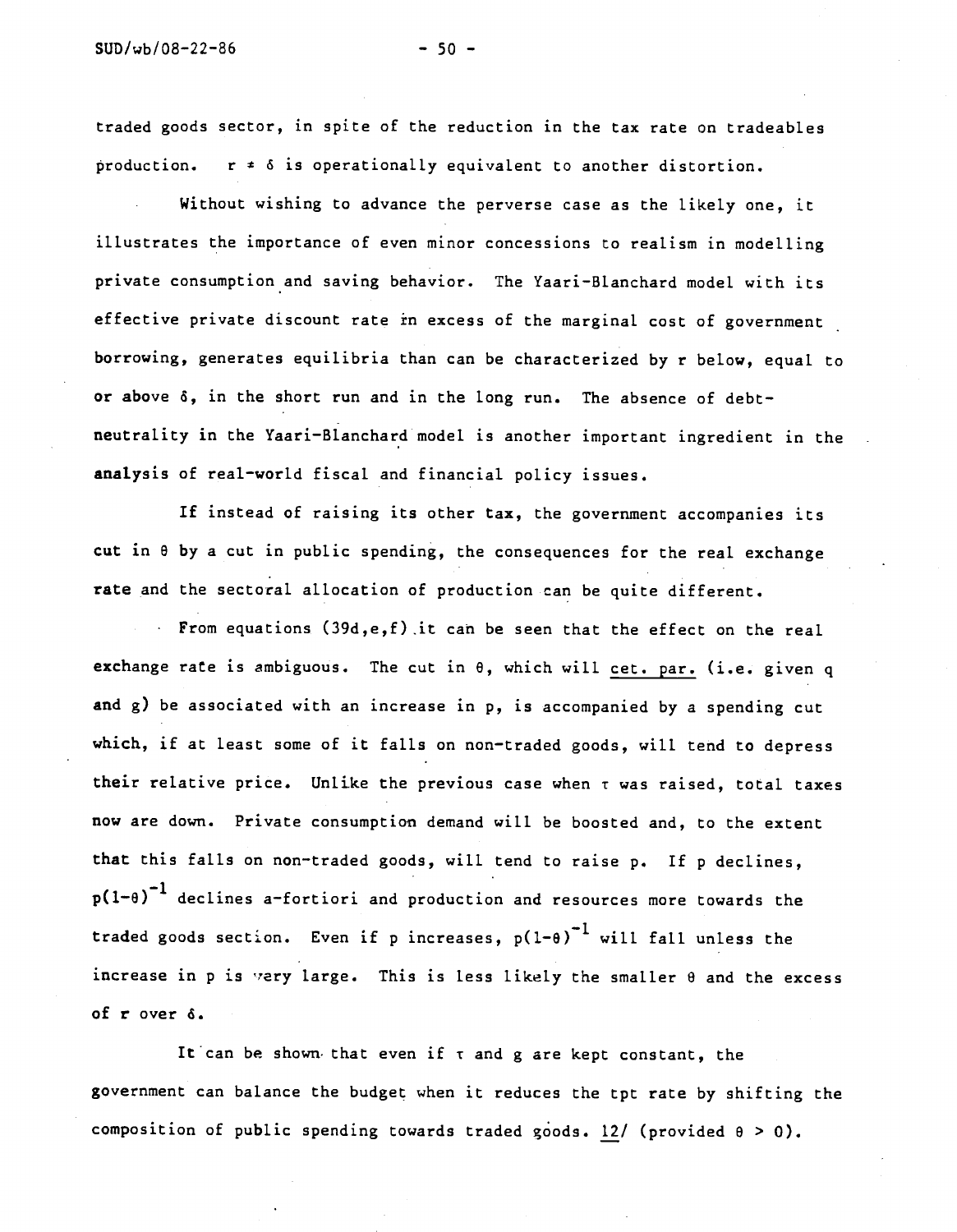traded goods sector, in spite of the reduction in the tax rate on tradeables production. $r \neq \delta$ is operationally equivalent to another distortion.

Without wishing to advance the perverse case as the likely one, it illustrates the importance of even minor concessions to realism in modelling private consumption and saving behavior. The Yaari-Blanchard model with its effective private discount rate in excess of the marginal cost of government borrowing, generates equilibria than can be characterized by r below, equal to or above $\delta$, in the short run and in the long run. The absence of debt-neutrality in the Yaari-Blanchard model is another important ingredient in the analysis of real-world fiscal and financial policy issues.

If instead of raising its other tax, the government accompanies its cut in $\theta$ by a cut in public spending, the consequences for the real exchange rate and the sectoral allocation of production can be quite different.

From equations (39d,e,f) it can be seen that the effect on the real exchange rate is ambiguous. The cut in $\theta$, which will <u>cet. par.</u> (i.e. given q and g) be associated with an increase in p, is accompanied by a spending cut which, if at least some of it falls on non-traded goods, will tend to depress their relative price. Unlike the previous case when $\tau$ was raised, total taxes now are down. Private consumption demand will be boosted and, to the extent that this falls on non-traded goods, will tend to raise p. If p declines, $p(1-\theta)^{-1}$ declines a-fortiori and production and resources more towards the traded goods section. Even if p increases, $p(1-\theta)^{-1}$ will fall unless the increase in p is very large. This is less likely the smaller $\theta$ and the excess of r over $\delta$.

It can be shown that even if $\tau$ and g are kept constant, the government can balance the budget when it reduces the tpt rate by shifting the composition of public spending towards traded goods. <u>12</u>/ (provided $\theta > 0$).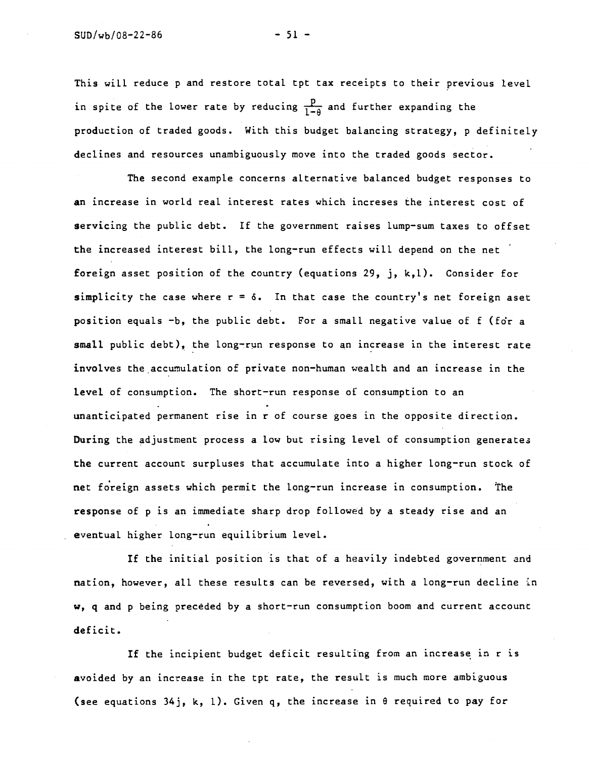This will reduce p and restore total tpt tax receipts to their previous level in spite of the lower rate by reducing $\frac{p}{1-\theta}$ and further expanding the production of traded goods. With this budget balancing strategy, p definitely declines and resources unambiguously move into the traded goods sector.

The second example concerns alternative balanced budget responses to an increase in world real interest rates which increses the interest cost of servicing the public debt. If the government raises lump-sum taxes to offset the increased interest bill, the long-run effects will depend on the net foreign asset position of the country (equations 29, j, k,l). Consider for simplicity the case where $r = \delta$. In that case the country's net foreign aset position equals $-b$, the public debt. For a small negative value of f (for a small public debt), the long-run response to an increase in the interest rate involves the accumulation of private non-human wealth and an increase in the level of consumption. The short-run response of consumption to an unanticipated permanent rise in r of course goes in the opposite direction. During the adjustment process a low but rising level of consumption generates the current account surpluses that accumulate into a higher long-run stock of net foreign assets which permit the long-run increase in consumption. The response of p is an immediate sharp drop followed by a steady rise and an eventual higher long-run equilibrium level.

If the initial position is that of a heavily indebted government and nation, however, all these results can be reversed, with a long-run decline in w, q and p being preceded by a short-run consumption boom and current account deficit.

If the incipient budget deficit resulting from an increase in r is avoided by an increase in the tpt rate, the result is much more ambiguous (see equations 34j, k, l). Given q, the increase in $\theta$ required to pay for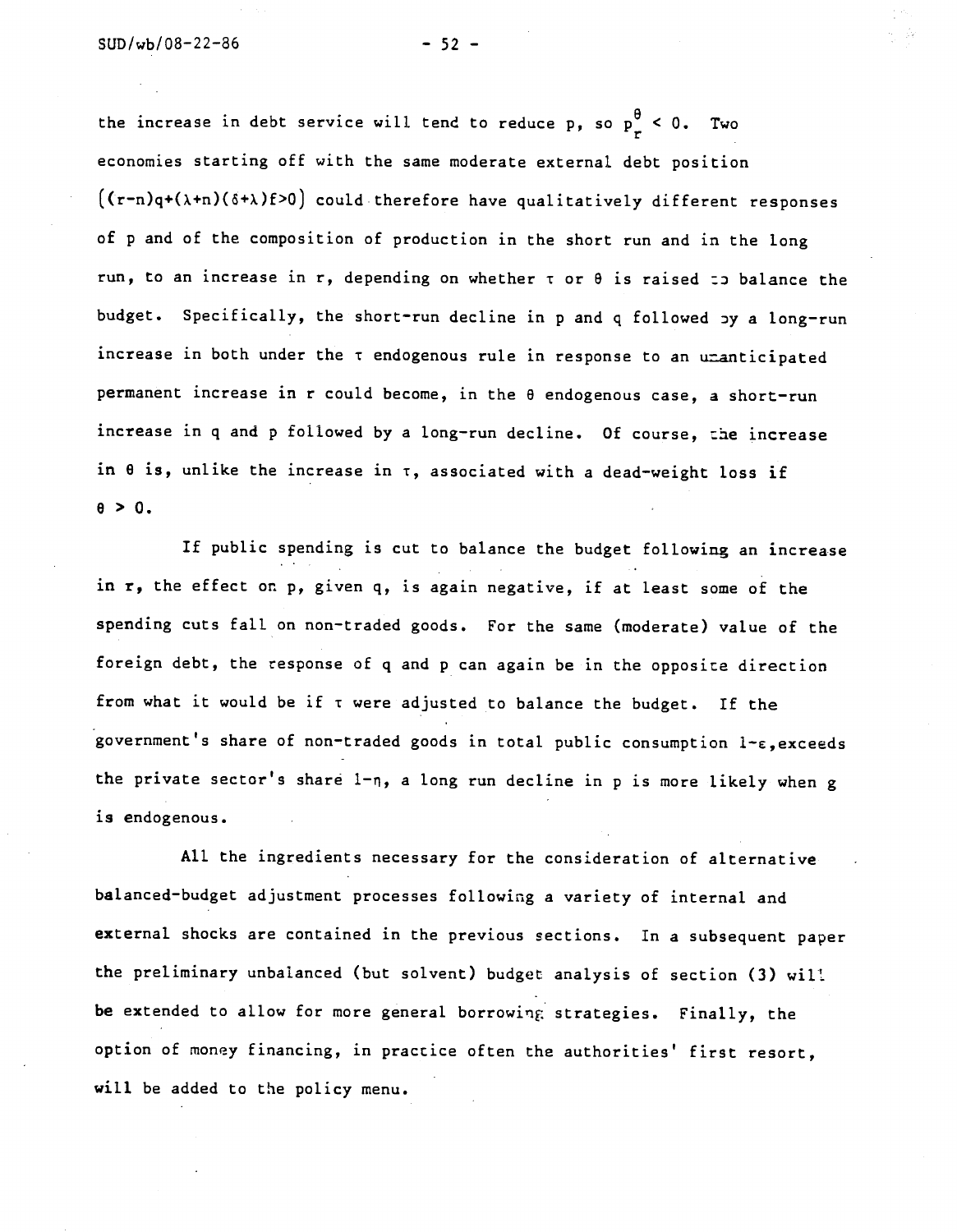the increase in debt service will tend to reduce p, so $p_r^{\theta} < 0$. Two economies starting off with the same moderate external debt position $\left((r-n)q+(\lambda+n)(\delta+\lambda)f>0\right)$ could therefore have qualitatively different responses of p and of the composition of production in the short run and in the long run, to an increase in r, depending on whether $\tau$ or $\theta$ is raised to balance the budget. Specifically, the short-run decline in p and q followed by a long-run increase in both under the $\tau$ endogenous rule in response to an unanticipated permanent increase in r could become, in the $\theta$ endogenous case, a short-run increase in q and p followed by a long-run decline. Of course, the increase in $\theta$ is, unlike the increase in $\tau$, associated with a dead-weight loss if $\theta > 0$.

If public spending is cut to balance the budget following an increase in r, the effect on p, given q, is again negative, if at least some of the spending cuts fall on non-traded goods. For the same (moderate) value of the foreign debt, the response of q and p can again be in the opposite direction from what it would be if $\tau$ were adjusted to balance the budget. If the government's share of non-traded goods in total public consumption $1-\varepsilon$, exceeds the private sector's share $1-\eta$, a long run decline in p is more likely when g is endogenous.

All the ingredients necessary for the consideration of alternative balanced-budget adjustment processes following a variety of internal and external shocks are contained in the previous sections. In a subsequent paper the preliminary unbalanced (but solvent) budget analysis of section (3) will be extended to allow for more general borrowing strategies. Finally, the option of money financing, in practice often the authorities' first resort, will be added to the policy menu.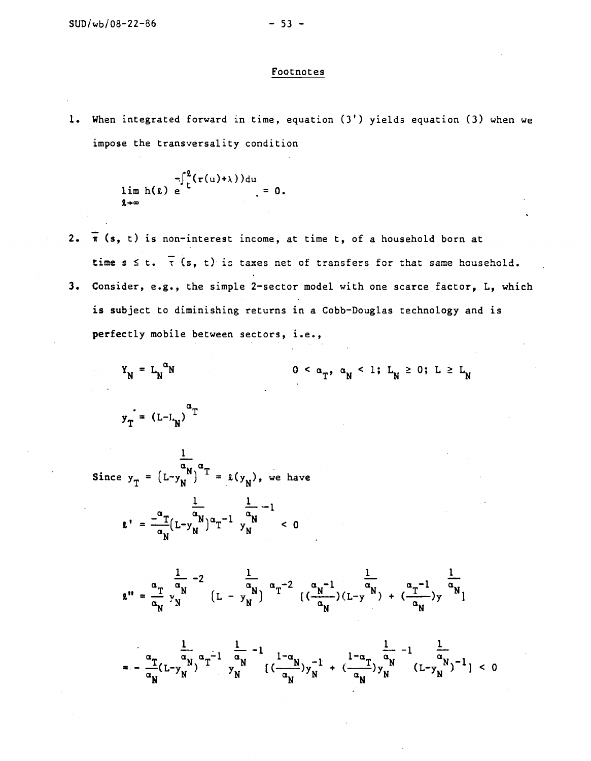## Footnotes

1. When integrated forward in time, equation (3') yields equation (3) when we impose the transversality condition

$$\lim_{\ell \to \infty} h(\ell) e^{-\int_t^{\ell}(r(u)+\lambda))du} = 0.$$

2. $\bar{\pi}(s, t)$ is non-interest income, at time t, of a household born at time $s \leq t$. $\bar{\tau}(s, t)$ is taxes net of transfers for that same household.

3. Consider, e.g., the simple 2-sector model with one scarce factor, L, which is subject to diminishing returns in a Cobb-Douglas technology and is perfectly mobile between sectors, i.e.,

$$Y_N = L_N^{\alpha_N} \qquad\qquad 0 < \alpha_T, \alpha_N < 1; \; L_N \geq 0; \; L \geq L_N$$

$$y_T = (L-L_N)^{\alpha_T}$$

Since $y_T = \left(L-y_N^{\frac{1}{\alpha_N}}\right)^{\alpha_T} = \ell(y_N)$, we have

$$\ell' = \frac{-\alpha_T}{\alpha_N}\left(L-y_N^{\frac{1}{\alpha_N}}\right)^{\alpha_T-1} y_N^{\frac{1}{\alpha_N}-1} < 0$$

$$\ell'' = \frac{\alpha_T}{\alpha_N} y_N^{\frac{1}{\alpha_N}-2} \left(L - y_N^{\frac{1}{\alpha_N}}\right)^{\alpha_T-2} \left[\left(\frac{\alpha_N-1}{\alpha_N}\right)\left(L-y^{\frac{1}{\alpha_N}}\right) + \left(\frac{\alpha_T-1}{\alpha_N}\right)y^{\frac{1}{\alpha_N}}\right]$$

$$= -\frac{\alpha_T}{\alpha_N}\left(L-y_N^{\frac{1}{\alpha_N}}\right)^{\alpha_T-1} y_N^{\frac{1}{\alpha_N}-1} \left[\left(\frac{1-\alpha_N}{\alpha_N}\right)y_N^{-1} + \left(\frac{1-\alpha_T}{\alpha_N}\right)y_N^{\frac{1}{\alpha_N}-1} \left(L-y_N^{\frac{1}{\alpha_N}}\right)^{-1}\right] < 0$$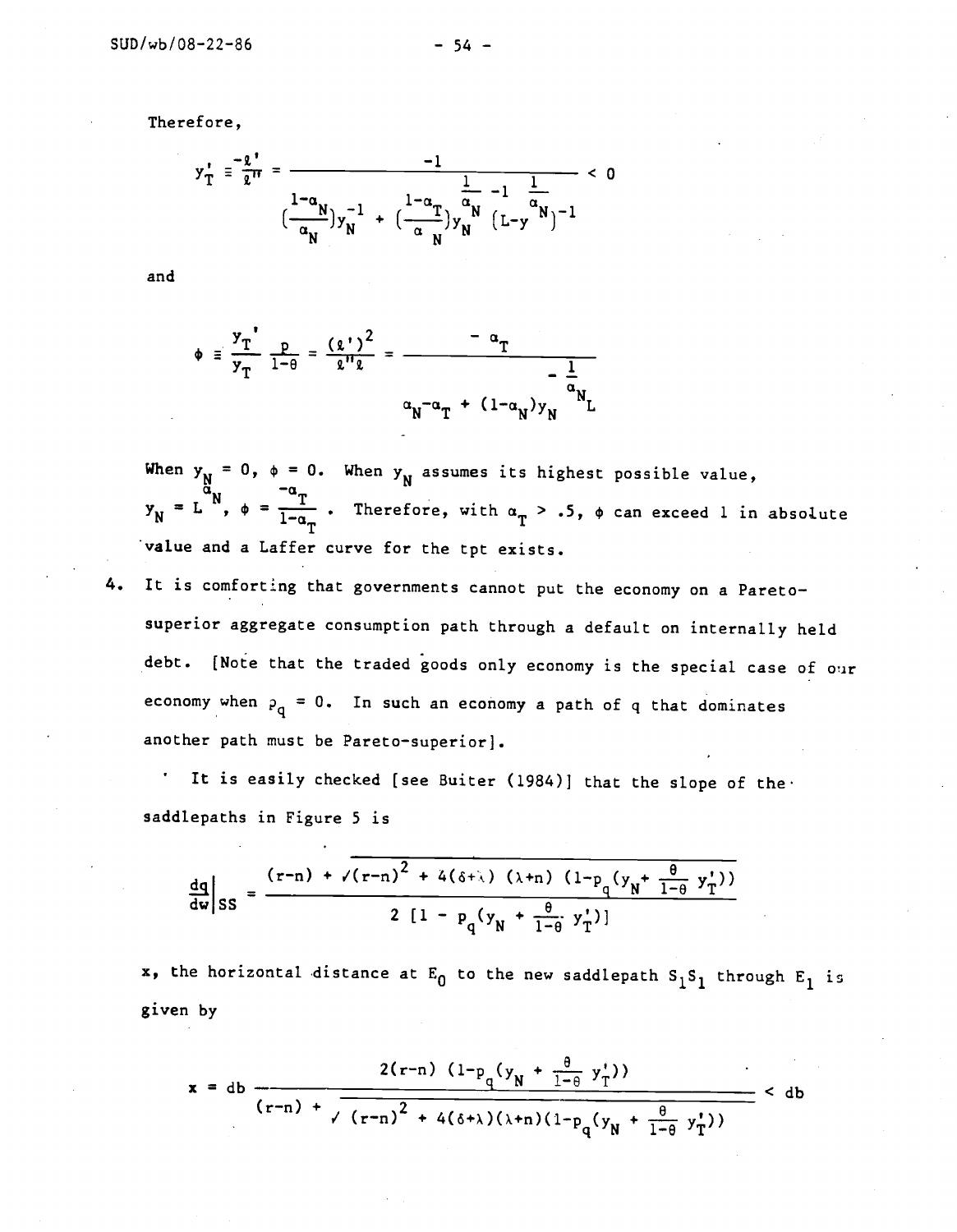Therefore,

$$y_T' \equiv \frac{-\ell'}{\ell''} = \frac{-1}{\left(\frac{1-\alpha_N}{\alpha_N}\right)y_N^{-1} + \left(\frac{1-\alpha_T}{\alpha_N}\right)y_N^{\frac{1}{\alpha_N}-1}\left(L-y_N^{\frac{1}{\alpha_N}}\right)^{-1}} < 0$$

and

$$\phi \equiv \frac{y_T'}{y_T}\frac{p}{1-\theta} = \frac{(\ell')^2}{\ell''\ell} = \frac{-\alpha_T}{\alpha_N-\alpha_T + (1-\alpha_N)y_N^{-\frac{1}{\alpha_N}}L}$$

When $y_N = 0$, $\phi = 0$. When $y_N$ assumes its highest possible value, $y_N = L^{\alpha_N}$, $\phi = \frac{-\alpha_T}{1-\alpha_T}$. Therefore, with $\alpha_T > .5$, $\phi$ can exceed 1 in absolute value and a Laffer curve for the tpt exists.

4. It is comforting that governments cannot put the economy on a Pareto-superior aggregate consumption path through a default on internally held debt. [Note that the traded goods only economy is the special case of our economy when $p_q = 0$. In such an economy a path of q that dominates another path must be Pareto-superior].

It is easily checked [see Buiter (1984)] that the slope of the saddlepaths in Figure 5 is

$$\left.\frac{dq}{dw}\right|_{SS} = \frac{(r-n) + \sqrt{(r-n)^2 + 4(\delta+\lambda)(\lambda+n)(1-p_q(y_N + \frac{\theta}{1-\theta}y_T'))}}{2\left[1 - p_q(y_N + \frac{\theta}{1-\theta}y_T')\right]}$$

x, the horizontal distance at $E_0$ to the new saddlepath $S_1S_1$ through $E_1$ is given by

$$x = db\,\frac{2(r-n)(1-p_q(y_N + \frac{\theta}{1-\theta}y_T'))}{(r-n) + \sqrt{(r-n)^2 + 4(\delta+\lambda)(\lambda+n)(1-p_q(y_N + \frac{\theta}{1-\theta}y_T'))}} < db$$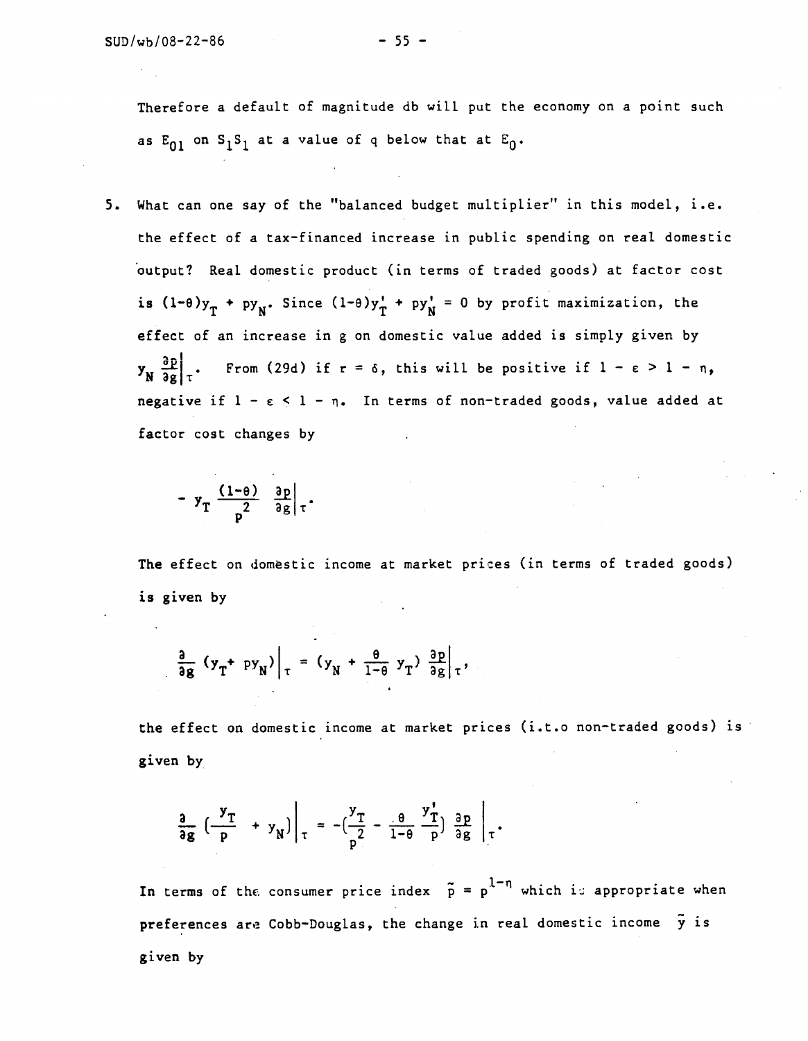Therefore a default of magnitude db will put the economy on a point such as $E_{01}$ on $S_1S_1$ at a value of q below that at $E_0$.

5. What can one say of the "balanced budget multiplier" in this model, i.e. the effect of a tax-financed increase in public spending on real domestic output? Real domestic product (in terms of traded goods) at factor cost is $(1-\theta)y_T + py_N$. Since $(1-\theta)y_T' + py_N' = 0$ by profit maximization, the effect of an increase in g on domestic value added is simply given by $y_N \left.\frac{\partial p}{\partial g}\right|_\tau$. From (29d) if $r = \delta$, this will be positive if $1 - \varepsilon > 1 - \eta$, negative if $1 - \varepsilon < 1 - \eta$. In terms of non-traded goods, value added at factor cost changes by

$$- y_T \frac{(1-\theta)}{p^2} \left.\frac{\partial p}{\partial g}\right|_\tau.$$

The effect on domestic income at market prices (in terms of traded goods) is given by

$$\left.\frac{\partial}{\partial g}(y_T + py_N)\right|_\tau = (y_N + \frac{\theta}{1-\theta} y_T) \left.\frac{\partial p}{\partial g}\right|_\tau,$$

the effect on domestic income at market prices (i.t.o non-traded goods) is given by

$$\left.\frac{\partial}{\partial g}(\frac{y_T}{p} + y_N)\right|_\tau = -(\frac{y_T}{p^2} - \frac{\theta}{1-\theta} \frac{y_T'}{p}) \left.\frac{\partial p}{\partial g}\right|_\tau.$$

In terms of the consumer price index $\tilde{p} = p^{1-\eta}$ which is appropriate when preferences are Cobb-Douglas, the change in real domestic income $\tilde{y}$ is given by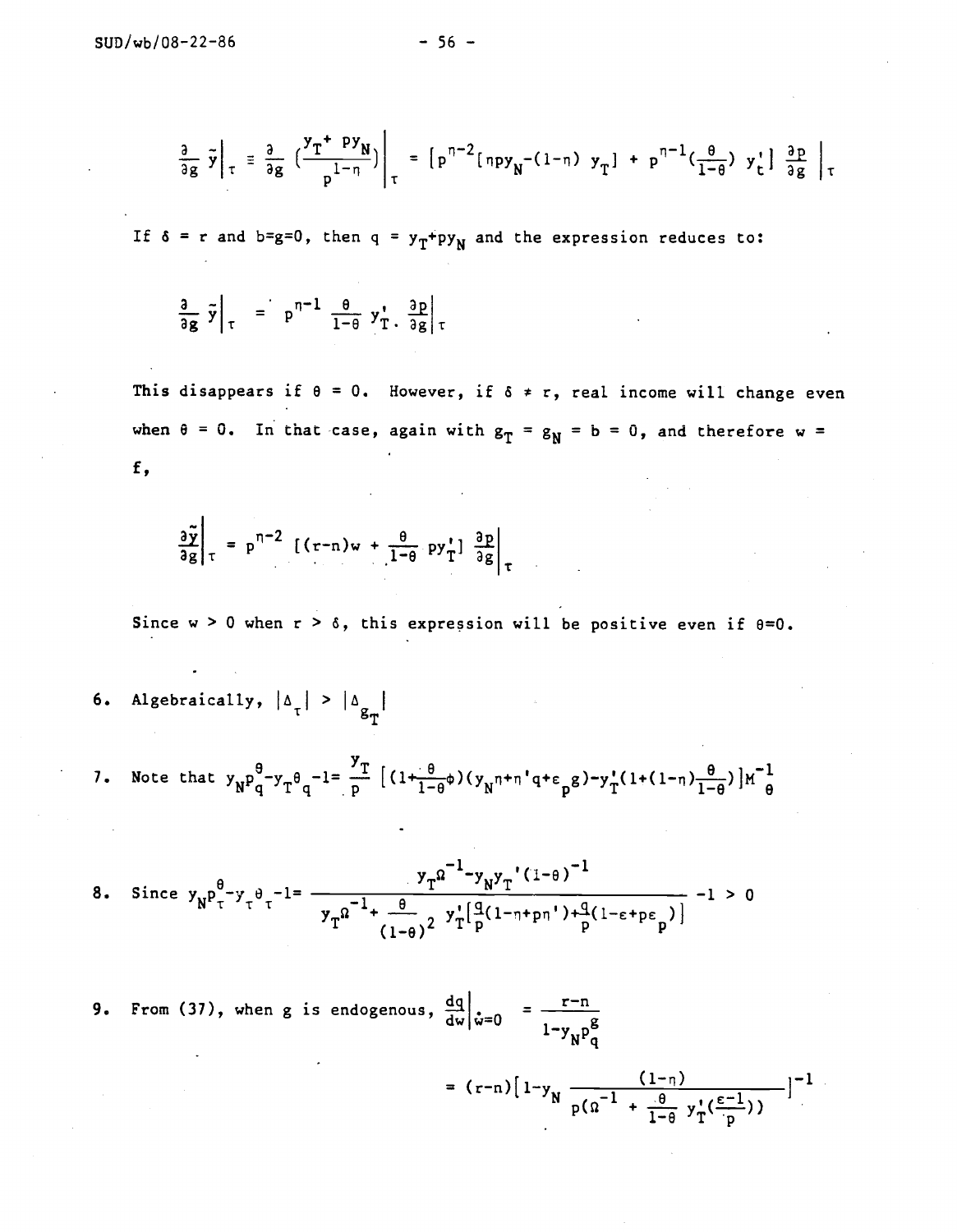$$\frac{\partial}{\partial g}\,\tilde{y}\bigg|_\tau \equiv \frac{\partial}{\partial g}\left(\frac{y_T + py_N}{p^{1-\eta}}\right)\bigg|_\tau = [p^{\eta-2}[\eta p y_N - (1-\eta)\,y_T] + p^{\eta-1}(\frac{\theta}{1-\theta})\,y_t'] \,\frac{\partial p}{\partial g}\bigg|_\tau$$

If $\delta = r$ and $b=g=0$, then $q = y_T + py_N$ and the expression reduces to:

$$\frac{\partial}{\partial g}\,\tilde{y}\bigg|_\tau = p^{\eta-1}\,\frac{\theta}{1-\theta}\,y_T'.\,\frac{\partial p}{\partial g}\bigg|_\tau$$

This disappears if $\theta = 0$. However, if $\delta \neq r$, real income will change even when $\theta = 0$. In that case, again with $g_T = g_N = b = 0$, and therefore $w = f$,

$$\frac{\partial \tilde{y}}{\partial g}\bigg|_\tau = p^{\eta-2}\,[(r-n)w + \frac{\theta}{1-\theta}\,py_T']\,\frac{\partial p}{\partial g}\bigg|_\tau$$

Since $w > 0$ when $r > \delta$, this expression will be positive even if $\theta=0$.

6. Algebraically, $|\Delta_\tau| > |\Delta_{g_T}|$

7. Note that $y_N p_q^\theta - y_T \theta_q - 1 = \frac{y_T}{p}\,[(1+\frac{\theta}{1-\theta}\phi)(y_N\eta + \eta' q + \varepsilon_p g) - y_T'(1+(1-\eta)\frac{\theta}{1-\theta})]M_\theta^{-1}$

8. Since $y_N p_\tau^\theta - y_\tau \theta_\tau - 1 = \dfrac{y_T \Omega^{-1} - y_N y_T'(1-\theta)^{-1}}{y_T \Omega^{-1} + \frac{\theta}{(1-\theta)^2}\,y_T'[\frac{q}{p}(1-\eta+p\eta') + \frac{q}{p}(1-\varepsilon+p\varepsilon_p)]} - 1 > 0$

9. From (37), when g is endogenous, $\left.\frac{dq}{dw}\right|_{\dot{w}=0} = \dfrac{r-n}{1-y_N p_q^g}$

$$= (r-n)[1-y_N\,\frac{(1-\eta)}{p(\Omega^{-1} + \frac{\theta}{1-\theta}\,y_T'(\frac{\varepsilon-1}{p}))}]^{-1}$$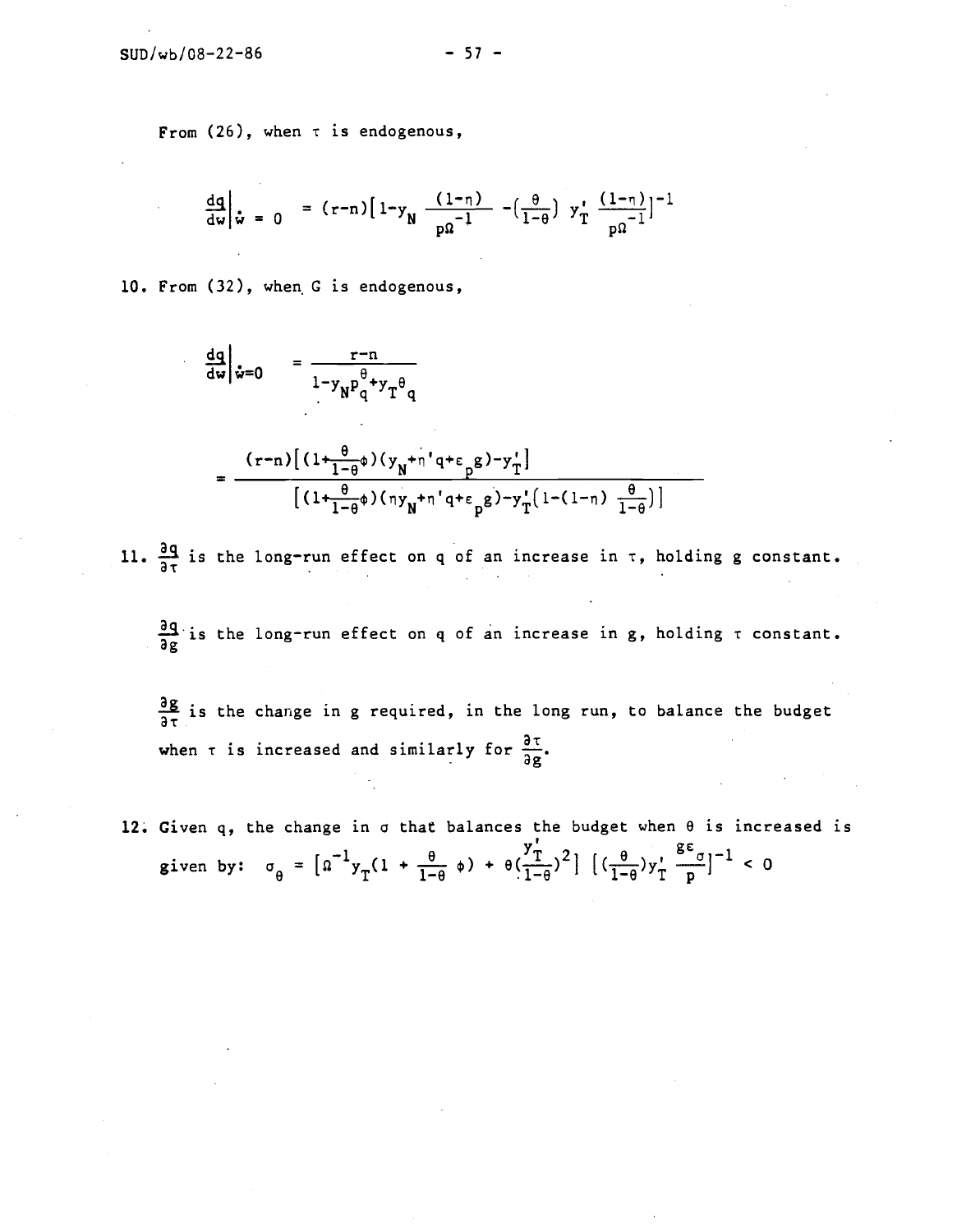From (26), when $\tau$ is endogenous,

$$\left.\frac{dq}{dw}\right|_{\dot{w}=0} = (r-n)\left[1-y_N \frac{(1-\eta)}{p\Omega^{-1}} - \left(\frac{\theta}{1-\theta}\right) y_T' \frac{(1-\eta)}{p\Omega^{-1}}\right]^{-1}$$

10. From (32), when G is endogenous,

$$\left.\frac{dq}{dw}\right|_{\dot{w}=0} = \frac{r-n}{1-y_N p_q^{\theta} + y_T \theta_q}$$

$$= \frac{(r-n)\left[\left(1+\frac{\theta}{1-\theta}\phi\right)(y_N+\eta' q+\varepsilon_p g)-y_T'\right]}{\left[\left(1+\frac{\theta}{1-\theta}\phi\right)(\eta y_N+\eta' q+\varepsilon_p g)-y_T'\left(1-(1-\eta)\frac{\theta}{1-\theta}\right)\right]}$$

11. $\frac{\partial q}{\partial \tau}$ is the long-run effect on q of an increase in $\tau$, holding g constant.

$\frac{\partial q}{\partial g}$ is the long-run effect on q of an increase in g, holding $\tau$ constant.

$\frac{\partial g}{\partial \tau}$ is the change in g required, in the long run, to balance the budget when $\tau$ is increased and similarly for $\frac{\partial \tau}{\partial g}$.

12. Given q, the change in $\sigma$ that balances the budget when $\theta$ is increased is given by: $\sigma_\theta = \left[\Omega^{-1} y_T\left(1+\frac{\theta}{1-\theta}\phi\right) + \theta\left(\frac{y_T'}{1-\theta}\right)^2\right]\left[\left(\frac{\theta}{1-\theta}\right)y_T' \frac{g\varepsilon_\sigma}{p}\right]^{-1} < 0$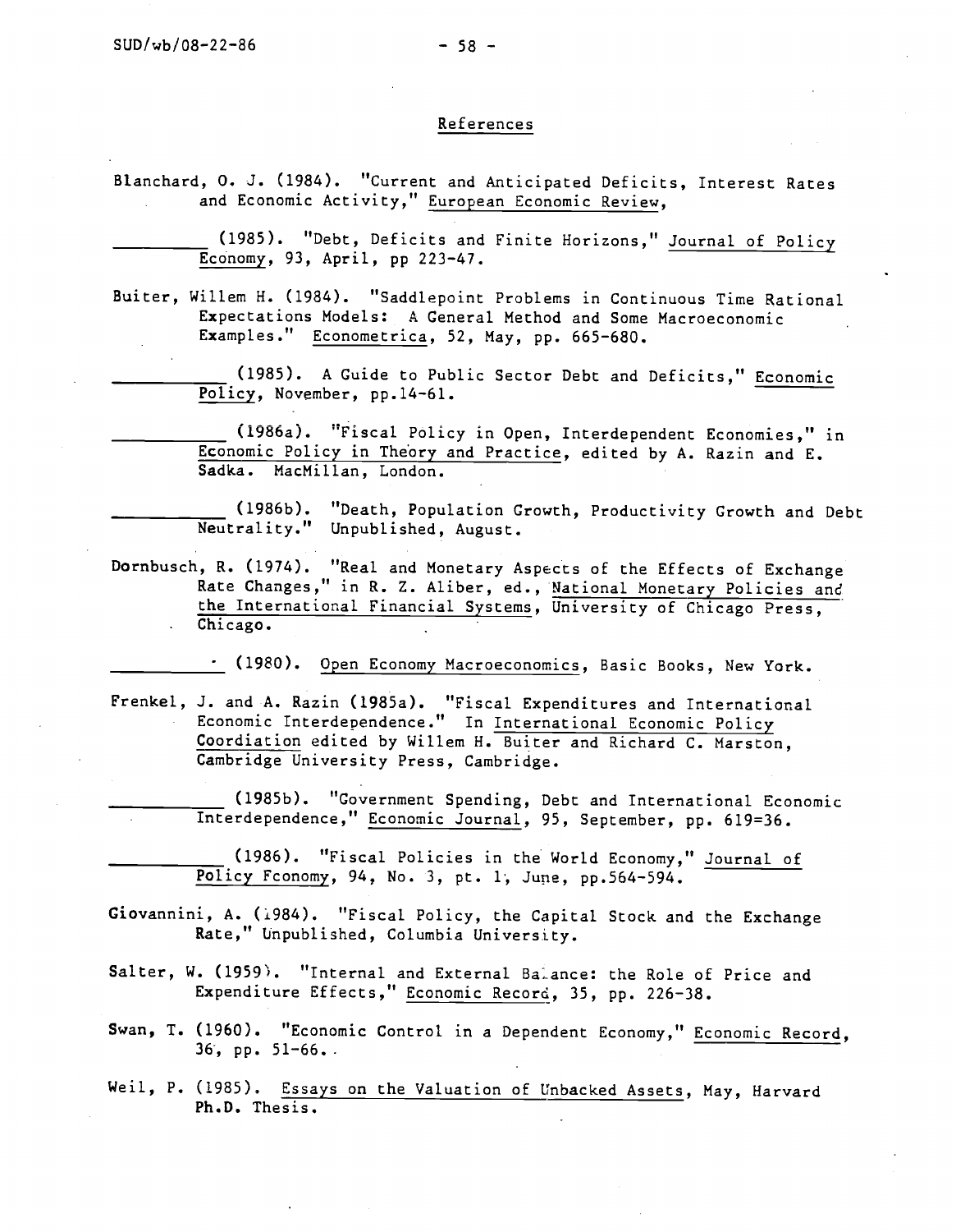## References

Blanchard, O. J. (1984). "Current and Anticipated Deficits, Interest Rates and Economic Activity," European Economic Review,

________ (1985). "Debt, Deficits and Finite Horizons," Journal of Policy Economy, 93, April, pp 223-47.

Buiter, Willem H. (1984). "Saddlepoint Problems in Continuous Time Rational Expectations Models: A General Method and Some Macroeconomic Examples." Econometrica, 52, May, pp. 665-680.

________ (1985). A Guide to Public Sector Debt and Deficits," Economic Policy, November, pp.14-61.

________ (1986a). "Fiscal Policy in Open, Interdependent Economies," in Economic Policy in Theory and Practice, edited by A. Razin and E. Sadka. MacMillan, London.

________ (1986b). "Death, Population Growth, Productivity Growth and Debt Neutrality." Unpublished, August.

Dornbusch, R. (1974). "Real and Monetary Aspects of the Effects of Exchange Rate Changes," in R. Z. Aliber, ed., National Monetary Policies and the International Financial Systems, University of Chicago Press, Chicago.

________ (1980). Open Economy Macroeconomics, Basic Books, New York.

Frenkel, J. and A. Razin (1985a). "Fiscal Expenditures and International Economic Interdependence." In International Economic Policy Coordiation edited by Willem H. Buiter and Richard C. Marston, Cambridge University Press, Cambridge.

________ (1985b). "Government Spending, Debt and International Economic Interdependence," Economic Journal, 95, September, pp. 619=36.

________ (1986). "Fiscal Policies in the World Economy," Journal of Policy Fconomy, 94, No. 3, pt. 1, June, pp.564-594.

Giovannini, A. (1984). "Fiscal Policy, the Capital Stock and the Exchange Rate," Unpublished, Columbia University.

Salter, W. (1959). "Internal and External Balance: the Role of Price and Expenditure Effects," Economic Record, 35, pp. 226-38.

Swan, T. (1960). "Economic Control in a Dependent Economy," Economic Record, 36, pp. 51-66.

Weil, P. (1985). Essays on the Valuation of Unbacked Assets, May, Harvard Ph.D. Thesis.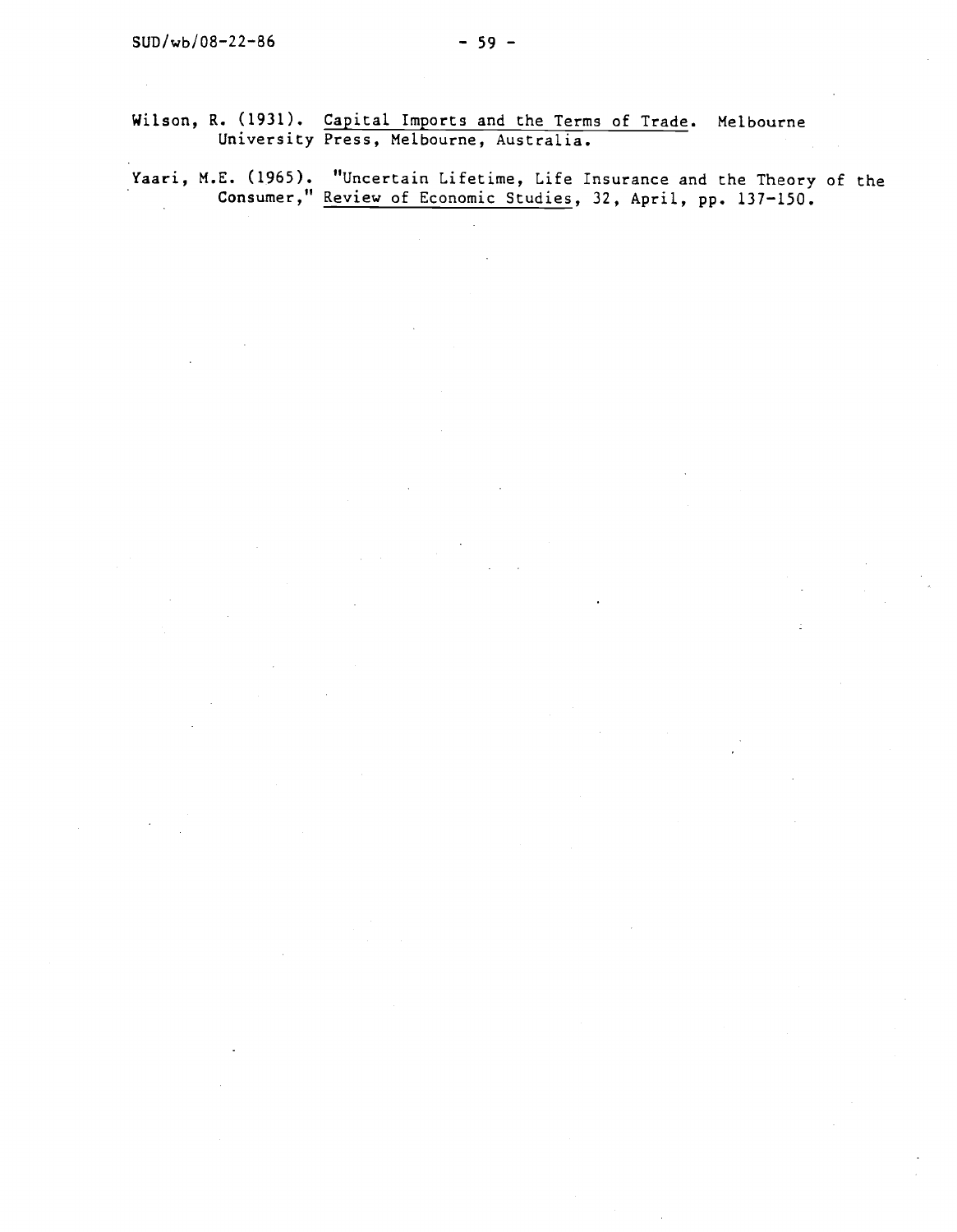Wilson, R. (1931). Capital Imports and the Terms of Trade. Melbourne University Press, Melbourne, Australia.

Yaari, M.E. (1965). "Uncertain Lifetime, Life Insurance and the Theory of the Consumer," Review of Economic Studies, 32, April, pp. 137-150.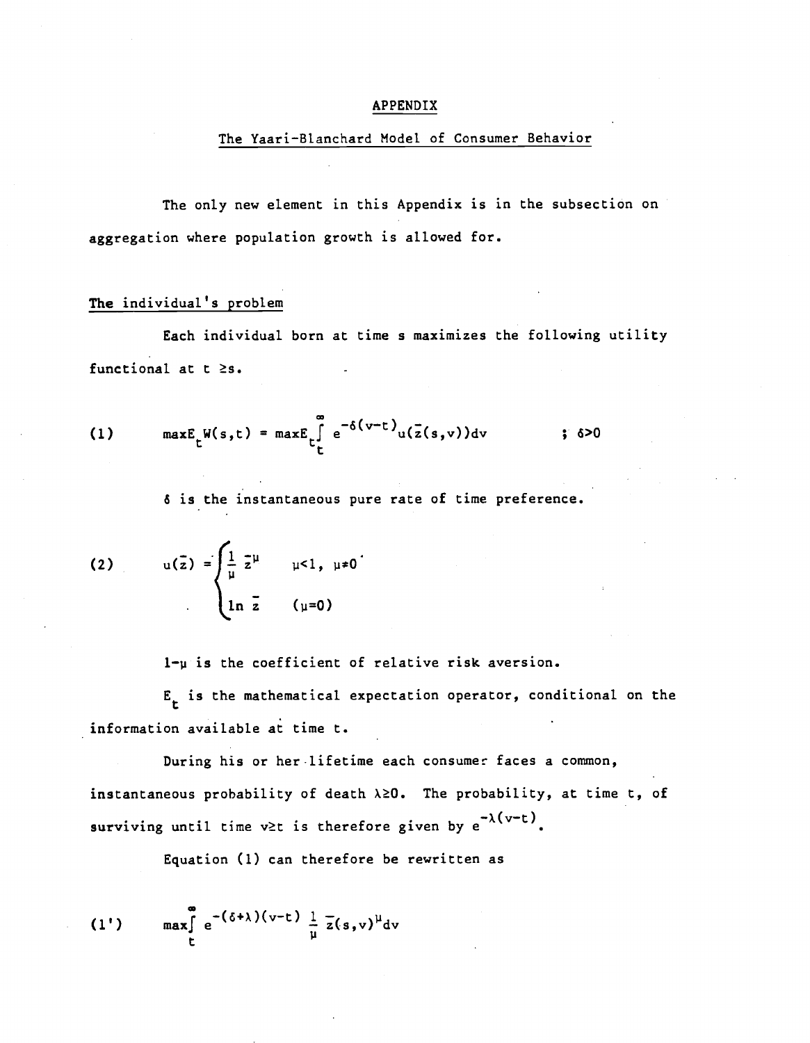# APPENDIX

## The Yaari-Blanchard Model of Consumer Behavior

The only new element in this Appendix is in the subsection on aggregation where population growth is allowed for.

### The individual's problem

Each individual born at time s maximizes the following utility functional at $t \geq s$.

$$\text{(1)} \qquad \max E_t W(s,t) = \max E_t \int_t^{\infty} e^{-\delta(v-t)} u(\bar{z}(s,v))dv \qquad ; \delta > 0$$

$\delta$ is the instantaneous pure rate of time preference.

$$\text{(2)} \qquad u(\bar{z}) = \begin{cases} \frac{1}{\mu} \bar{z}^{\mu} & \mu < 1, \ \mu \neq 0 \\ \ln \bar{z} & (\mu = 0) \end{cases}$$

$1-\mu$ is the coefficient of relative risk aversion.

$E_t$ is the mathematical expectation operator, conditional on the information available at time t.

During his or her lifetime each consumer faces a common, instantaneous probability of death $\lambda \geq 0$. The probability, at time t, of surviving until time $v \geq t$ is therefore given by $e^{-\lambda(v-t)}$.

Equation (1) can therefore be rewritten as

$$\text{(1')} \qquad \max \int_t^{\infty} e^{-(\delta+\lambda)(v-t)} \frac{1}{\mu} \bar{z}(s,v)^{\mu} dv$$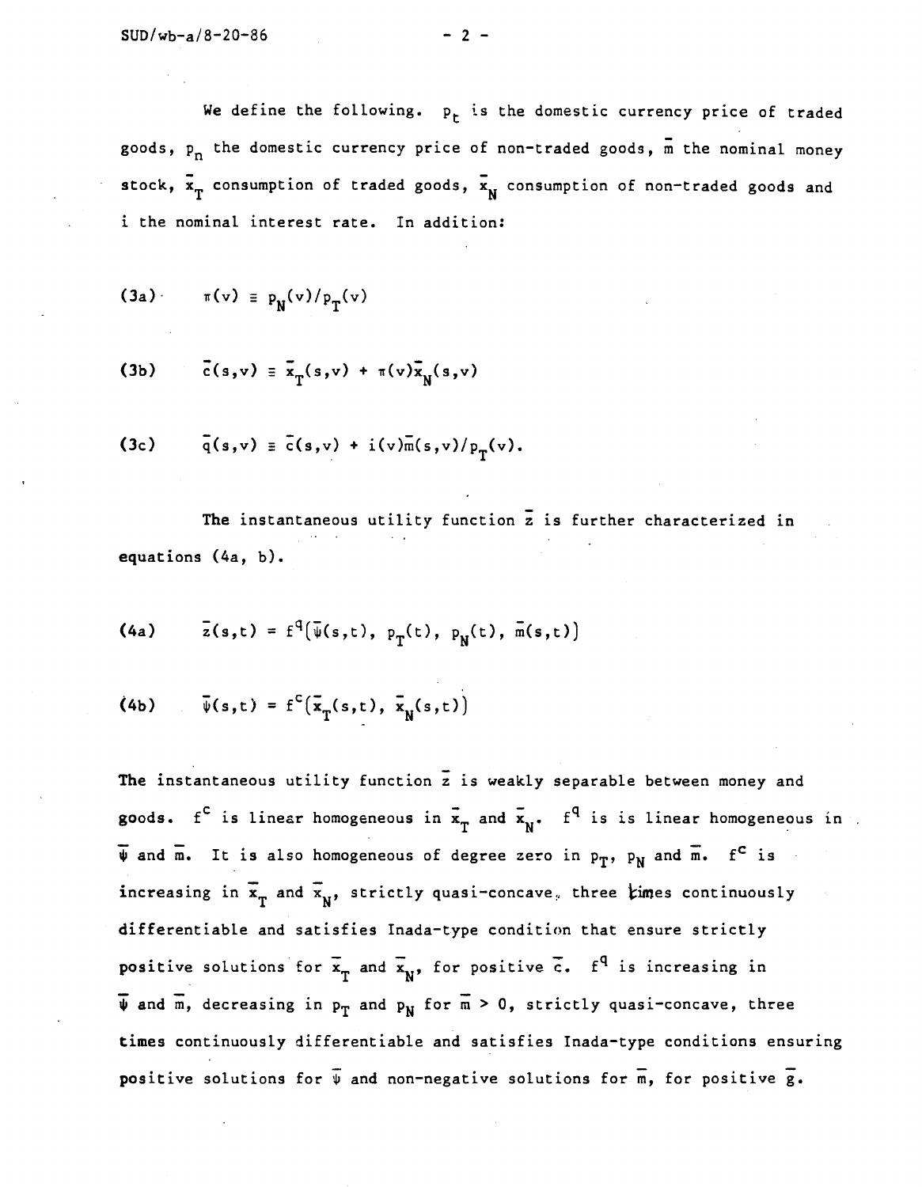We define the following. $p_t$ is the domestic currency price of traded goods, $p_n$ the domestic currency price of non-traded goods, $\bar{m}$ the nominal money stock, $\bar{x}_T$ consumption of traded goods, $\bar{x}_N$ consumption of non-traded goods and i the nominal interest rate. In addition:

$$\text{(3a)} \qquad \pi(v) \equiv p_N(v)/p_T(v)$$

$$\text{(3b)} \qquad \bar{c}(s,v) \equiv \bar{x}_T(s,v) + \pi(v)\bar{x}_N(s,v)$$

$$\text{(3c)} \qquad \bar{q}(s,v) \equiv \bar{c}(s,v) + i(v)\bar{m}(s,v)/p_T(v).$$

The instantaneous utility function $\bar{z}$ is further characterized in equations (4a, b).

$$\text{(4a)} \qquad \bar{z}(s,t) = f^q\big(\bar{\psi}(s,t),\ p_T(t),\ p_N(t),\ \bar{m}(s,t)\big)$$

$$\text{(4b)} \qquad \bar{\psi}(s,t) = f^c\big(\bar{x}_T(s,t),\ \bar{x}_N(s,t)\big)$$

The instantaneous utility function $\bar{z}$ is weakly separable between money and goods. $f^c$ is linear homogeneous in $\bar{x}_T$ and $\bar{x}_N$. $f^q$ is is linear homogeneous in $\bar{\psi}$ and $\bar{m}$. It is also homogeneous of degree zero in $p_T$, $p_N$ and $\bar{m}$. $f^c$ is increasing in $\bar{x}_T$ and $\bar{x}_N$, strictly quasi-concave, three times continuously differentiable and satisfies Inada-type condition that ensure strictly positive solutions for $\bar{x}_T$ and $\bar{x}_N$, for positive $\bar{c}$. $f^q$ is increasing in $\bar{\psi}$ and $\bar{m}$, decreasing in $p_T$ and $p_N$ for $\bar{m} > 0$, strictly quasi-concave, three times continuously differentiable and satisfies Inada-type conditions ensuring positive solutions for $\bar{\psi}$ and non-negative solutions for $\bar{m}$, for positive $\bar{g}$.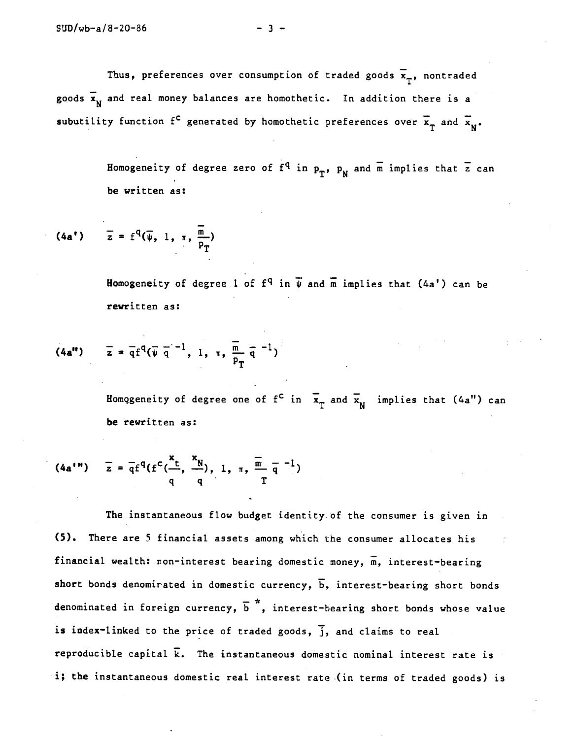Thus, preferences over consumption of traded goods $\bar{x}_T$, nontraded goods $\bar{x}_N$ and real money balances are homothetic. In addition there is a subutility function $f^c$ generated by homothetic preferences over $\bar{x}_T$ and $\bar{x}_N$.

Homogeneity of degree zero of $f^q$ in $p_T$, $p_N$ and $\bar{m}$ implies that $\bar{z}$ can be written as:

$$\text{(4a')} \qquad \bar{z} = f^q(\bar{\psi}, 1, \pi, \frac{\bar{m}}{p_T})$$

Homogeneity of degree 1 of $f^q$ in $\bar{\psi}$ and $\bar{m}$ implies that (4a') can be rewritten as:

$$\text{(4a")} \qquad \bar{z} = \bar{q} f^q(\bar{\psi}\, \bar{q}^{-1}, 1, \pi, \frac{\bar{m}}{p_T} \bar{q}^{-1})$$

Homogeneity of degree one of $f^c$ in $\bar{x}_T$ and $\bar{x}_N$ implies that (4a") can be rewritten as:

$$\text{(4a''')} \qquad \bar{z} = \bar{q} f^q(f^c(\frac{x_t}{q}, \frac{x_N}{q}), 1, \pi, \frac{\bar{m}}{T} \bar{q}^{-1})$$

The instantaneous flow budget identity of the consumer is given in (5). There are 5 financial assets among which the consumer allocates his financial wealth: non-interest bearing domestic money, $\bar{m}$, interest-bearing short bonds denominated in domestic currency, $\bar{b}$, interest-bearing short bonds denominated in foreign currency, $\bar{b}^*$, interest-bearing short bonds whose value is index-linked to the price of traded goods, $\bar{j}$, and claims to real reproducible capital $\bar{k}$. The instantaneous domestic nominal interest rate is i; the instantaneous domestic real interest rate (in terms of traded goods) is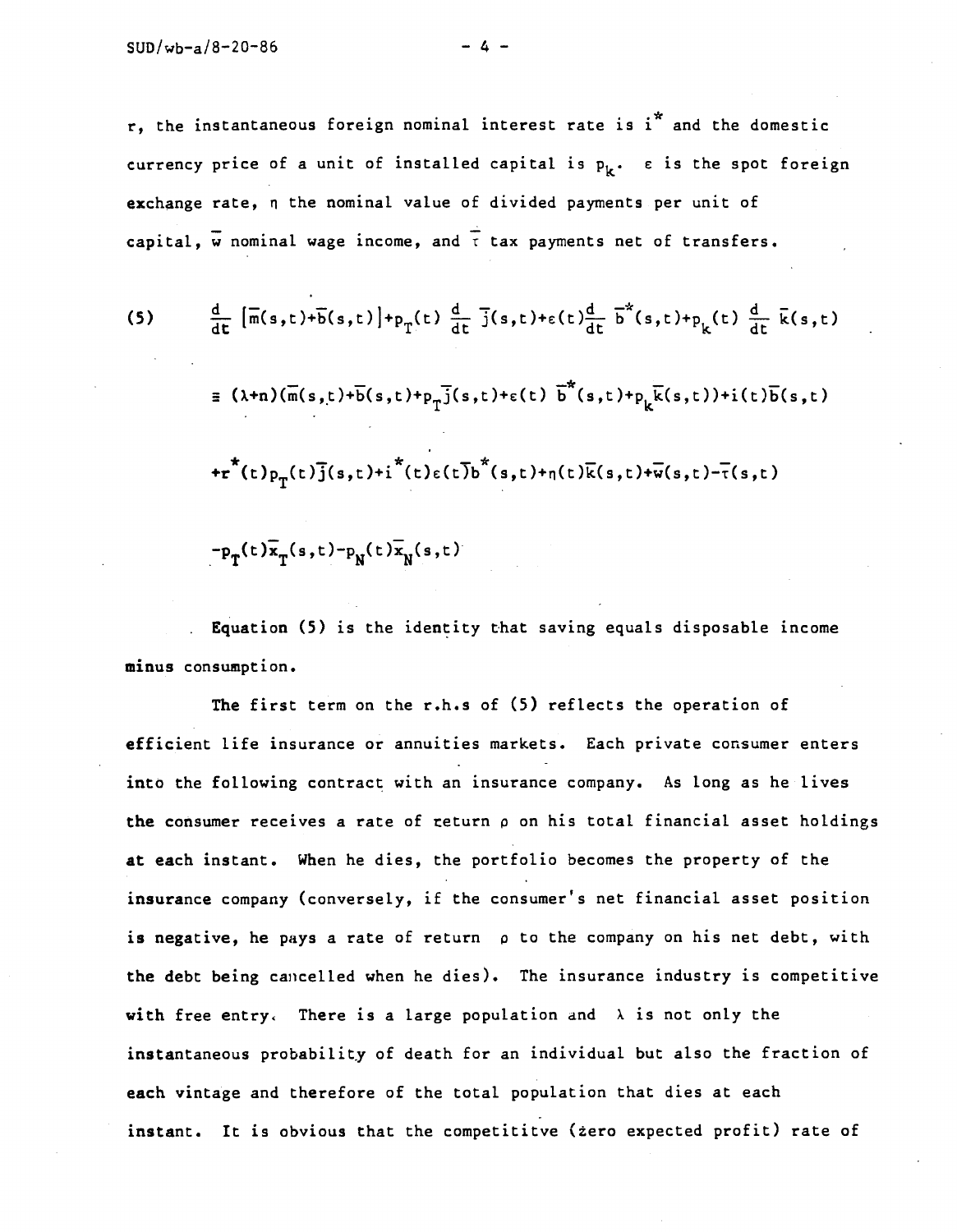$r$, the instantaneous foreign nominal interest rate is $i^*$ and the domestic currency price of a unit of installed capital is $p_k$. $\varepsilon$ is the spot foreign exchange rate, $\eta$ the nominal value of divided payments per unit of capital, $\bar{w}$ nominal wage income, and $\bar{\tau}$ tax payments net of transfers.

$$
\begin{aligned}
(5) \quad & \frac{d}{dt}\left[\bar{m}(s,t)+\bar{b}(s,t)\right]+p_T(t)\frac{d}{dt}\bar{j}(s,t)+\varepsilon(t)\frac{d}{dt}\bar{b}^*(s,t)+p_k(t)\frac{d}{dt}\bar{k}(s,t) \\
& \equiv (\lambda+n)(\bar{m}(s,t)+\bar{b}(s,t)+p_T\bar{j}(s,t)+\varepsilon(t)\,\bar{b}^*(s,t)+p_k\bar{k}(s,t))+i(t)\bar{b}(s,t) \\
& +r^*(t)p_T(t)\bar{j}(s,t)+i^*(t)\varepsilon(t)\bar{b}^*(s,t)+\eta(t)\bar{k}(s,t)+\bar{w}(s,t)-\bar{\tau}(s,t) \\
& -p_T(t)\bar{x}_T(s,t)-p_N(t)\bar{x}_N(s,t)
\end{aligned}
$$

Equation (5) is the identity that saving equals disposable income minus consumption.

The first term on the r.h.s of (5) reflects the operation of efficient life insurance or annuities markets. Each private consumer enters into the following contract with an insurance company. As long as he lives the consumer receives a rate of return $\rho$ on his total financial asset holdings at each instant. When he dies, the portfolio becomes the property of the insurance company (conversely, if the consumer's net financial asset position is negative, he pays a rate of return $\rho$ to the company on his net debt, with the debt being cancelled when he dies). The insurance industry is competitive with free entry. There is a large population and $\lambda$ is not only the instantaneous probability of death for an individual but also the fraction of each vintage and therefore of the total population that dies at each instant. It is obvious that the competititve (zero expected profit) rate of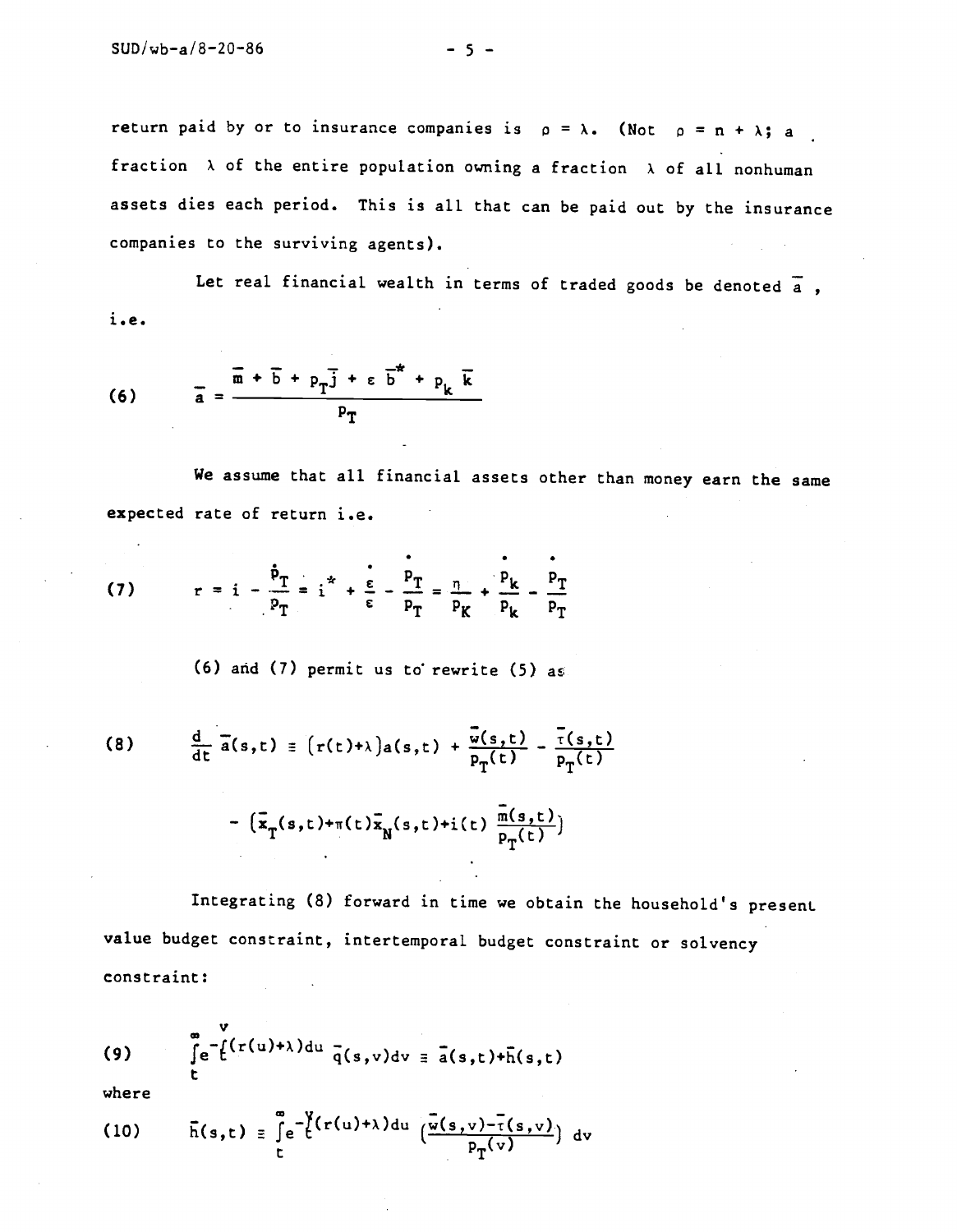return paid by or to insurance companies is $\rho = \lambda$. (Not $\rho = n + \lambda$; a fraction $\lambda$ of the entire population owning a fraction $\lambda$ of all nonhuman assets dies each period. This is all that can be paid out by the insurance companies to the surviving agents).

Let real financial wealth in terms of traded goods be denoted $\bar{a}$, i.e.

$$
(6) \qquad \bar{a} = \frac{\bar{m} + \bar{b} + p_T \bar{j} + \varepsilon \bar{b}^* + p_k \bar{k}}{p_T}
$$

We assume that all financial assets other than money earn the same expected rate of return i.e.

$$
(7) \qquad r = i - \frac{\dot{p}_T}{p_T} = i^* + \frac{\dot{\varepsilon}}{\varepsilon} - \frac{\dot{p}_T}{p_T} = \frac{\eta}{p_K} + \frac{\dot{p}_k}{p_k} - \frac{\dot{p}_T}{p_T}
$$

(6) and (7) permit us to rewrite (5) as

$$
(8) \qquad \frac{d}{dt}\bar{a}(s,t) \equiv \big(r(t)+\lambda\big)a(s,t) + \frac{\bar{w}(s,t)}{p_T(t)} - \frac{\bar{\tau}(s,t)}{p_T(t)}
$$

$$
- \left(\bar{x}_T(s,t)+\pi(t)\bar{x}_N(s,t)+i(t)\,\frac{\bar{m}(s,t)}{p_T(t)}\right)
$$

Integrating (8) forward in time we obtain the household's present value budget constraint, intertemporal budget constraint or solvency constraint:

$$
(9) \qquad \int_t^\infty e^{-\int_t^v (r(u)+\lambda)du}\,\bar{q}(s,v)dv \equiv \bar{a}(s,t)+\bar{h}(s,t)
$$

where

$$
(10) \qquad \bar{h}(s,t) \equiv \int_t^\infty e^{-\int_t^v (r(u)+\lambda)du}\left(\frac{\bar{w}(s,v)-\bar{\tau}(s,v)}{p_T(v)}\right)dv
$$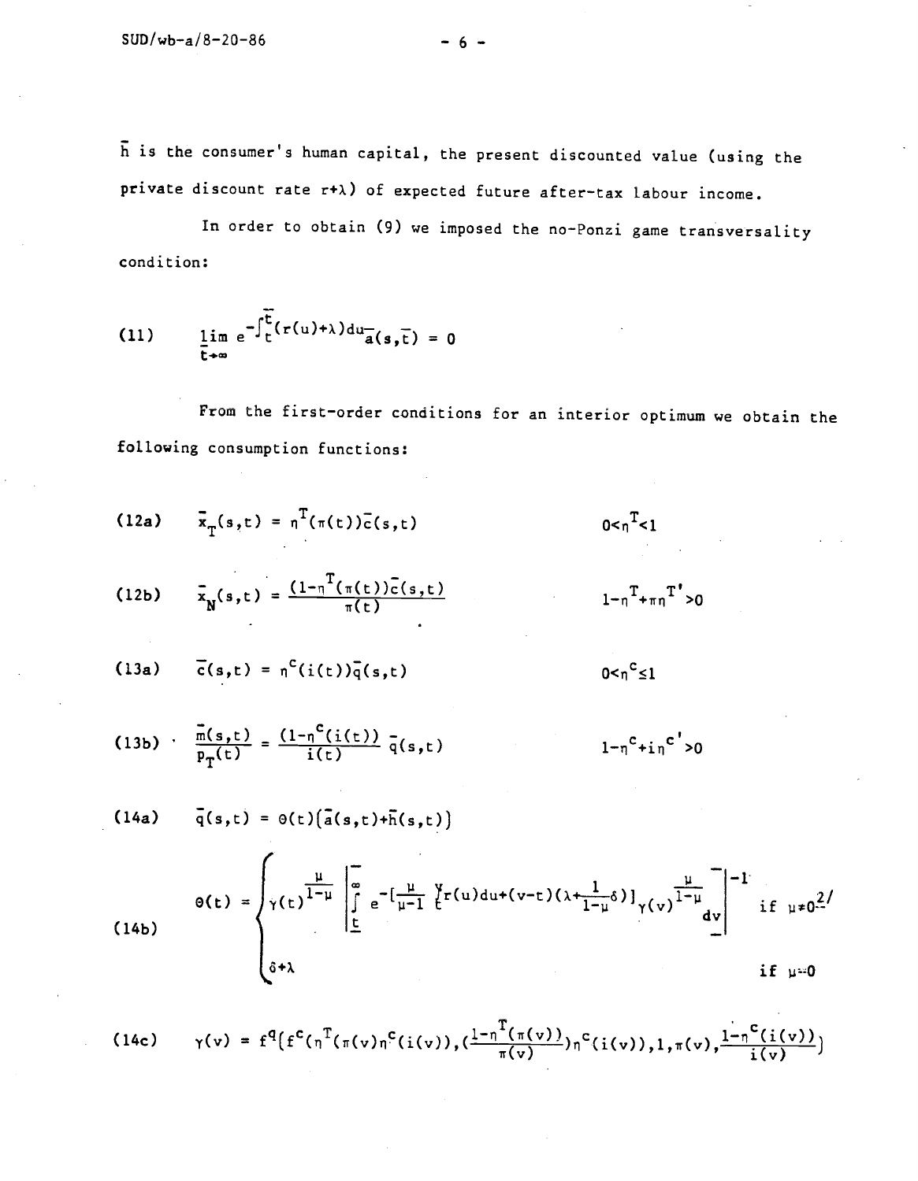$\bar{h}$ is the consumer's human capital, the present discounted value (using the private discount rate $r+\lambda$) of expected future after-tax labour income.

In order to obtain (9) we imposed the no-Ponzi game transversality condition:

$$\lim_{\bar{t}\to\infty} e^{-\int_t^{\bar{t}}(r(u)+\lambda)du}\bar{a}(s,\bar{t}) = 0 \tag{11}$$

From the first-order conditions for an interior optimum we obtain the following consumption functions:

$$\bar{x}_T(s,t) = \eta^T(\pi(t))\bar{c}(s,t) \qquad 0<\eta^T<1 \tag{12a}$$

$$\bar{x}_N(s,t) = \frac{(1-\eta^T(\pi(t))\bar{c}(s,t)}{\pi(t)} \qquad 1-\eta^T+\pi\eta^{T'}>0 \tag{12b}$$

$$\bar{c}(s,t) = \eta^c(i(t))\bar{q}(s,t) \qquad 0<\eta^c\leq 1 \tag{13a}$$

$$\frac{\bar{m}(s,t)}{p_T(t)} = \frac{(1-\eta^c(i(t))}{i(t)}\bar{q}(s,t) \qquad 1-\eta^c+i\eta^{c'}>0 \tag{13b}$$

$$\bar{q}(s,t) = \theta(t)\left[\bar{a}(s,t)+\bar{h}(s,t)\right] \tag{14a}$$

$$\theta(t) = \begin{cases} \gamma(t)^{\frac{\mu}{1-\mu}}\left[\int_t^{\infty} e^{-\left[\frac{\mu}{\mu-1}\int_t^v r(u)du+(v-t)(\lambda+\frac{1}{1-\mu}\delta)\right]}\gamma(v)^{\frac{\mu}{1-\mu}}dv\right]^{-1} & \text{if } \mu\neq 0 \text{ [2]} \\ \delta+\lambda & \text{if } \mu=0 \end{cases} \tag{14b}$$

$$\gamma(v) = f^q\left[f^c\left(\eta^T(\pi(v)\eta^c(i(v)),\left(\frac{1-\eta^T(\pi(v))}{\pi(v)}\right)\eta^c(i(v))\right),1,\pi(v),\frac{1-\eta^c(i(v))}{i(v)}\right] \tag{14c}$$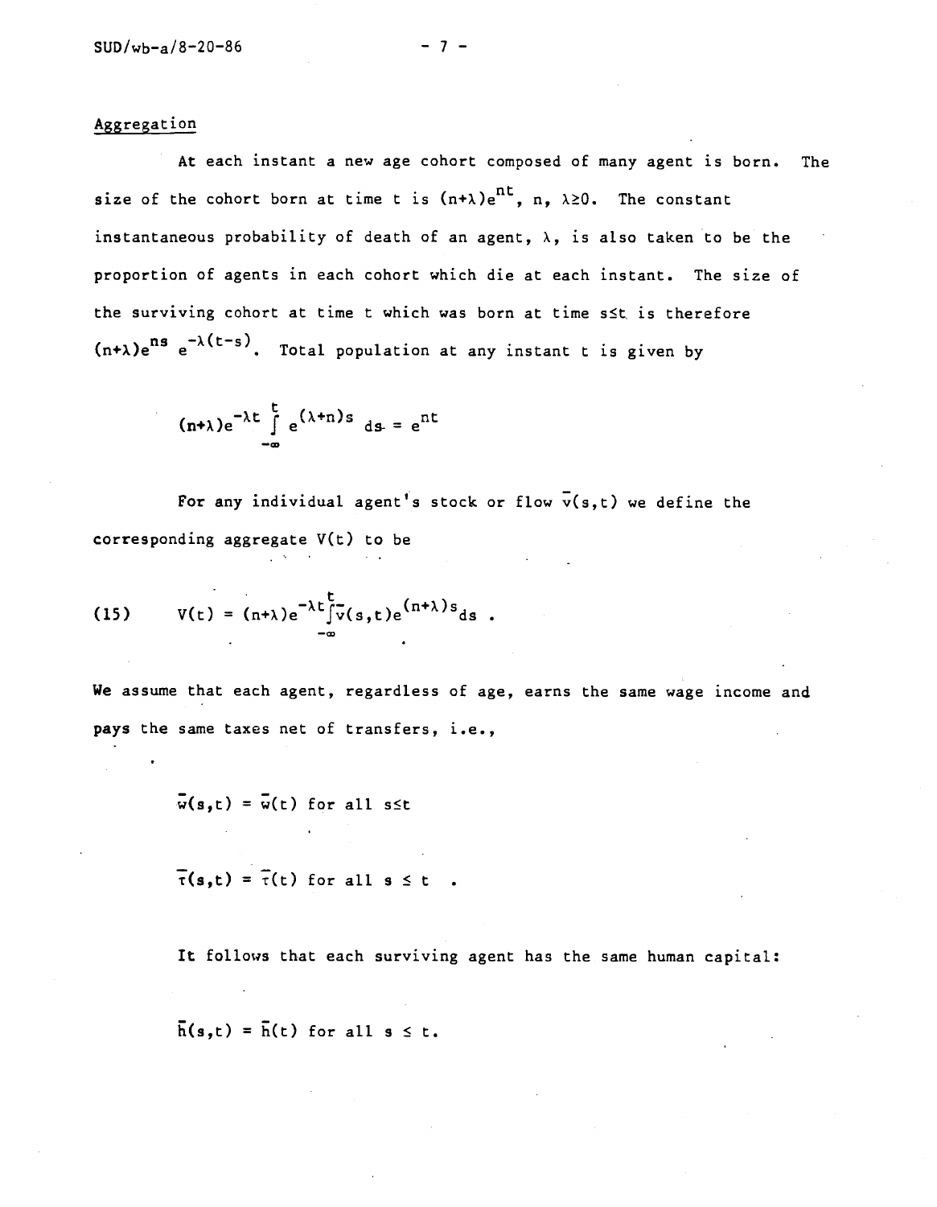## Aggregation

At each instant a new age cohort composed of many agent is born. The size of the cohort born at time t is $(n+\lambda)e^{nt}$, $n, \lambda \geq 0$. The constant instantaneous probability of death of an agent, $\lambda$, is also taken to be the proportion of agents in each cohort which die at each instant. The size of the surviving cohort at time t which was born at time $s \leq t$ is therefore $(n+\lambda)e^{ns} e^{-\lambda(t-s)}$. Total population at any instant t is given by

$$(n+\lambda)e^{-\lambda t} \int_{-\infty}^{t} e^{(\lambda+n)s} ds = e^{nt}$$

For any individual agent's stock or flow $\bar{v}(s,t)$ we define the corresponding aggregate $V(t)$ to be

$$(15) \qquad V(t) = (n+\lambda)e^{-\lambda t} \int_{-\infty}^{t} \bar{v}(s,t) e^{(n+\lambda)s} ds .$$

We assume that each agent, regardless of age, earns the same wage income and pays the same taxes net of transfers, i.e.,

$$\bar{w}(s,t) = \bar{w}(t) \text{ for all } s \leq t$$

$$\bar{\tau}(s,t) = \bar{\tau}(t) \text{ for all } s \leq t \quad .$$

It follows that each surviving agent has the same human capital:

$$\bar{h}(s,t) = \bar{h}(t) \text{ for all } s \leq t.$$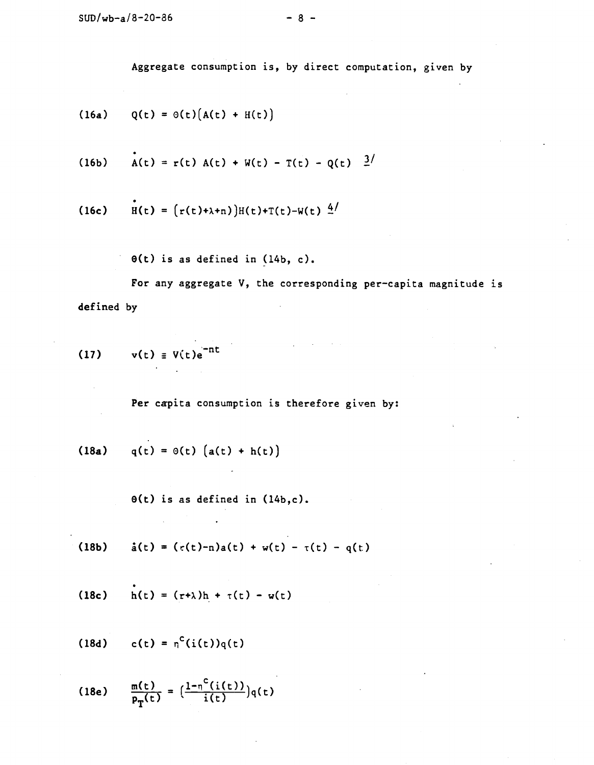Aggregate consumption is, by direct computation, given by

$$\text{(16a)} \qquad Q(t) = \theta(t)\left(A(t) + H(t)\right)$$

$$\text{(16b)} \qquad \dot{A}(t) = r(t)\, A(t) + W(t) - T(t) - Q(t) \quad \text{3/}$$

$$\text{(16c)} \qquad \dot{H}(t) = \left(r(t)+\lambda+n\right)H(t)+T(t)-W(t) \quad \text{4/}$$

$\theta(t)$ is as defined in (14b, c).

For any aggregate V, the corresponding per-capita magnitude is defined by

$$\text{(17)} \qquad v(t) \equiv V(t)e^{-nt}$$

Per capita consumption is therefore given by:

$$\text{(18a)} \qquad q(t) = \theta(t)\left(a(t) + h(t)\right)$$

$\theta(t)$ is as defined in (14b,c).

$$\text{(18b)} \qquad \dot{a}(t) = (r(t)-n)a(t) + w(t) - \tau(t) - q(t)$$

$$\text{(18c)} \qquad \dot{h}(t) = (r+\lambda)h + \tau(t) - w(t)$$

$$\text{(18d)} \qquad c(t) = \eta^{c}(i(t))q(t)$$

$$\text{(18e)} \qquad \frac{m(t)}{p_T(t)} = \left(\frac{1-\eta^{c}(i(t))}{i(t)}\right)q(t)$$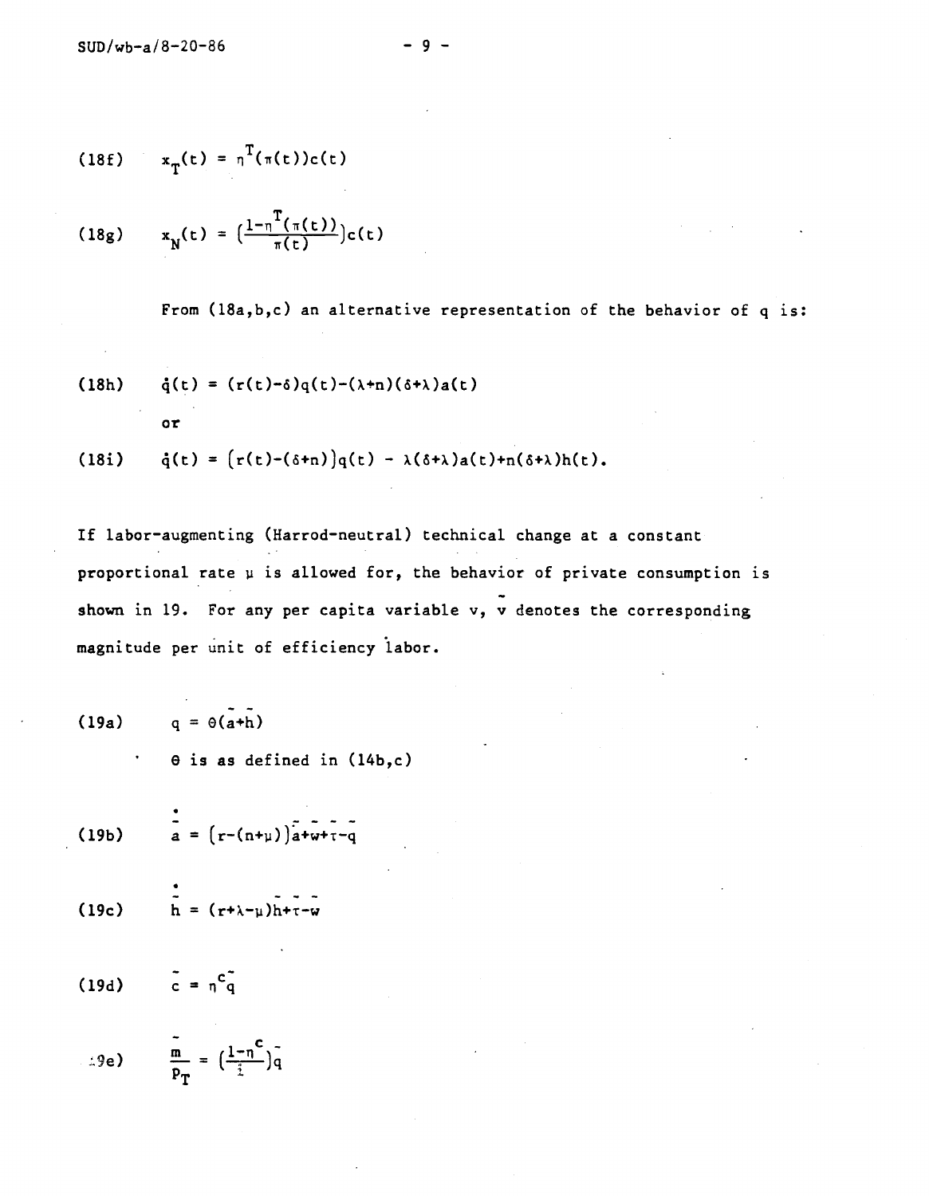(18f) $x_T(t) = \eta^T(\pi(t))c(t)$

(18g) $x_N(t) = \left(\frac{1-\eta^T(\pi(t))}{\pi(t)}\right)c(t)$

From (18a,b,c) an alternative representation of the behavior of q is:

(18h) $\dot{q}(t) = (r(t)-\delta)q(t)-(\lambda+n)(\delta+\lambda)a(t)$

or

(18i) $\dot{q}(t) = [r(t)-(\delta+n)]q(t) - \lambda(\delta+\lambda)a(t)+n(\delta+\lambda)h(t)$.

If labor-augmenting (Harrod-neutral) technical change at a constant proportional rate $\mu$ is allowed for, the behavior of private consumption is shown in 19. For any per capita variable v, $\bar{v}$ denotes the corresponding magnitude per unit of efficiency labor.

(19a) $q = \theta(\bar{a}+\bar{h})$

$\theta$ is as defined in (14b,c)

(19b) $\dot{\bar{a}} = [r-(n+\mu)]\bar{a}+\bar{w}+\bar{\tau}-\bar{q}$

(19c) $\dot{\bar{h}} = (r+\lambda-\mu)\bar{h}+\bar{\tau}-\bar{w}$

(19d) $\bar{c} = \eta^c\bar{q}$

(19e) $\frac{\bar{m}}{P_T} = \left(\frac{1-\eta^c}{i}\right)\bar{q}$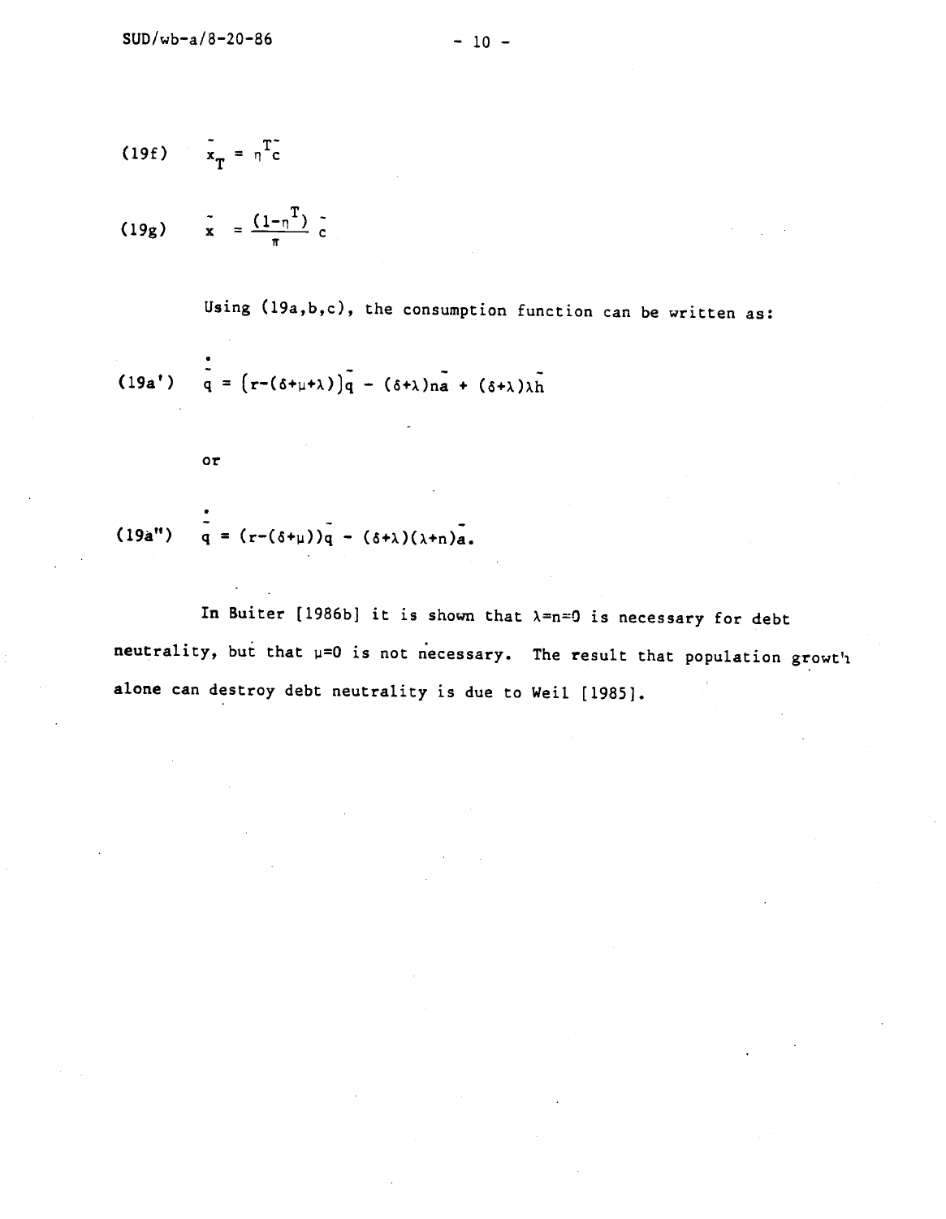$$\text{(19f)} \qquad \tilde{x}_T = \eta^T \tilde{c}$$

$$\text{(19g)} \qquad \tilde{x} = \frac{(1-\eta^T)}{\pi} \tilde{c}$$

Using (19a,b,c), the consumption function can be written as:

$$\text{(19a')} \qquad \dot{\tilde{q}} = \left[r-(\delta+\mu+\lambda)\right]\tilde{q} - (\delta+\lambda)n\tilde{a} + (\delta+\lambda)\lambda\tilde{h}$$

or

$$\text{(19a'')} \qquad \dot{\tilde{q}} = (r-(\delta+\mu))\tilde{q} - (\delta+\lambda)(\lambda+n)\tilde{a}.$$

In Buiter [1986b] it is shown that $\lambda=n=0$ is necessary for debt neutrality, but that $\mu=0$ is not necessary. The result that population growth alone can destroy debt neutrality is due to Weil [1985].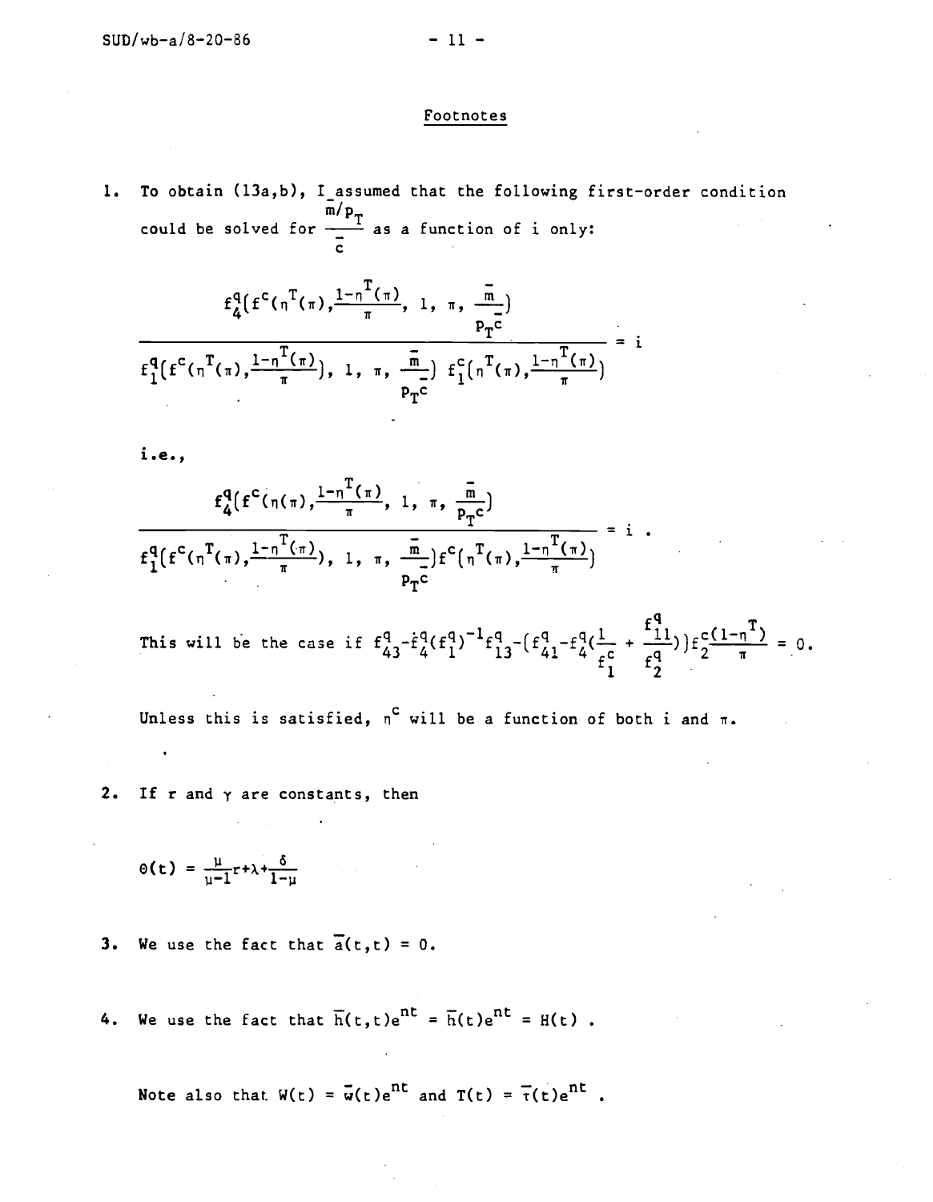## Footnotes

1. To obtain (13a,b), I assumed that the following first-order condition could be solved for $\frac{\bar{m}/p_T}{\bar{c}}$ as a function of i only:

$$\frac{f_4^q\left(f^c\left(\eta^T(\pi),\frac{1-\eta^T(\pi)}{\pi}\right), 1, \pi, \frac{\bar{m}}{p_T\bar{c}}\right)}{f_1^q\left(f^c\left(\eta^T(\pi),\frac{1-\eta^T(\pi)}{\pi}\right), 1, \pi, \frac{\bar{m}}{p_T\bar{c}}\right) f_1^c\left(\eta^T(\pi),\frac{1-\eta^T(\pi)}{\pi}\right)} = i$$

i.e.,

$$\frac{f_4^q\left(f^c\left(\eta(\pi),\frac{1-\eta^T(\pi)}{\pi}\right), 1, \pi, \frac{\bar{m}}{p_T c}\right)}{f_1^q\left(f^c\left(\eta^T(\pi),\frac{1-\eta^T(\pi)}{\pi}\right), 1, \pi, \frac{\bar{m}}{p_T c}\right) f^c\left(\eta^T(\pi),\frac{1-\eta^T(\pi)}{\pi}\right)} = i .$$

This will be the case if $f_{43}^q - f_4^q(f_1^q)^{-1}f_{13}^q - \left(f_{41}^q - f_4^q\left(\frac{1}{f_1^c} + \frac{f_{11}^q}{f_2^q}\right)\right)f_2^c\frac{(1-\eta^T)}{\pi} = 0.$

Unless this is satisfied, $\eta^c$ will be a function of both i and $\pi$.

2. If r and $\gamma$ are constants, then

$$\theta(t) = \frac{\mu}{\mu-1}r + \lambda + \frac{\delta}{1-\mu}$$

3. We use the fact that $\bar{a}(t,t) = 0$.

4. We use the fact that $\bar{h}(t,t)e^{nt} = \bar{h}(t)e^{nt} = H(t)$ .

Note also that $W(t) = \bar{w}(t)e^{nt}$ and $T(t) = \bar{\tau}(t)e^{nt}$ .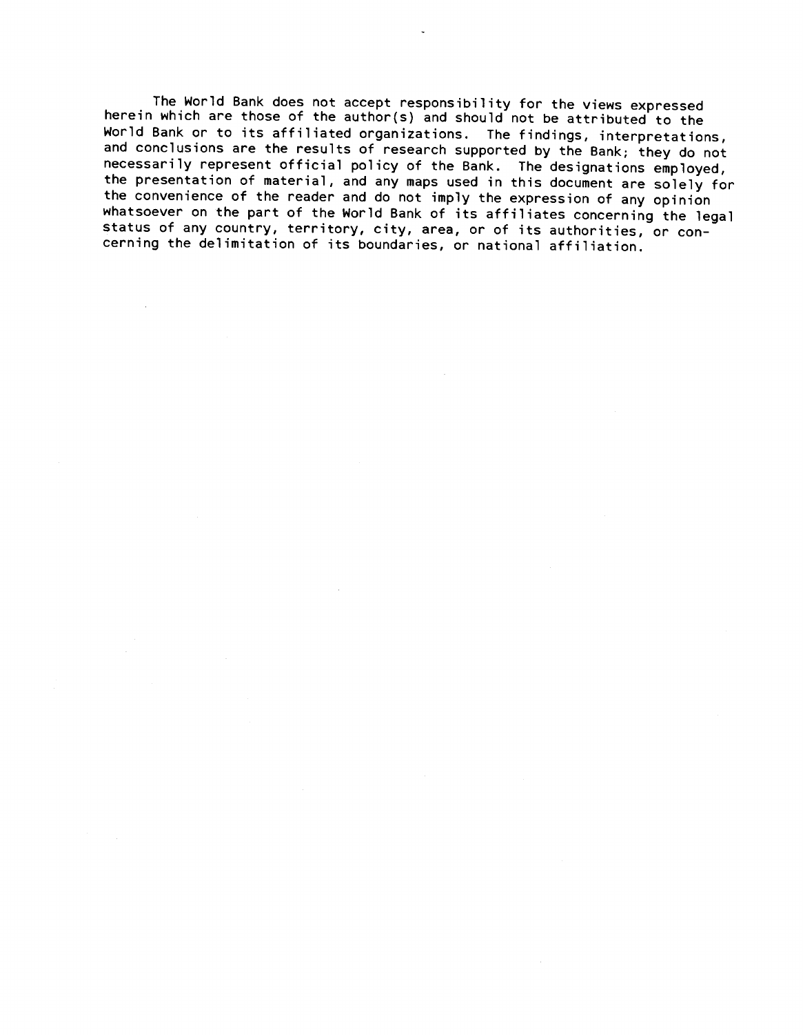The World Bank does not accept responsibility for the views expressed herein which are those of the author(s) and should not be attributed to the World Bank or to its affiliated organizations. The findings, interpretations, and conclusions are the results of research supported by the Bank; they do not necessarily represent official policy of the Bank. The designations employed, the presentation of material, and any maps used in this document are solely for the convenience of the reader and do not imply the expression of any opinion whatsoever on the part of the World Bank of its affiliates concerning the legal status of any country, territory, city, area, or of its authorities, or concerning the delimitation of its boundaries, or national affiliation.